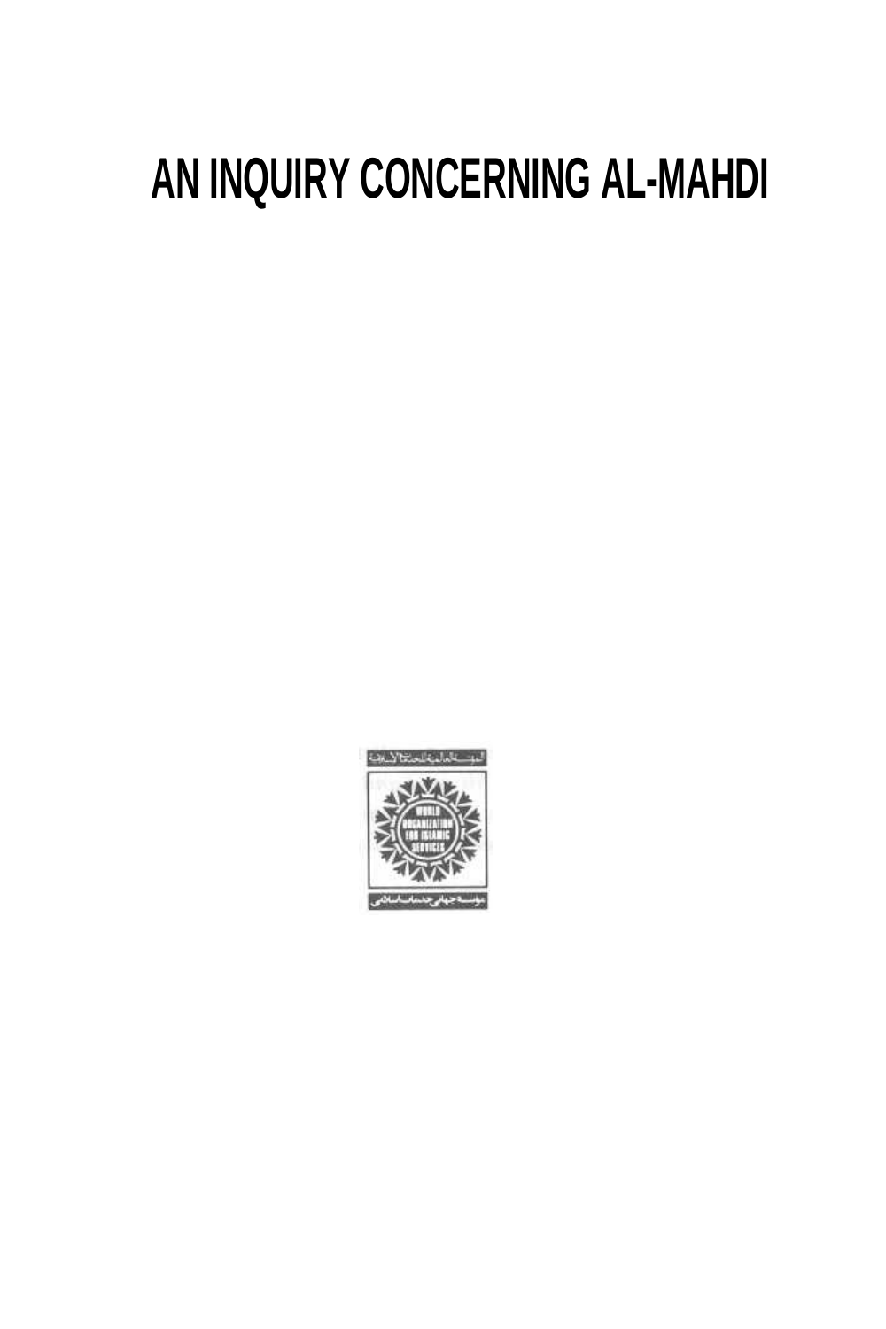# AN INQUIRY CONCERNING AL-MAHDI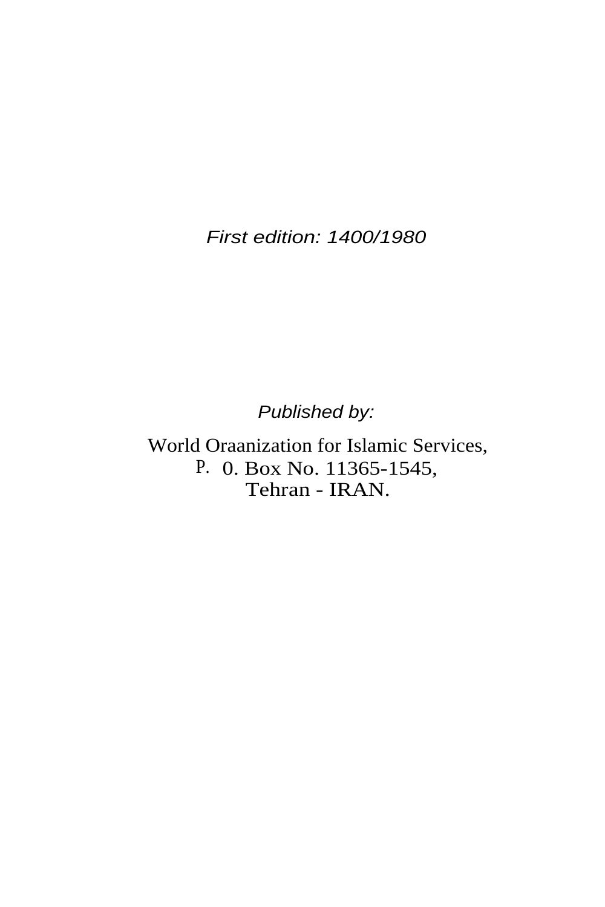*First edition: 1400/1980*

*Published by:*

World Oraanization for Islamic Services,
P. 0. Box No. 11365-1545,
Tehran - IRAN.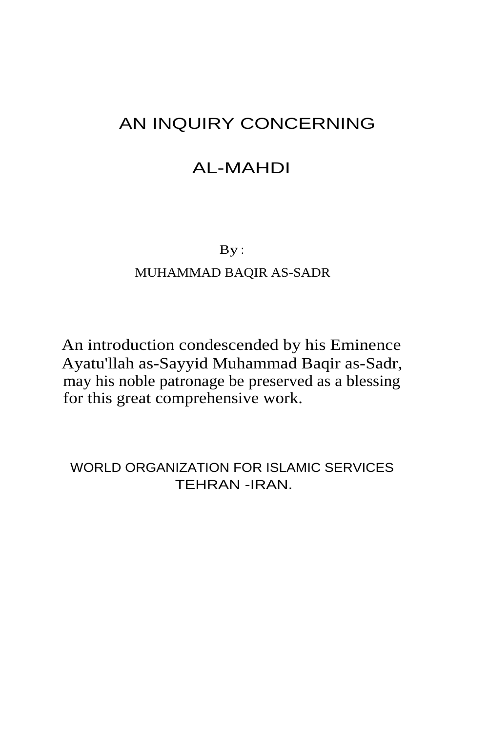# AN INQUIRY CONCERNING

# AL-MAHDI

By :

MUHAMMAD BAQIR AS-SADR

An introduction condescended by his Eminence Ayatu'llah as-Sayyid Muhammad Baqir as-Sadr, may his noble patronage be preserved as a blessing for this great comprehensive work.

WORLD ORGANIZATION FOR ISLAMIC SERVICES
TEHRAN -IRAN.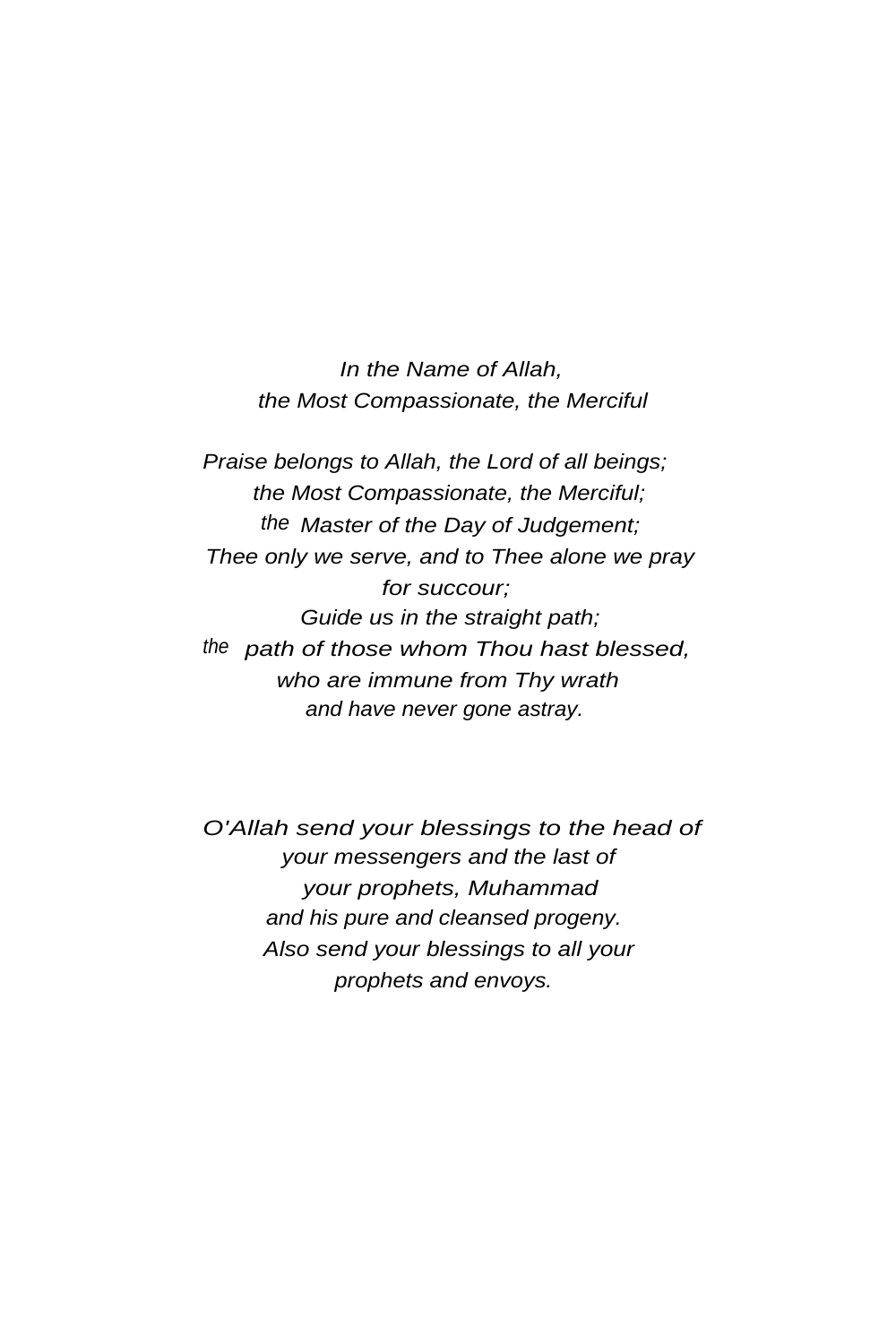*In the Name of Allah,*
*the Most Compassionate, the Merciful*

*Praise belongs to Allah, the Lord of all beings;*
*the Most Compassionate, the Merciful;*
*the Master of the Day of Judgement;*
*Thee only we serve, and to Thee alone we pray for succour;*
*Guide us in the straight path;*
*the path of those whom Thou hast blessed,*
*who are immune from Thy wrath*
*and have never gone astray.*

*O'Allah send your blessings to the head of your messengers and the last of your prophets, Muhammad and his pure and cleansed progeny. Also send your blessings to all your prophets and envoys.*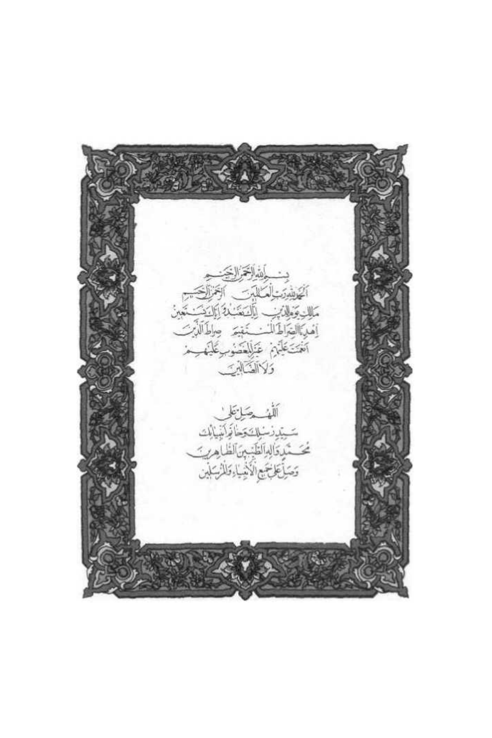بسم الله الرحمن الرحيم
الحمد لله رب العالمين الرحمن الرحيم
مالك يوم الدين إياك نعبد وإياك نستعين
اهدنا الصراط المستقيم صراط الذين
أنعمت عليهم غير المغضوب عليهم
ولا الضالين

اللهم صل على
سيد رسلك وخاتم أنبيائك
محمد وآله الطيبين الطاهرين
وصل على جميع الأنبياء والمرسلين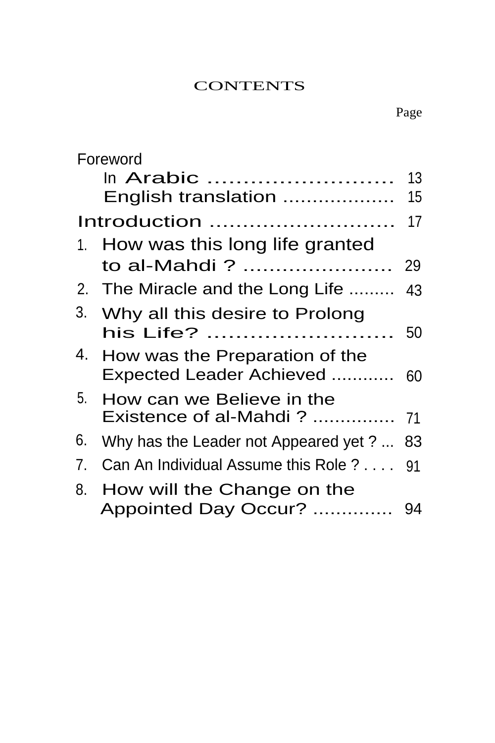# CONTENTS

| | Page |
|---|---|
| Foreword | |
| In Arabic .......................... | 13 |
| English translation .................. | 15 |
| Introduction ............................ | 17 |
| 1. How was this long life granted to al-Mahdi ? ...................... | 29 |
| 2. The Miracle and the Long Life ......... | 43 |
| 3. Why all this desire to Prolong his Life? .......................... | 50 |
| 4. How was the Preparation of the Expected Leader Achieved ........... | 60 |
| 5. How can we Believe in the Existence of al-Mahdi ? .............. | 71 |
| 6. Why has the Leader not Appeared yet ? ... | 83 |
| 7. Can An Individual Assume this Role ? . . . . | 91 |
| 8. How will the Change on the Appointed Day Occur? ............. | 94 |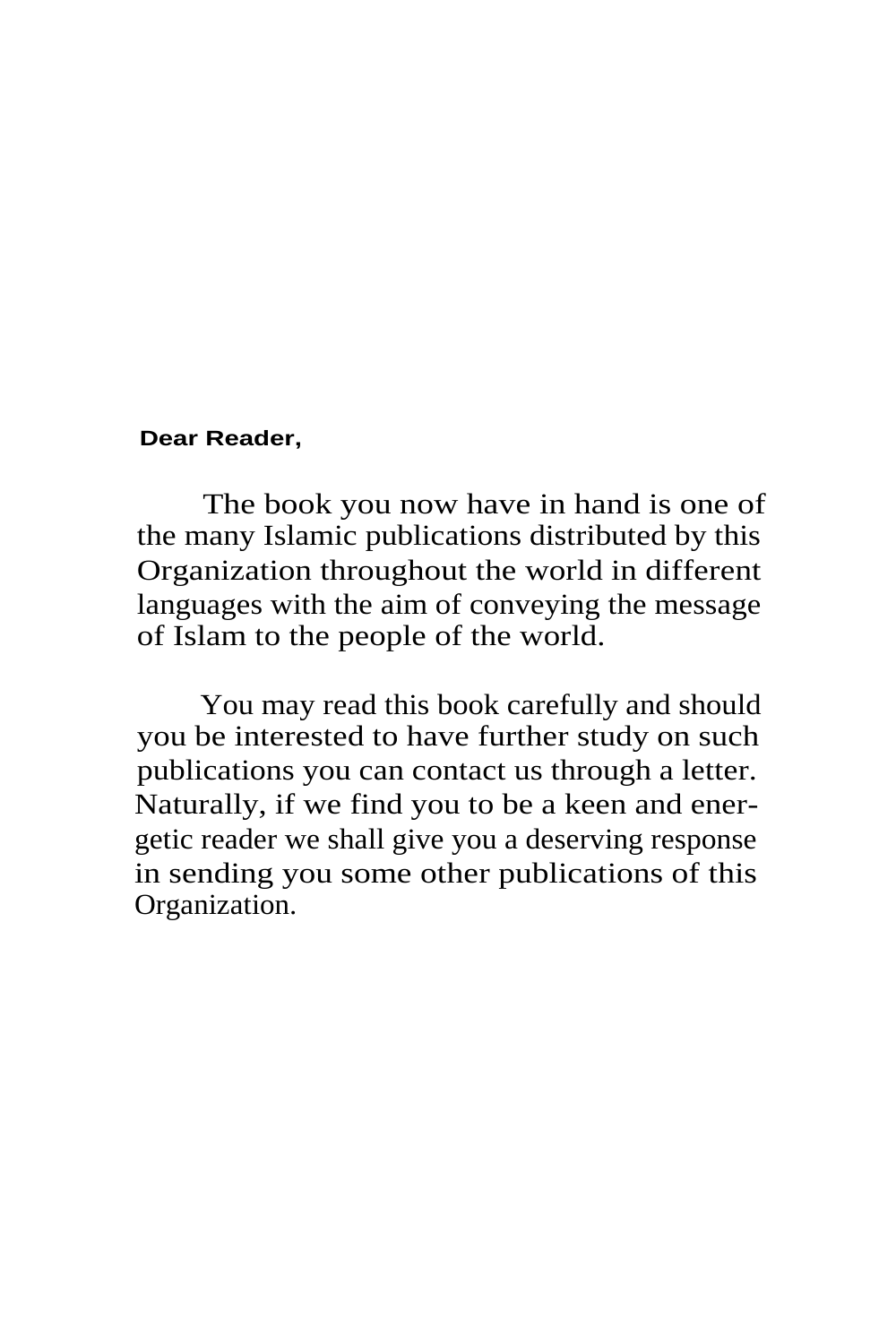**Dear Reader,**

The book you now have in hand is one of the many Islamic publications distributed by this Organization throughout the world in different languages with the aim of conveying the message of Islam to the people of the world.

You may read this book carefully and should you be interested to have further study on such publications you can contact us through a letter. Naturally, if we find you to be a keen and energetic reader we shall give you a deserving response in sending you some other publications of this Organization.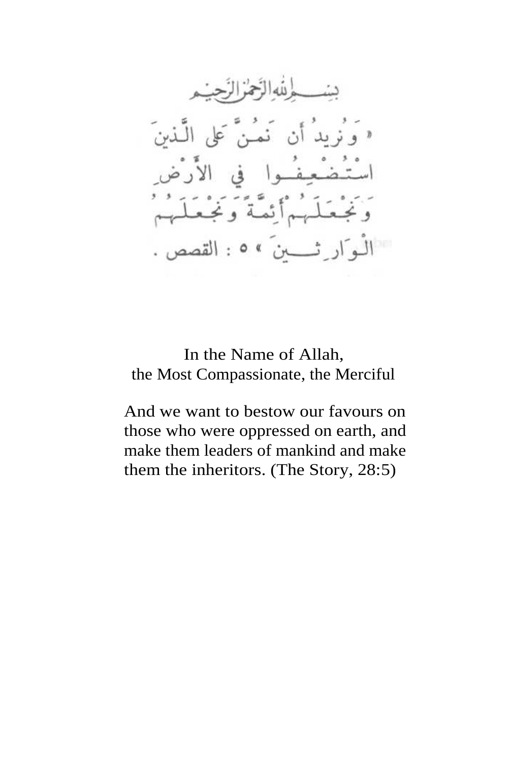بِسْمِ اللَّهِ الرَّحْمَٰنِ الرَّحِيمِ

« وَنُرِيدُ أَن نَّمُنَّ عَلَى الَّذِينَ
اسْتُضْعِفُوا فِي الْأَرْضِ
وَنَجْعَلَهُمْ أَئِمَّةً وَنَجْعَلَهُمُ
الْوَارِثِينَ » ٥ : القصص .

In the Name of Allah,
the Most Compassionate, the Merciful

And we want to bestow our favours on those who were oppressed on earth, and make them leaders of mankind and make them the inheritors. (The Story, 28:5)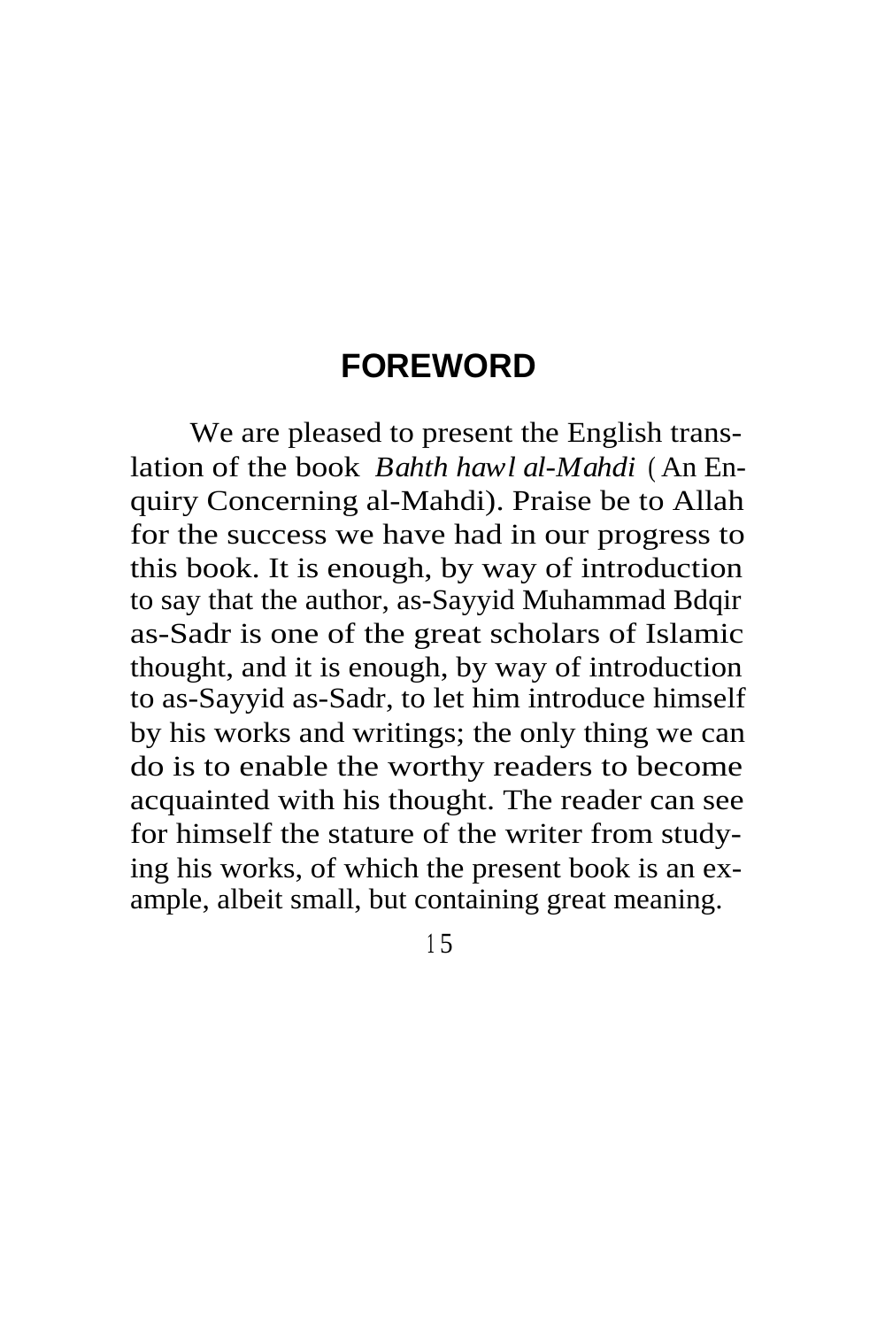## FOREWORD

We are pleased to present the English translation of the book *Bahth hawl al-Mahdi* (An Enquiry Concerning al-Mahdi). Praise be to Allah for the success we have had in our progress to this book. It is enough, by way of introduction to say that the author, as-Sayyid Muhammad Bdqir as-Sadr is one of the great scholars of Islamic thought, and it is enough, by way of introduction to as-Sayyid as-Sadr, to let him introduce himself by his works and writings; the only thing we can do is to enable the worthy readers to become acquainted with his thought. The reader can see for himself the stature of the writer from studying his works, of which the present book is an example, albeit small, but containing great meaning.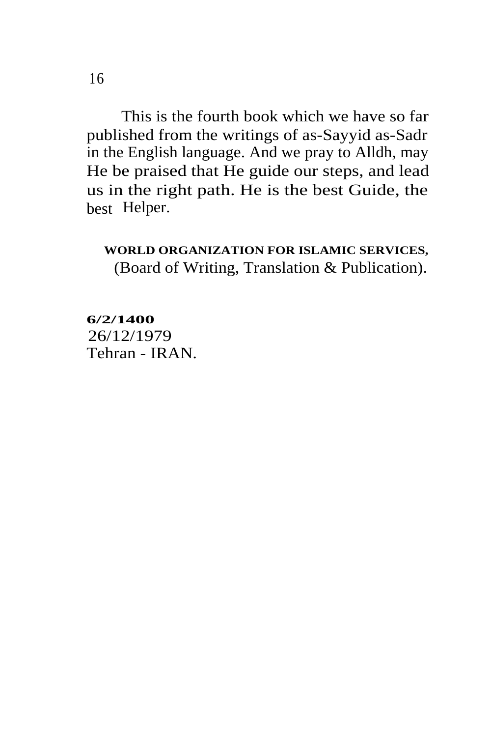This is the fourth book which we have so far published from the writings of as-Sayyid as-Sadr in the English language. And we pray to Alldh, may He be praised that He guide our steps, and lead us in the right path. He is the best Guide, the best Helper.

**WORLD ORGANIZATION FOR ISLAMIC SERVICES,**
(Board of Writing, Translation & Publication).

**6/2/1400**
26/12/1979
Tehran - IRAN.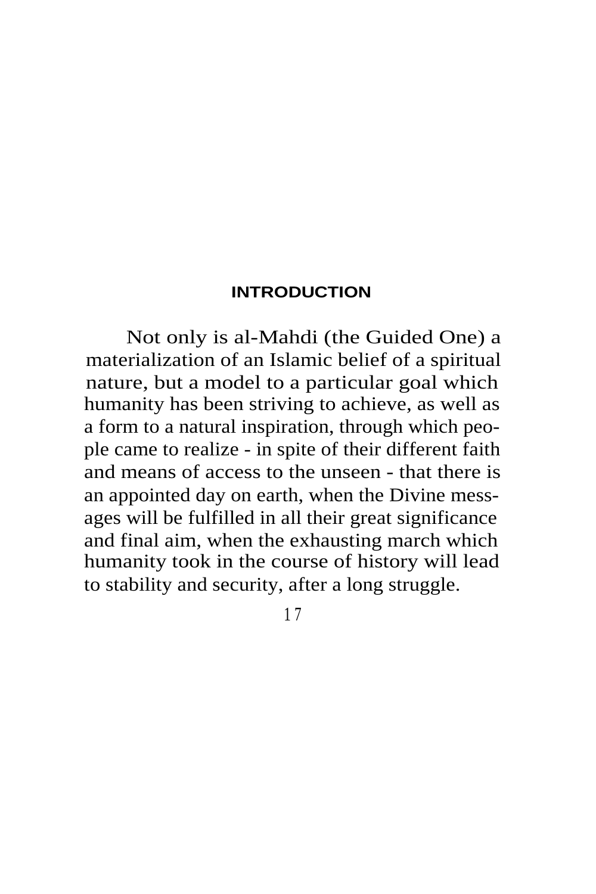# INTRODUCTION

Not only is al-Mahdi (the Guided One) a materialization of an Islamic belief of a spiritual nature, but a model to a particular goal which humanity has been striving to achieve, as well as a form to a natural inspiration, through which people came to realize - in spite of their different faith and means of access to the unseen - that there is an appointed day on earth, when the Divine messages will be fulfilled in all their great significance and final aim, when the exhausting march which humanity took in the course of history will lead to stability and security, after a long struggle.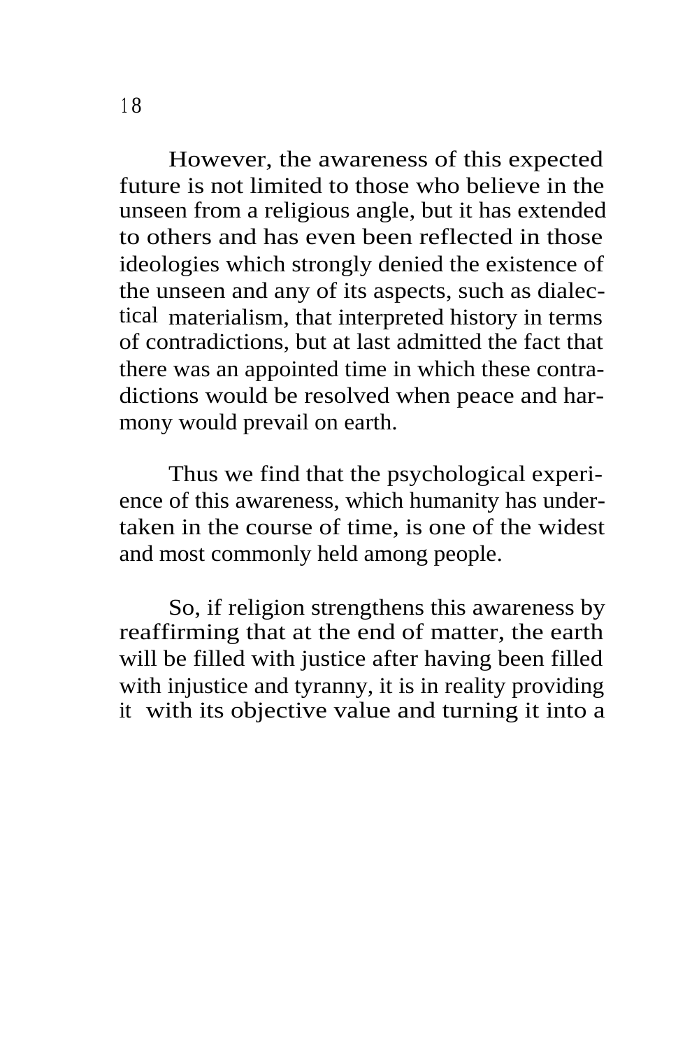However, the awareness of this expected future is not limited to those who believe in the unseen from a religious angle, but it has extended to others and has even been reflected in those ideologies which strongly denied the existence of the unseen and any of its aspects, such as dialectical materialism, that interpreted history in terms of contradictions, but at last admitted the fact that there was an appointed time in which these contradictions would be resolved when peace and harmony would prevail on earth.

Thus we find that the psychological experience of this awareness, which humanity has undertaken in the course of time, is one of the widest and most commonly held among people.

So, if religion strengthens this awareness by reaffirming that at the end of matter, the earth will be filled with justice after having been filled with injustice and tyranny, it is in reality providing it with its objective value and turning it into a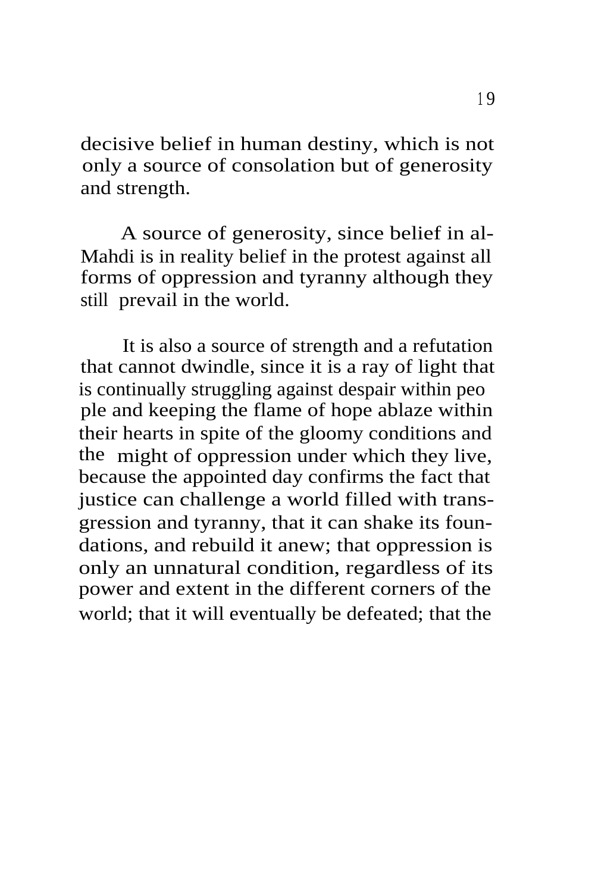decisive belief in human destiny, which is not only a source of consolation but of generosity and strength.

A source of generosity, since belief in al-Mahdi is in reality belief in the protest against all forms of oppression and tyranny although they still prevail in the world.

It is also a source of strength and a refutation that cannot dwindle, since it is a ray of light that is continually struggling against despair within people and keeping the flame of hope ablaze within their hearts in spite of the gloomy conditions and the might of oppression under which they live, because the appointed day confirms the fact that justice can challenge a world filled with transgression and tyranny, that it can shake its foundations, and rebuild it anew; that oppression is only an unnatural condition, regardless of its power and extent in the different corners of the world; that it will eventually be defeated; that the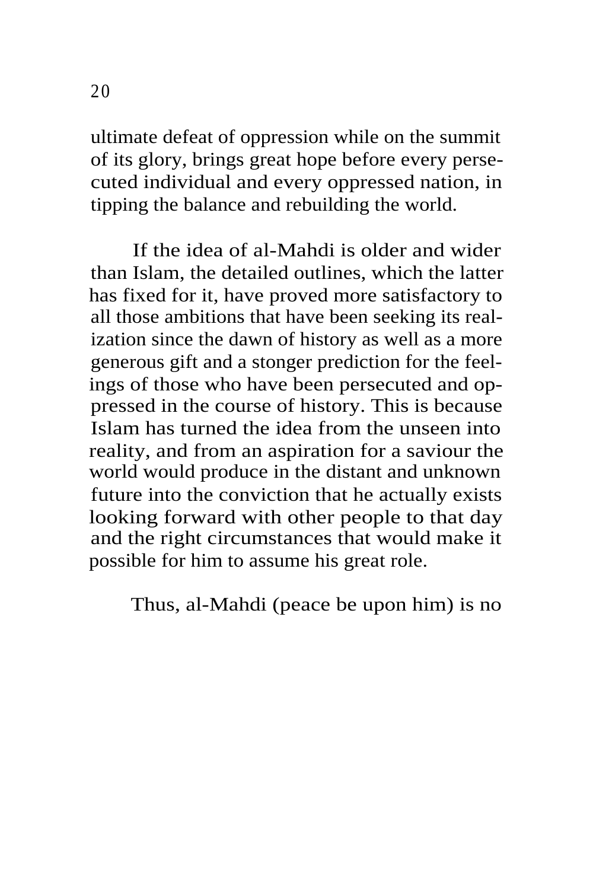ultimate defeat of oppression while on the summit of its glory, brings great hope before every persecuted individual and every oppressed nation, in tipping the balance and rebuilding the world.

If the idea of al-Mahdi is older and wider than Islam, the detailed outlines, which the latter has fixed for it, have proved more satisfactory to all those ambitions that have been seeking its realization since the dawn of history as well as a more generous gift and a stonger prediction for the feelings of those who have been persecuted and oppressed in the course of history. This is because Islam has turned the idea from the unseen into reality, and from an aspiration for a saviour the world would produce in the distant and unknown future into the conviction that he actually exists looking forward with other people to that day and the right circumstances that would make it possible for him to assume his great role.

Thus, al-Mahdi (peace be upon him) is no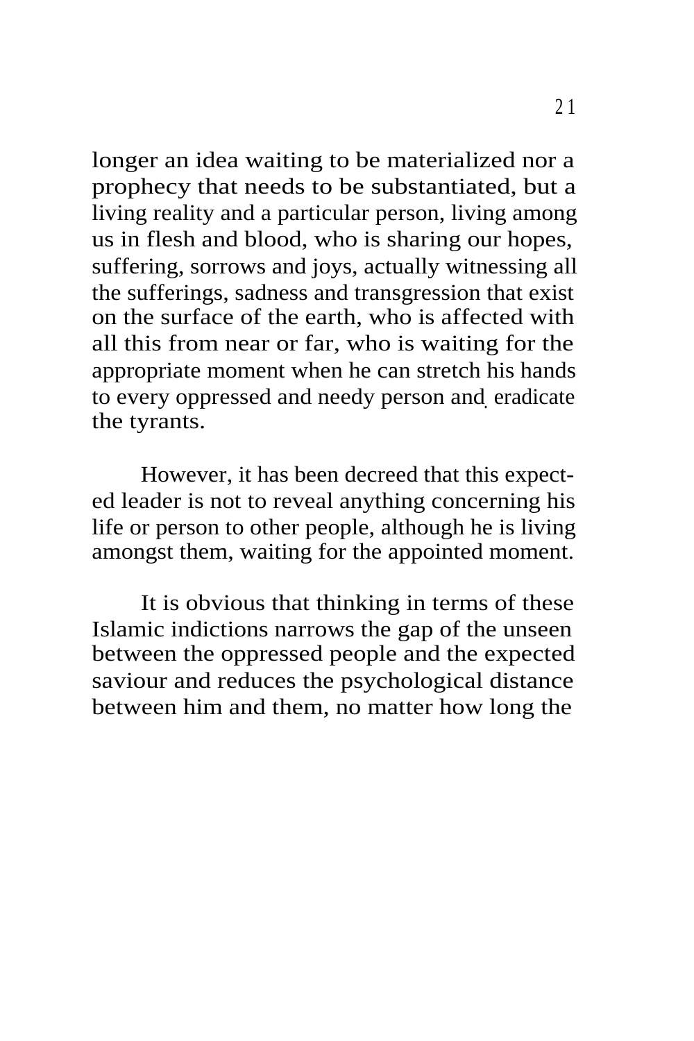longer an idea waiting to be materialized nor a prophecy that needs to be substantiated, but a living reality and a particular person, living among us in flesh and blood, who is sharing our hopes, suffering, sorrows and joys, actually witnessing all the sufferings, sadness and transgression that exist on the surface of the earth, who is affected with all this from near or far, who is waiting for the appropriate moment when he can stretch his hands to every oppressed and needy person and eradicate the tyrants.

However, it has been decreed that this expected leader is not to reveal anything concerning his life or person to other people, although he is living amongst them, waiting for the appointed moment.

It is obvious that thinking in terms of these Islamic indictions narrows the gap of the unseen between the oppressed people and the expected saviour and reduces the psychological distance between him and them, no matter how long the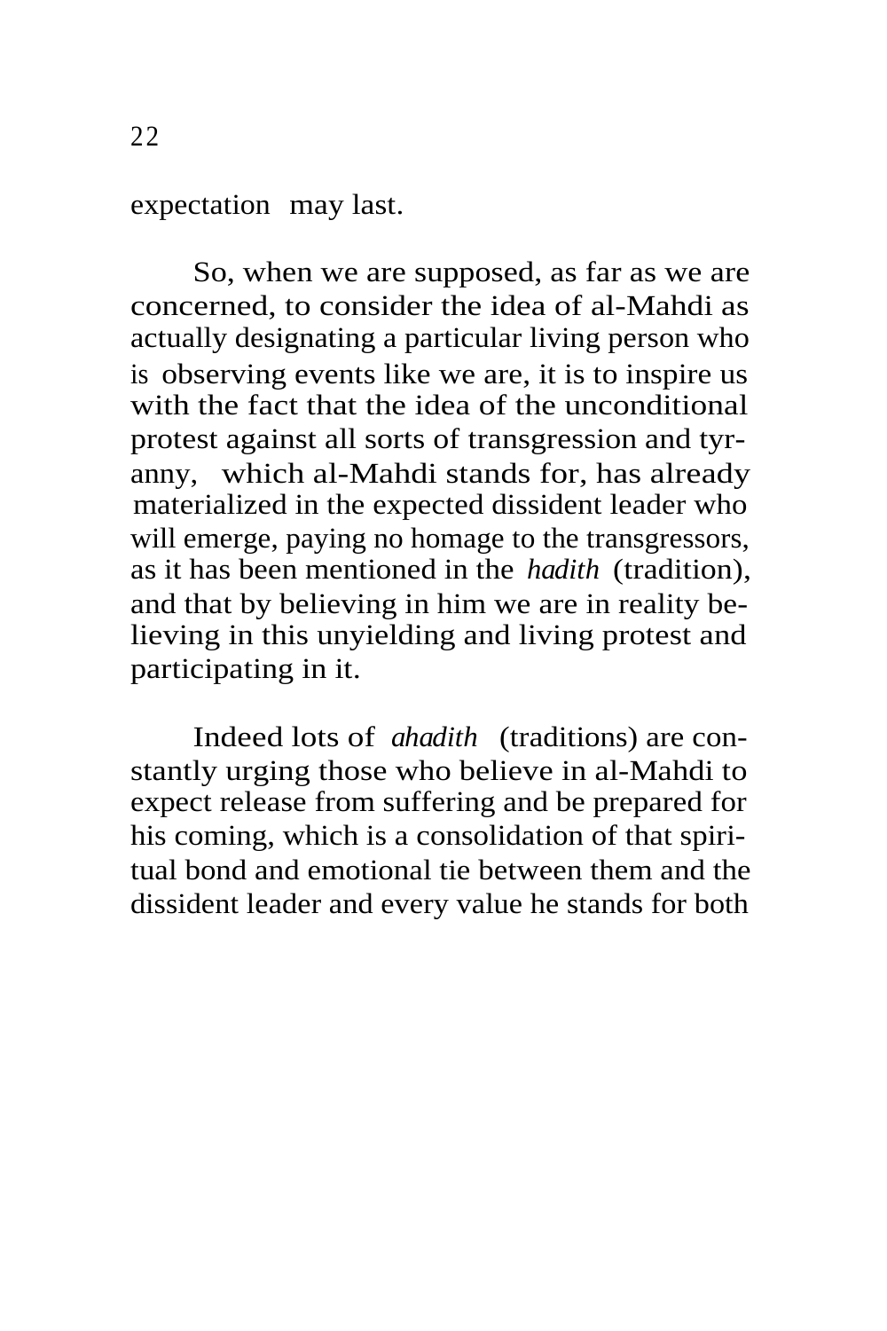expectation may last.

So, when we are supposed, as far as we are concerned, to consider the idea of al-Mahdi as actually designating a particular living person who is observing events like we are, it is to inspire us with the fact that the idea of the unconditional protest against all sorts of transgression and tyranny, which al-Mahdi stands for, has already materialized in the expected dissident leader who will emerge, paying no homage to the transgressors, as it has been mentioned in the *hadith* (tradition), and that by believing in him we are in reality believing in this unyielding and living protest and participating in it.

Indeed lots of *ahadith* (traditions) are constantly urging those who believe in al-Mahdi to expect release from suffering and be prepared for his coming, which is a consolidation of that spiritual bond and emotional tie between them and the dissident leader and every value he stands for both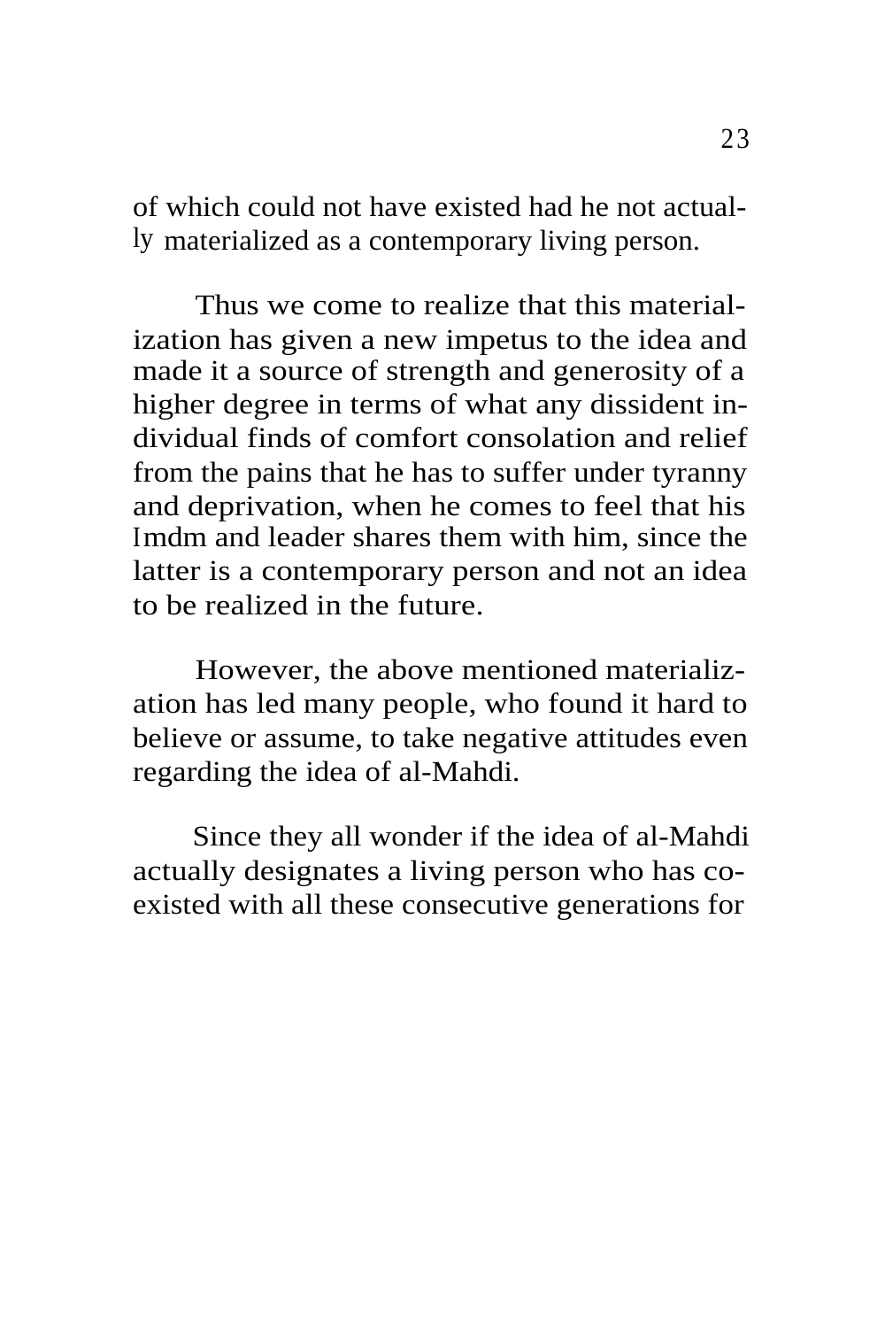of which could not have existed had he not actually materialized as a contemporary living person.

Thus we come to realize that this materialization has given a new impetus to the idea and made it a source of strength and generosity of a higher degree in terms of what any dissident individual finds of comfort consolation and relief from the pains that he has to suffer under tyranny and deprivation, when he comes to feel that his Imdm and leader shares them with him, since the latter is a contemporary person and not an idea to be realized in the future.

However, the above mentioned materialization has led many people, who found it hard to believe or assume, to take negative attitudes even regarding the idea of al-Mahdi.

Since they all wonder if the idea of al-Mahdi actually designates a living person who has coexisted with all these consecutive generations for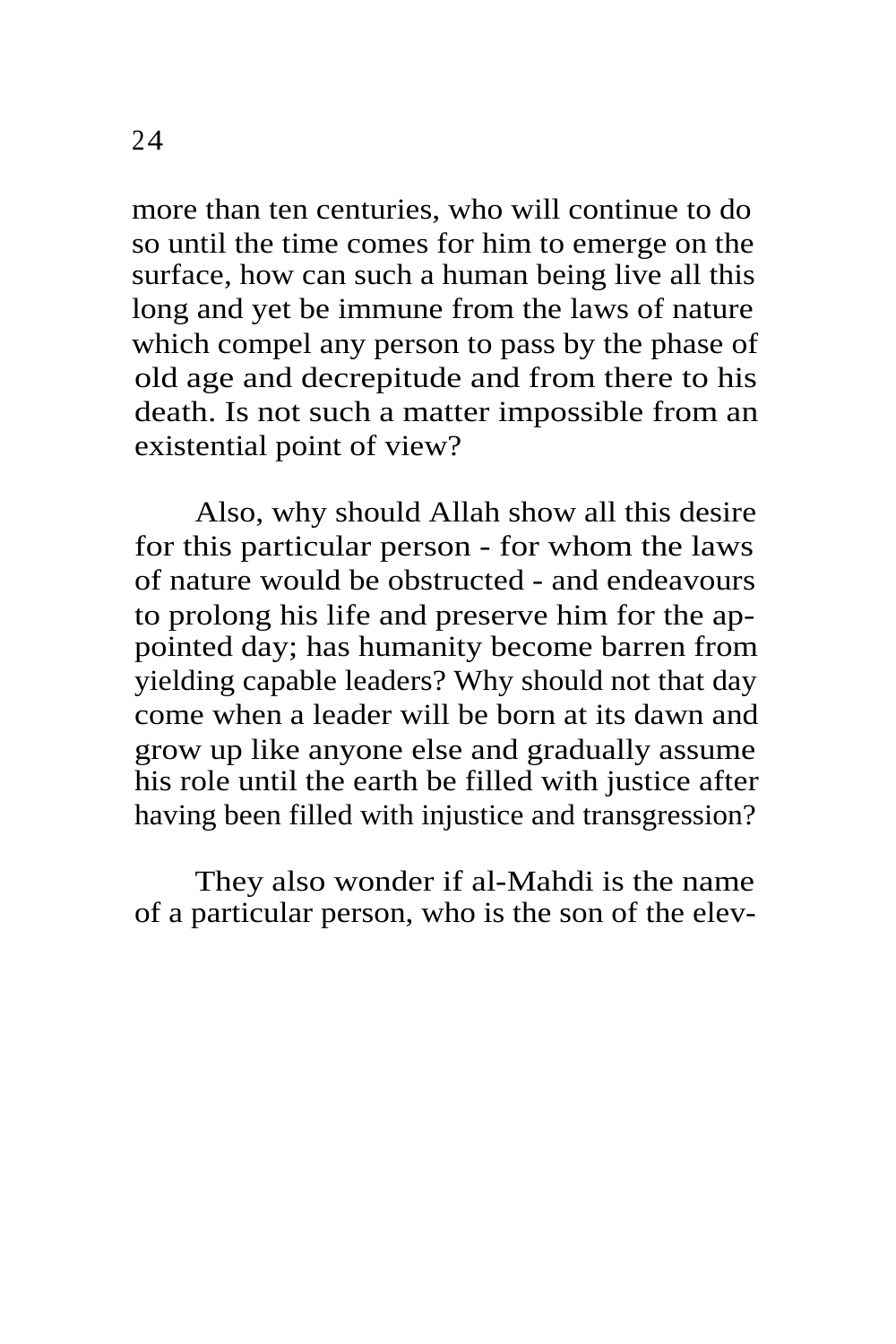more than ten centuries, who will continue to do so until the time comes for him to emerge on the surface, how can such a human being live all this long and yet be immune from the laws of nature which compel any person to pass by the phase of old age and decrepitude and from there to his death. Is not such a matter impossible from an existential point of view?

Also, why should Allah show all this desire for this particular person - for whom the laws of nature would be obstructed - and endeavours to prolong his life and preserve him for the appointed day; has humanity become barren from yielding capable leaders? Why should not that day come when a leader will be born at its dawn and grow up like anyone else and gradually assume his role until the earth be filled with justice after having been filled with injustice and transgression?

They also wonder if al-Mahdi is the name of a particular person, who is the son of the elev-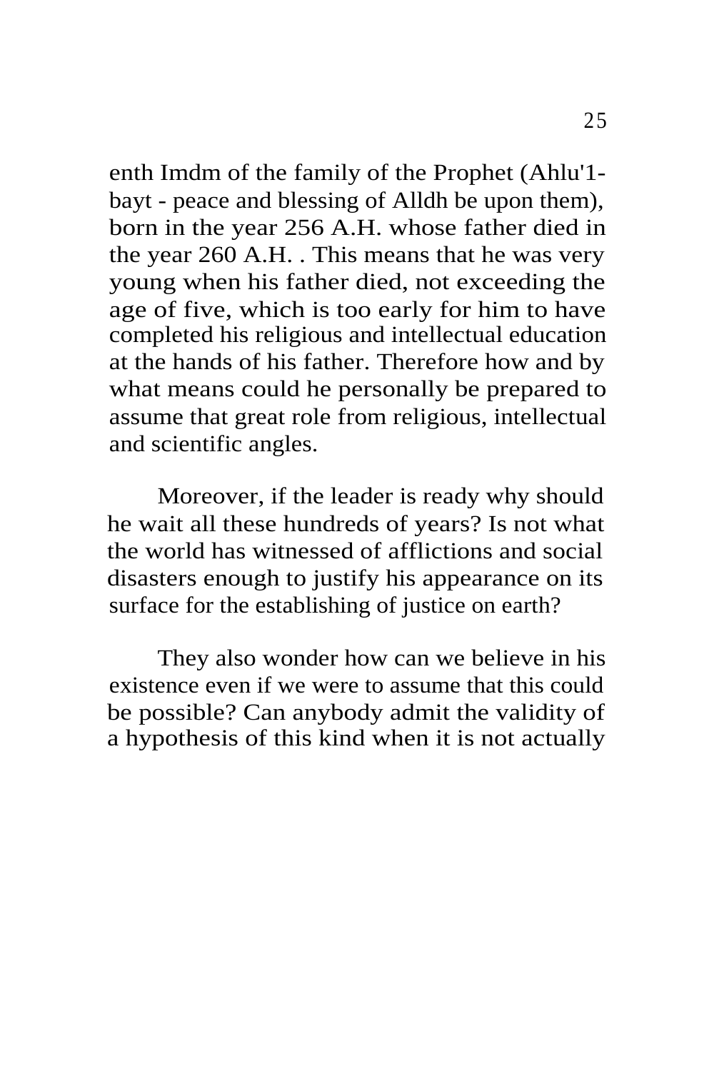enth Imdm of the family of the Prophet (Ahlu'1-bayt - peace and blessing of Alldh be upon them), born in the year 256 A.H. whose father died in the year 260 A.H. . This means that he was very young when his father died, not exceeding the age of five, which is too early for him to have completed his religious and intellectual education at the hands of his father. Therefore how and by what means could he personally be prepared to assume that great role from religious, intellectual and scientific angles.

Moreover, if the leader is ready why should he wait all these hundreds of years? Is not what the world has witnessed of afflictions and social disasters enough to justify his appearance on its surface for the establishing of justice on earth?

They also wonder how can we believe in his existence even if we were to assume that this could be possible? Can anybody admit the validity of a hypothesis of this kind when it is not actually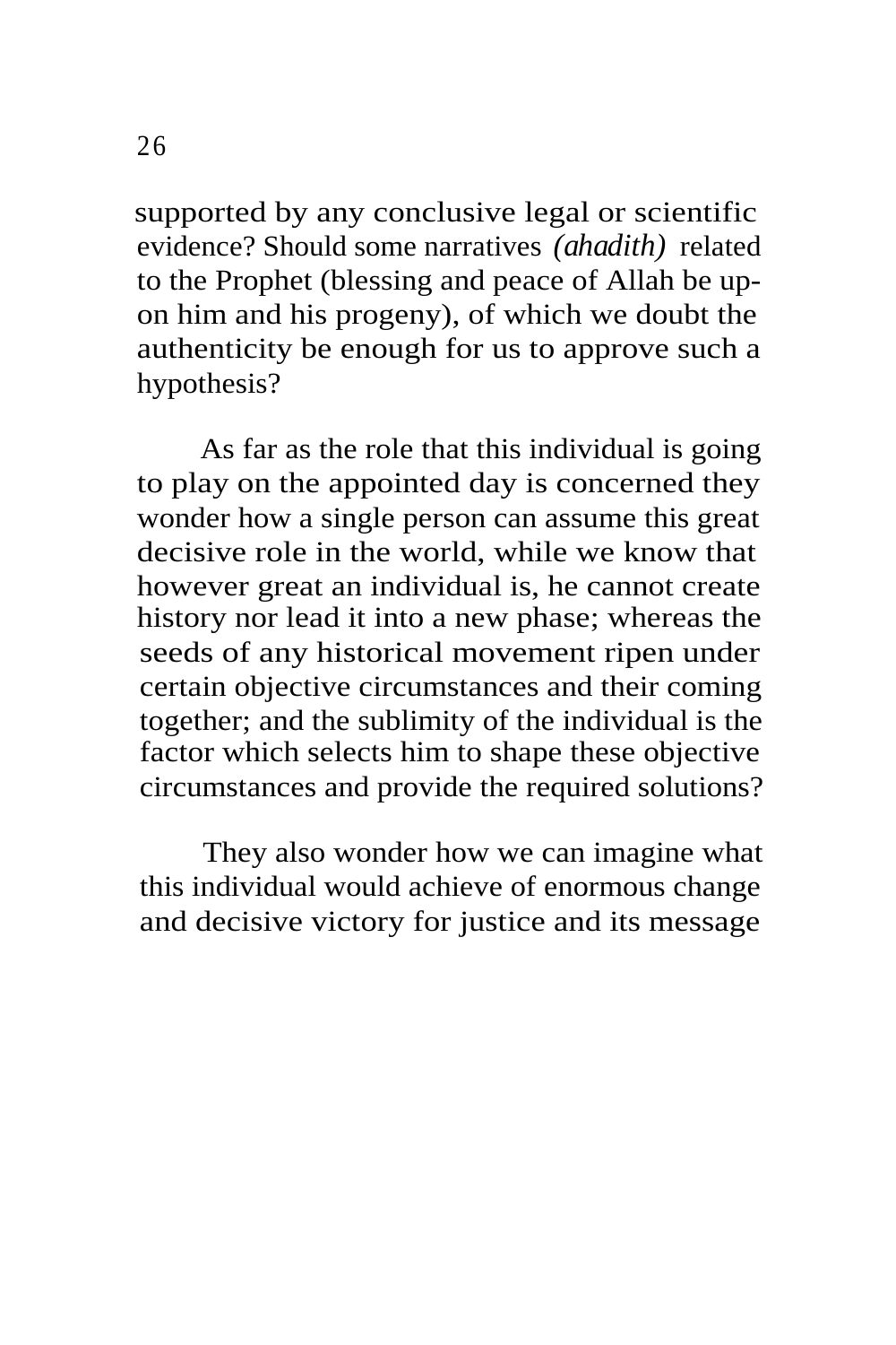supported by any conclusive legal or scientific evidence? Should some narratives *(ahadith)* related to the Prophet (blessing and peace of Allah be upon him and his progeny), of which we doubt the authenticity be enough for us to approve such a hypothesis?

As far as the role that this individual is going to play on the appointed day is concerned they wonder how a single person can assume this great decisive role in the world, while we know that however great an individual is, he cannot create history nor lead it into a new phase; whereas the seeds of any historical movement ripen under certain objective circumstances and their coming together; and the sublimity of the individual is the factor which selects him to shape these objective circumstances and provide the required solutions?

They also wonder how we can imagine what this individual would achieve of enormous change and decisive victory for justice and its message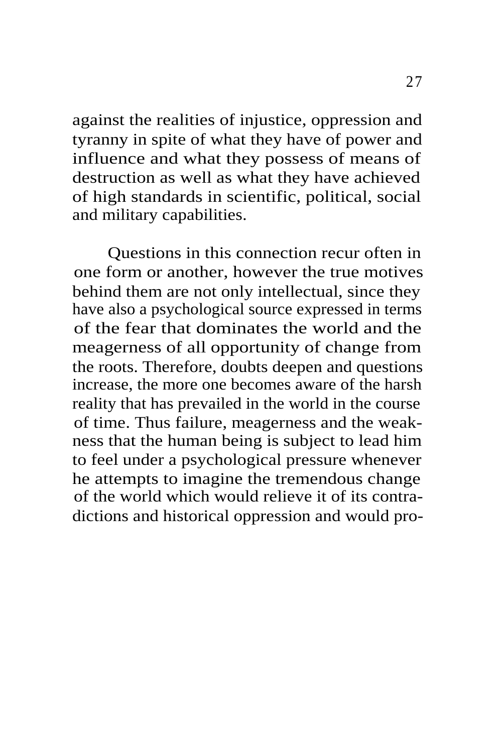against the realities of injustice, oppression and tyranny in spite of what they have of power and influence and what they possess of means of destruction as well as what they have achieved of high standards in scientific, political, social and military capabilities.

Questions in this connection recur often in one form or another, however the true motives behind them are not only intellectual, since they have also a psychological source expressed in terms of the fear that dominates the world and the meagerness of all opportunity of change from the roots. Therefore, doubts deepen and questions increase, the more one becomes aware of the harsh reality that has prevailed in the world in the course of time. Thus failure, meagerness and the weakness that the human being is subject to lead him to feel under a psychological pressure whenever he attempts to imagine the tremendous change of the world which would relieve it of its contradictions and historical oppression and would pro-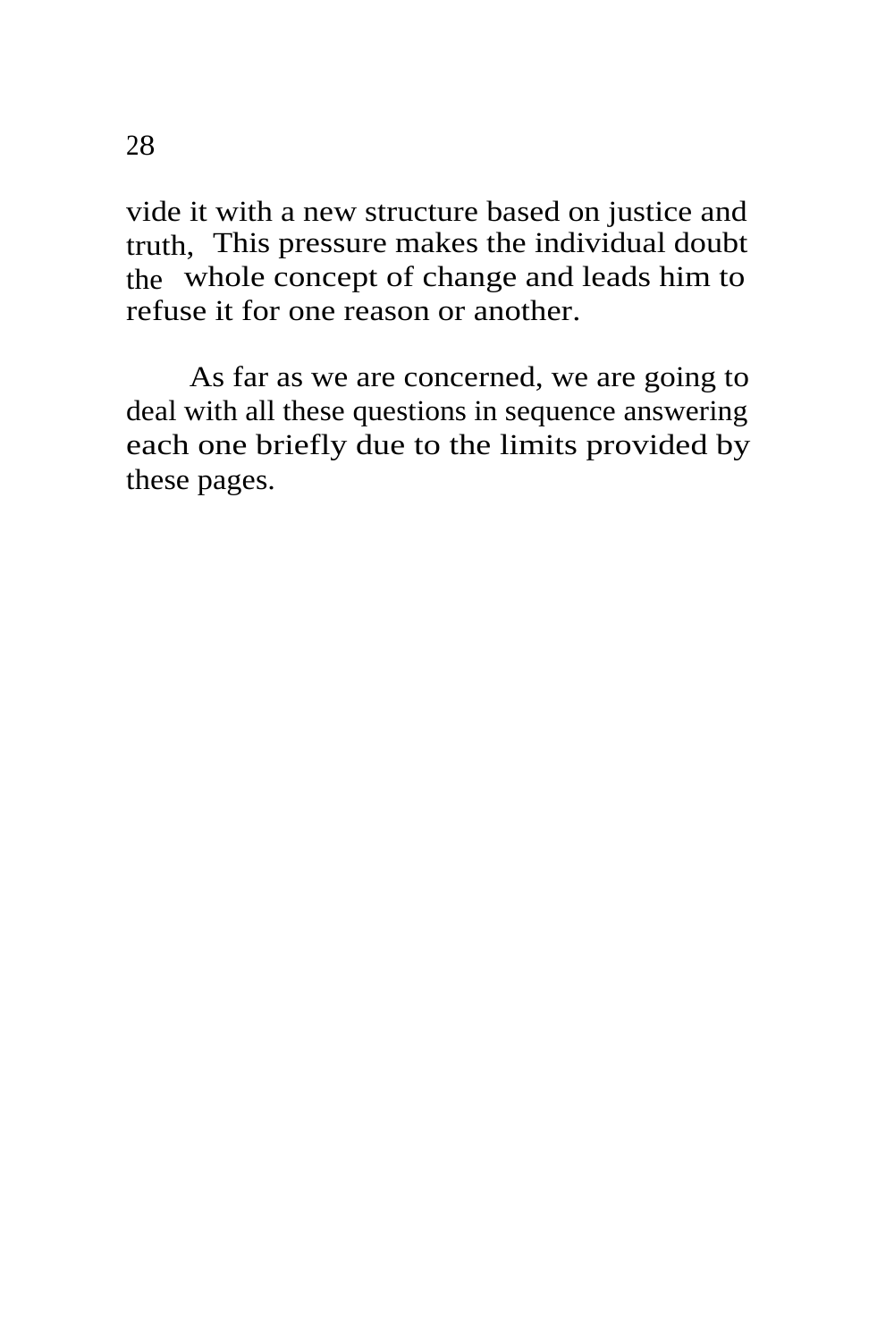vide it with a new structure based on justice and truth, This pressure makes the individual doubt the whole concept of change and leads him to refuse it for one reason or another.

As far as we are concerned, we are going to deal with all these questions in sequence answering each one briefly due to the limits provided by these pages.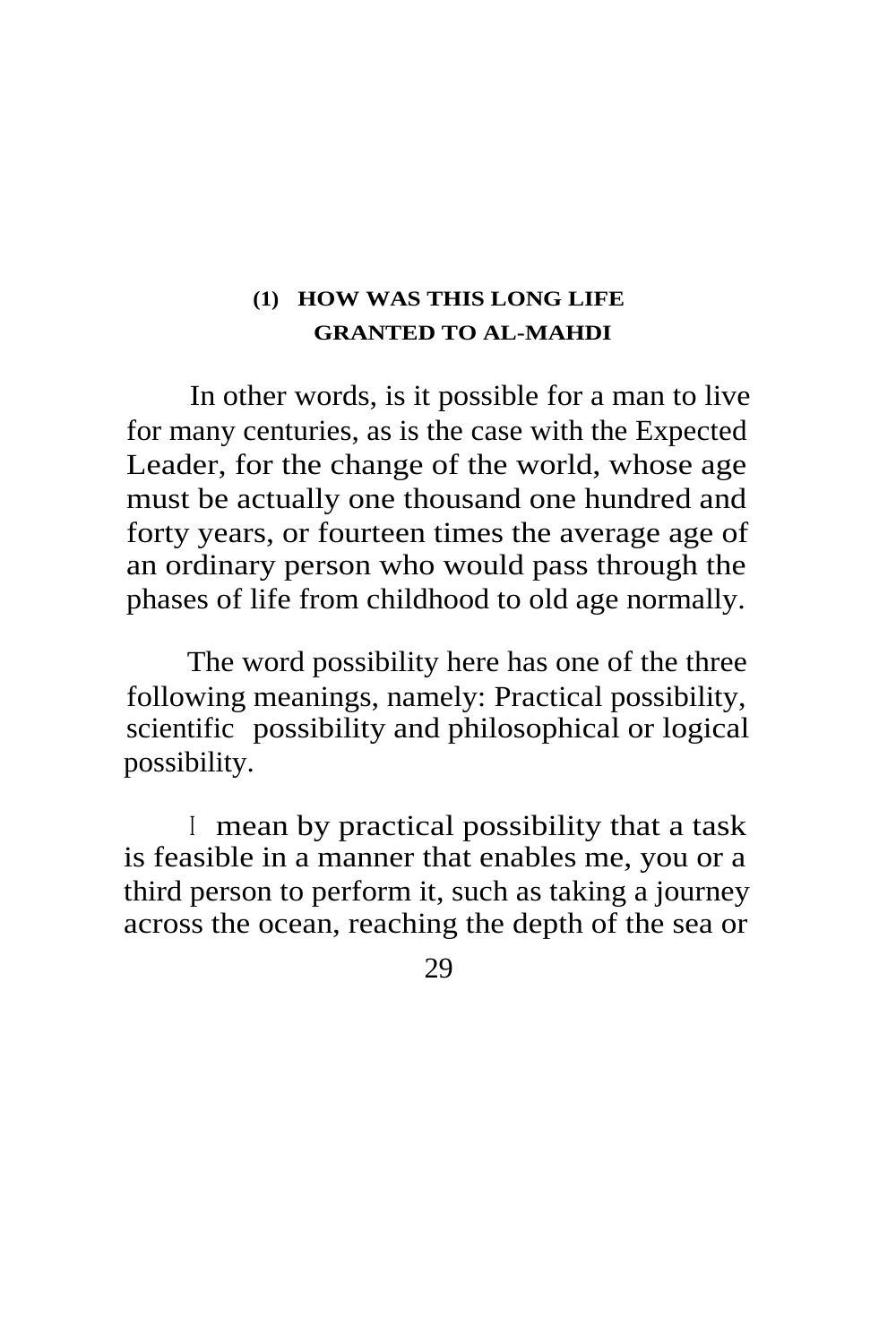## (1) HOW WAS THIS LONG LIFE GRANTED TO AL-MAHDI

In other words, is it possible for a man to live for many centuries, as is the case with the Expected Leader, for the change of the world, whose age must be actually one thousand one hundred and forty years, or fourteen times the average age of an ordinary person who would pass through the phases of life from childhood to old age normally.

The word possibility here has one of the three following meanings, namely: Practical possibility, scientific possibility and philosophical or logical possibility.

I mean by practical possibility that a task is feasible in a manner that enables me, you or a third person to perform it, such as taking a journey across the ocean, reaching the depth of the sea or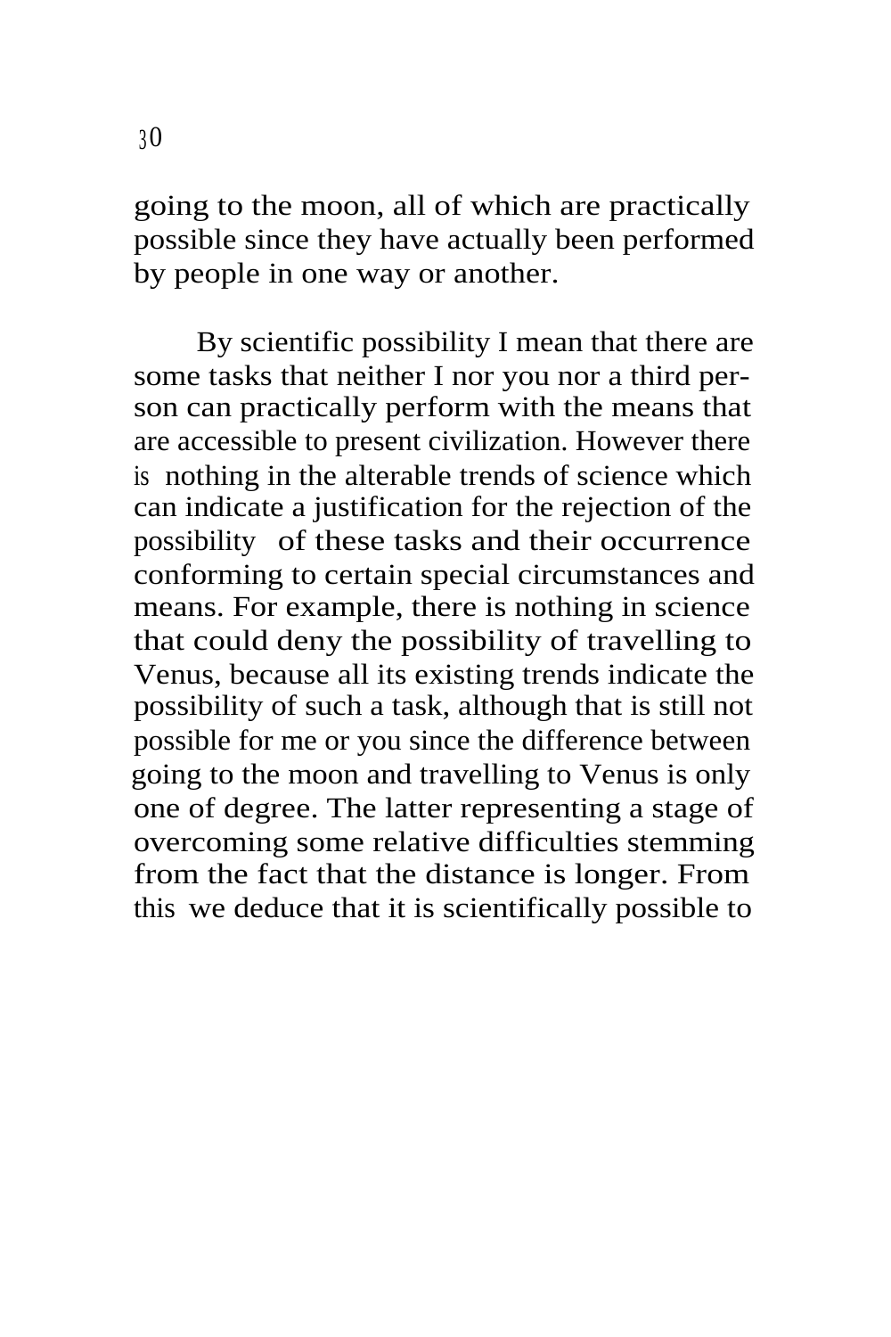going to the moon, all of which are practically possible since they have actually been performed by people in one way or another.

By scientific possibility I mean that there are some tasks that neither I nor you nor a third person can practically perform with the means that are accessible to present civilization. However there is nothing in the alterable trends of science which can indicate a justification for the rejection of the possibility of these tasks and their occurrence conforming to certain special circumstances and means. For example, there is nothing in science that could deny the possibility of travelling to Venus, because all its existing trends indicate the possibility of such a task, although that is still not possible for me or you since the difference between going to the moon and travelling to Venus is only one of degree. The latter representing a stage of overcoming some relative difficulties stemming from the fact that the distance is longer. From this we deduce that it is scientifically possible to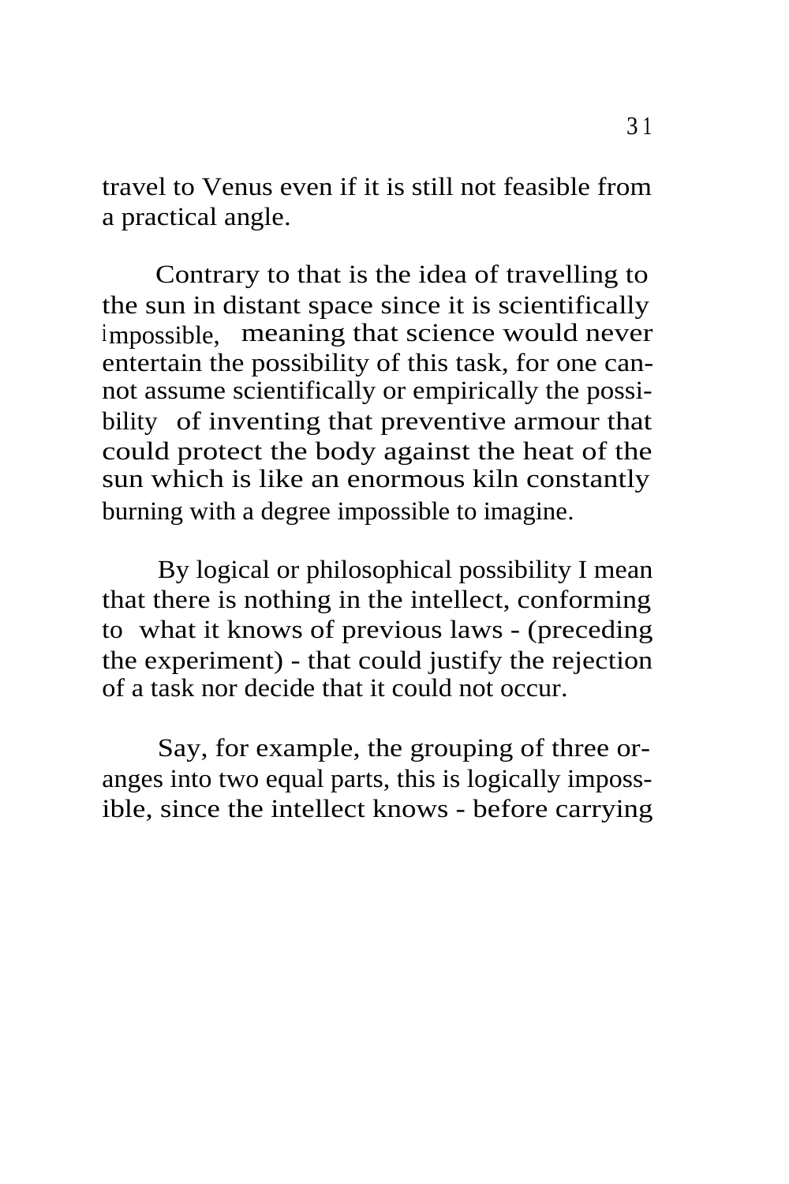travel to Venus even if it is still not feasible from a practical angle.

Contrary to that is the idea of travelling to the sun in distant space since it is scientifically impossible, meaning that science would never entertain the possibility of this task, for one cannot assume scientifically or empirically the possibility of inventing that preventive armour that could protect the body against the heat of the sun which is like an enormous kiln constantly burning with a degree impossible to imagine.

By logical or philosophical possibility I mean that there is nothing in the intellect, conforming to what it knows of previous laws - (preceding the experiment) - that could justify the rejection of a task nor decide that it could not occur.

Say, for example, the grouping of three oranges into two equal parts, this is logically impossible, since the intellect knows - before carrying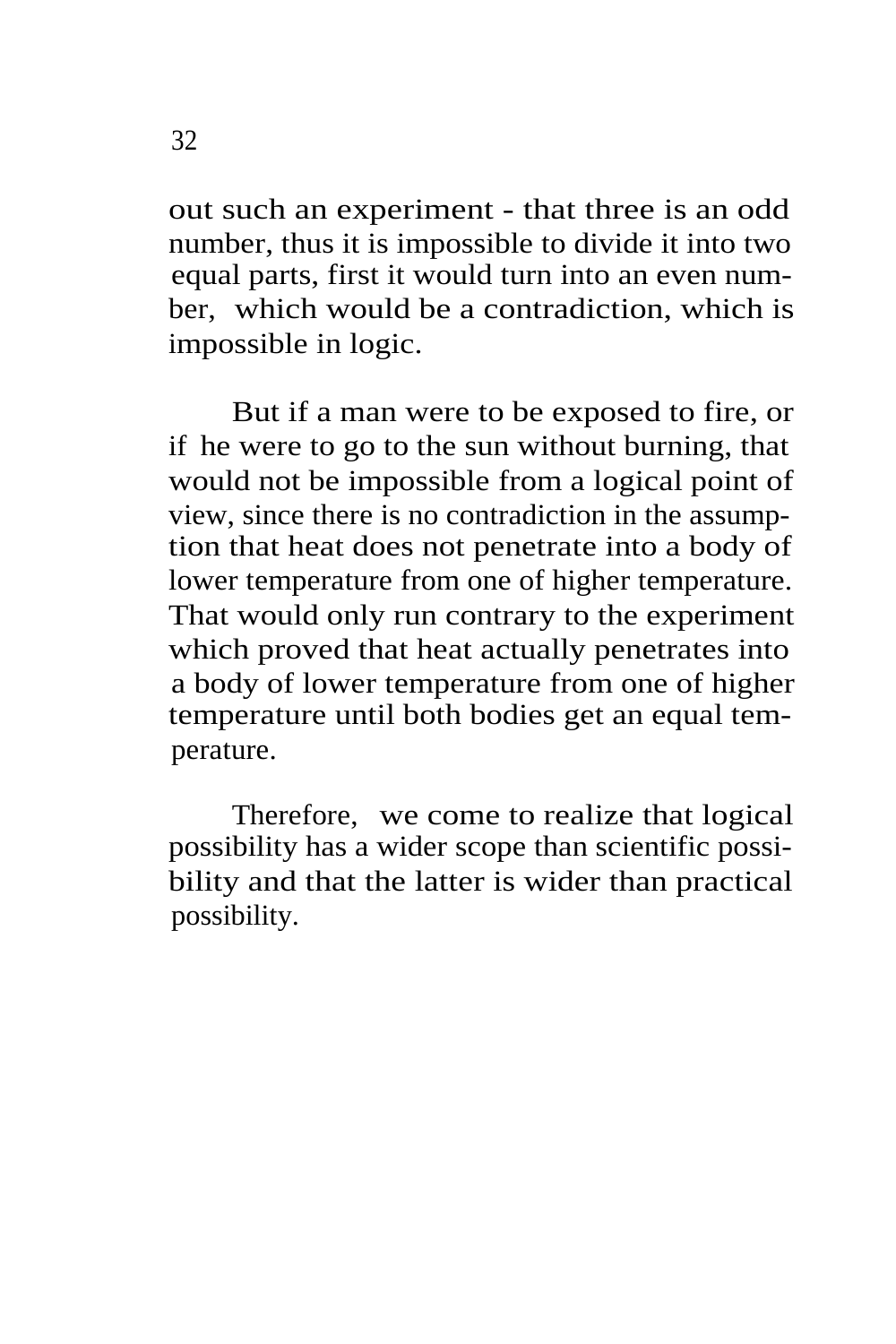out such an experiment - that three is an odd number, thus it is impossible to divide it into two equal parts, first it would turn into an even number, which would be a contradiction, which is impossible in logic.

But if a man were to be exposed to fire, or if he were to go to the sun without burning, that would not be impossible from a logical point of view, since there is no contradiction in the assumption that heat does not penetrate into a body of lower temperature from one of higher temperature. That would only run contrary to the experiment which proved that heat actually penetrates into a body of lower temperature from one of higher temperature until both bodies get an equal temperature.

Therefore, we come to realize that logical possibility has a wider scope than scientific possibility and that the latter is wider than practical possibility.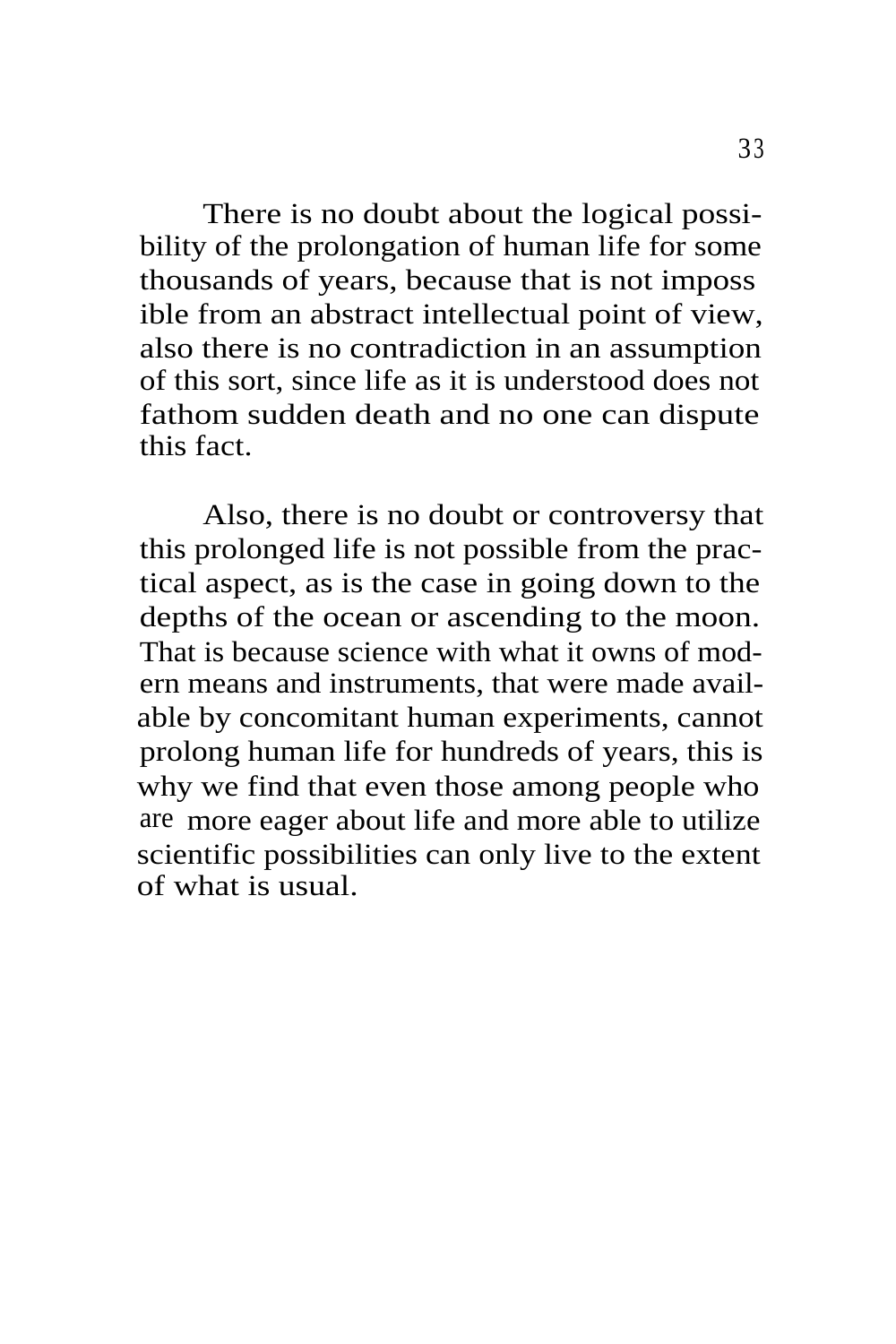There is no doubt about the logical possibility of the prolongation of human life for some thousands of years, because that is not impossible from an abstract intellectual point of view, also there is no contradiction in an assumption of this sort, since life as it is understood does not fathom sudden death and no one can dispute this fact.

Also, there is no doubt or controversy that this prolonged life is not possible from the practical aspect, as is the case in going down to the depths of the ocean or ascending to the moon. That is because science with what it owns of modern means and instruments, that were made available by concomitant human experiments, cannot prolong human life for hundreds of years, this is why we find that even those among people who are more eager about life and more able to utilize scientific possibilities can only live to the extent of what is usual.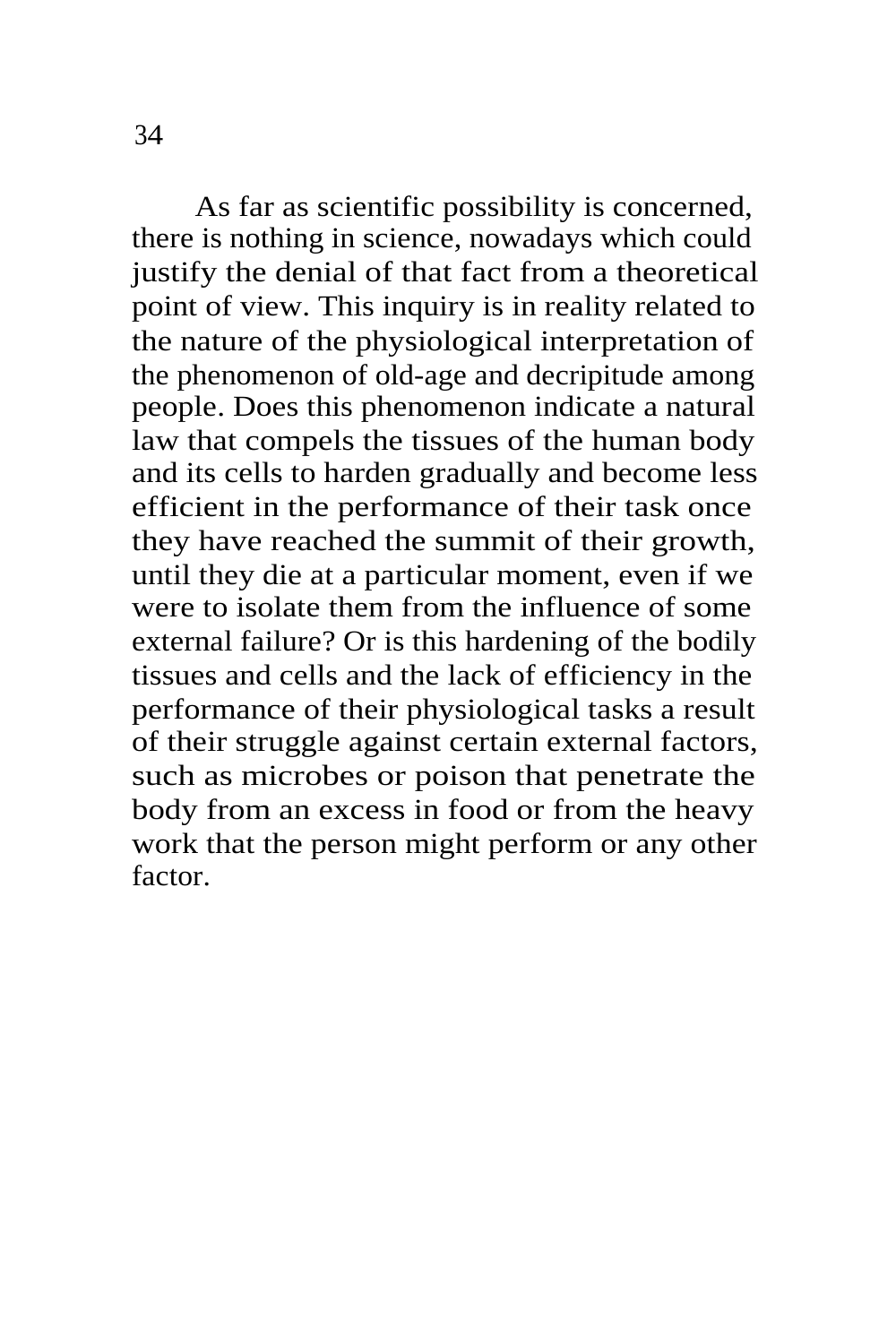As far as scientific possibility is concerned, there is nothing in science, nowadays which could justify the denial of that fact from a theoretical point of view. This inquiry is in reality related to the nature of the physiological interpretation of the phenomenon of old-age and decripitude among people. Does this phenomenon indicate a natural law that compels the tissues of the human body and its cells to harden gradually and become less efficient in the performance of their task once they have reached the summit of their growth, until they die at a particular moment, even if we were to isolate them from the influence of some external failure? Or is this hardening of the bodily tissues and cells and the lack of efficiency in the performance of their physiological tasks a result of their struggle against certain external factors, such as microbes or poison that penetrate the body from an excess in food or from the heavy work that the person might perform or any other factor.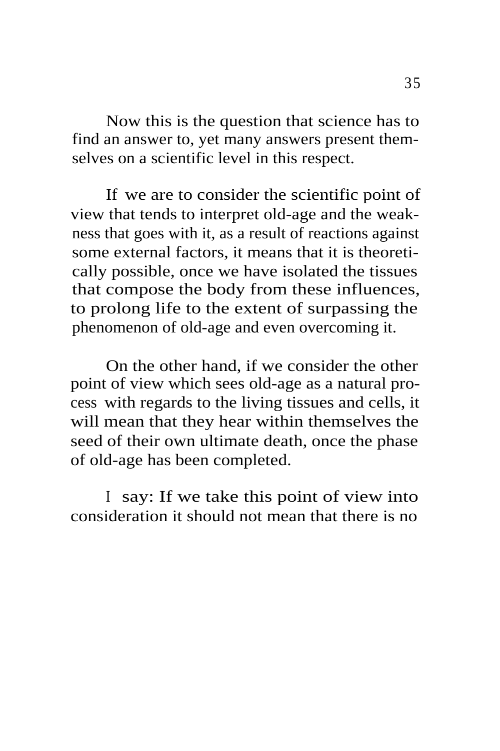Now this is the question that science has to find an answer to, yet many answers present themselves on a scientific level in this respect.

If we are to consider the scientific point of view that tends to interpret old-age and the weakness that goes with it, as a result of reactions against some external factors, it means that it is theoretically possible, once we have isolated the tissues that compose the body from these influences, to prolong life to the extent of surpassing the phenomenon of old-age and even overcoming it.

On the other hand, if we consider the other point of view which sees old-age as a natural process with regards to the living tissues and cells, it will mean that they hear within themselves the seed of their own ultimate death, once the phase of old-age has been completed.

I say: If we take this point of view into consideration it should not mean that there is no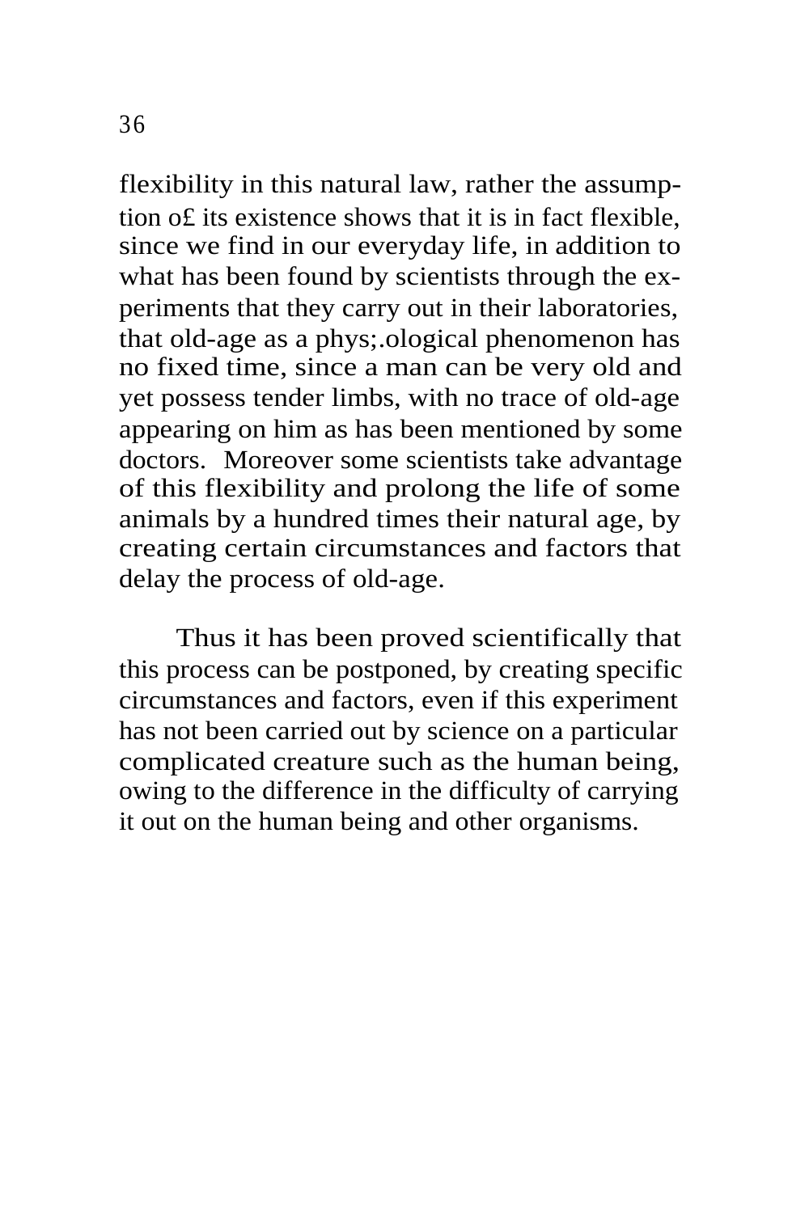flexibility in this natural law, rather the assumption o£ its existence shows that it is in fact flexible, since we find in our everyday life, in addition to what has been found by scientists through the experiments that they carry out in their laboratories, that old-age as a phys;.ological phenomenon has no fixed time, since a man can be very old and yet possess tender limbs, with no trace of old-age appearing on him as has been mentioned by some doctors. Moreover some scientists take advantage of this flexibility and prolong the life of some animals by a hundred times their natural age, by creating certain circumstances and factors that delay the process of old-age.

Thus it has been proved scientifically that this process can be postponed, by creating specific circumstances and factors, even if this experiment has not been carried out by science on a particular complicated creature such as the human being, owing to the difference in the difficulty of carrying it out on the human being and other organisms.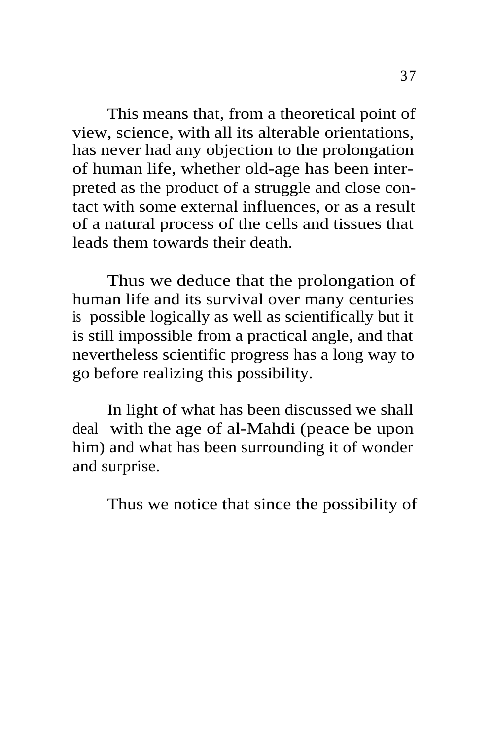This means that, from a theoretical point of view, science, with all its alterable orientations, has never had any objection to the prolongation of human life, whether old-age has been interpreted as the product of a struggle and close contact with some external influences, or as a result of a natural process of the cells and tissues that leads them towards their death.

Thus we deduce that the prolongation of human life and its survival over many centuries is possible logically as well as scientifically but it is still impossible from a practical angle, and that nevertheless scientific progress has a long way to go before realizing this possibility.

In light of what has been discussed we shall deal with the age of al-Mahdi (peace be upon him) and what has been surrounding it of wonder and surprise.

Thus we notice that since the possibility of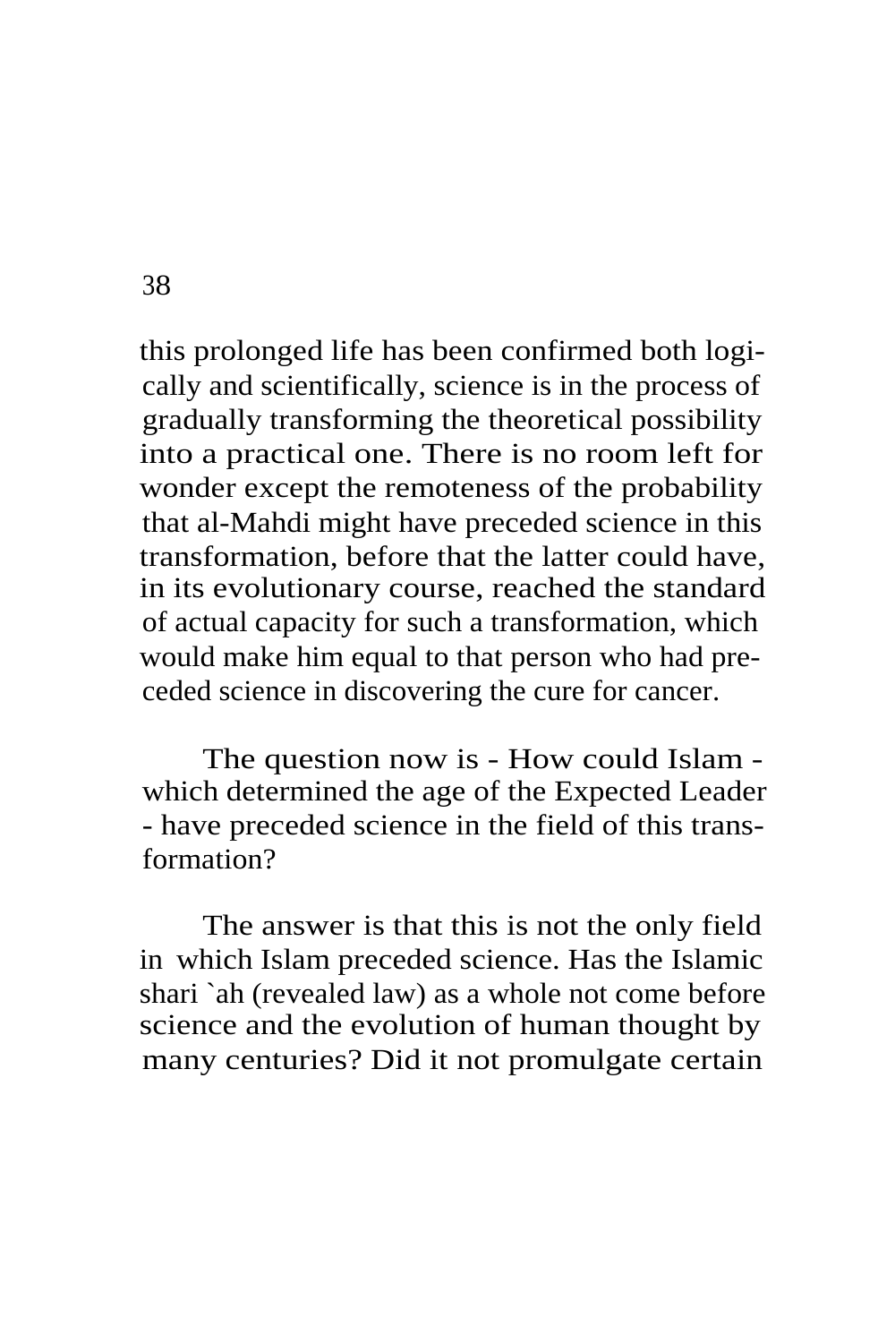this prolonged life has been confirmed both logically and scientifically, science is in the process of gradually transforming the theoretical possibility into a practical one. There is no room left for wonder except the remoteness of the probability that al-Mahdi might have preceded science in this transformation, before that the latter could have, in its evolutionary course, reached the standard of actual capacity for such a transformation, which would make him equal to that person who had preceded science in discovering the cure for cancer.

The question now is - How could Islam - which determined the age of the Expected Leader - have preceded science in the field of this transformation?

The answer is that this is not the only field in which Islam preceded science. Has the Islamic shari `ah (revealed law) as a whole not come before science and the evolution of human thought by many centuries? Did it not promulgate certain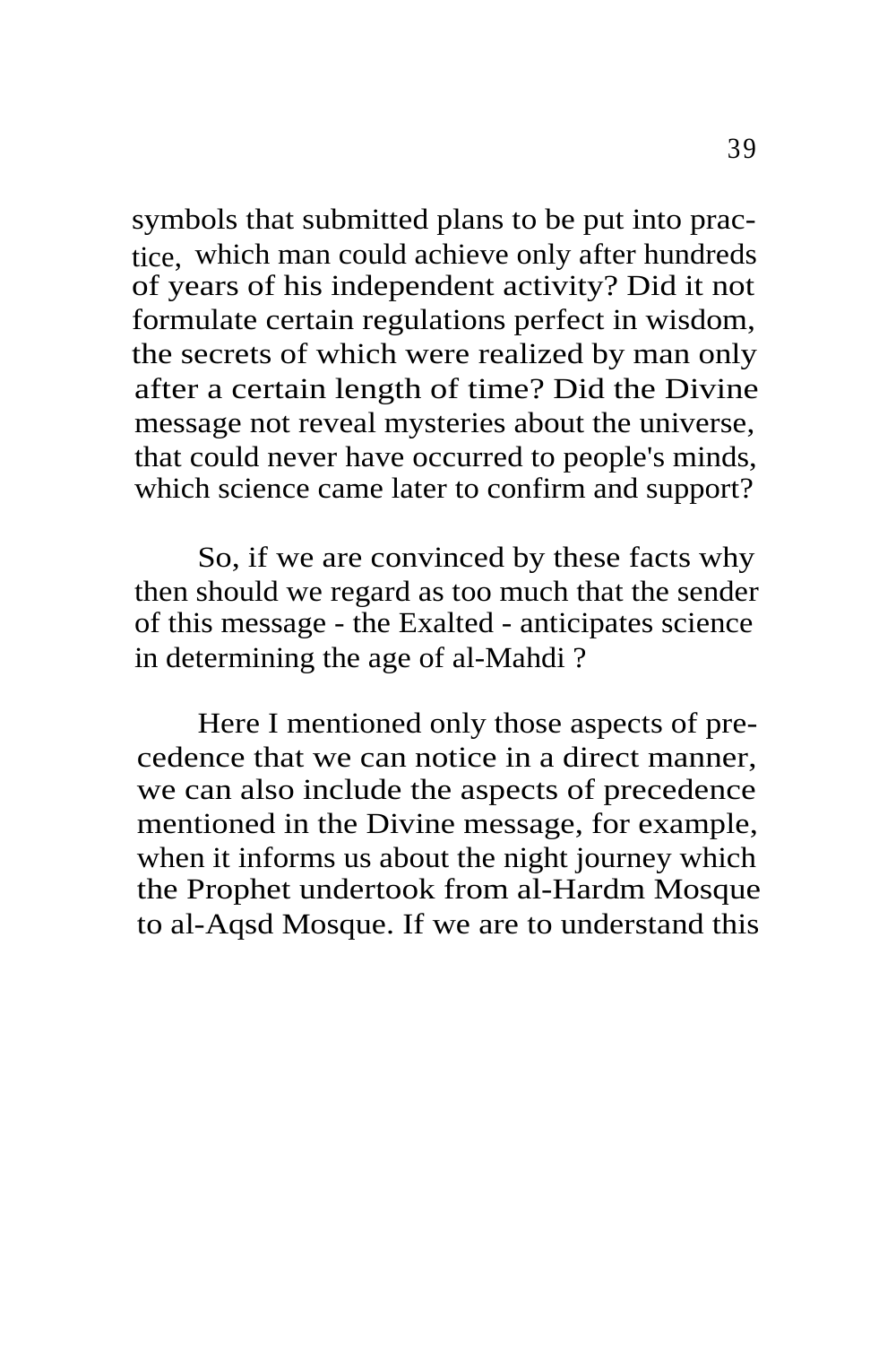symbols that submitted plans to be put into practice, which man could achieve only after hundreds of years of his independent activity? Did it not formulate certain regulations perfect in wisdom, the secrets of which were realized by man only after a certain length of time? Did the Divine message not reveal mysteries about the universe, that could never have occurred to people's minds, which science came later to confirm and support?

So, if we are convinced by these facts why then should we regard as too much that the sender of this message - the Exalted - anticipates science in determining the age of al-Mahdi ?

Here I mentioned only those aspects of precedence that we can notice in a direct manner, we can also include the aspects of precedence mentioned in the Divine message, for example, when it informs us about the night journey which the Prophet undertook from al-Hardm Mosque to al-Aqsd Mosque. If we are to understand this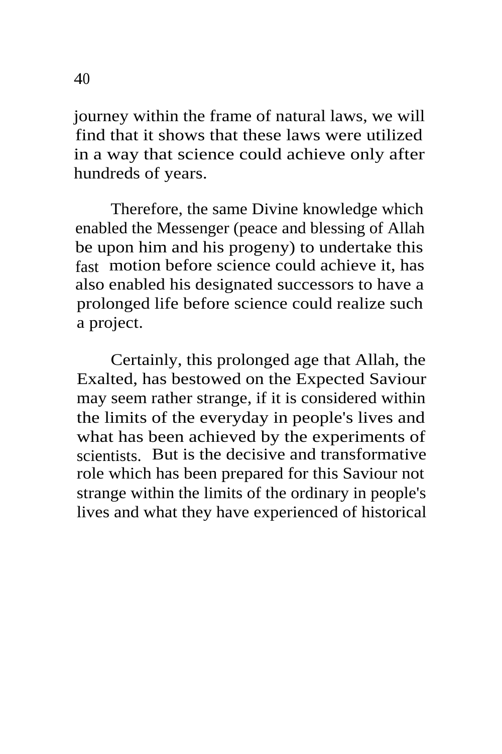journey within the frame of natural laws, we will find that it shows that these laws were utilized in a way that science could achieve only after hundreds of years.

Therefore, the same Divine knowledge which enabled the Messenger (peace and blessing of Allah be upon him and his progeny) to undertake this fast motion before science could achieve it, has also enabled his designated successors to have a prolonged life before science could realize such a project.

Certainly, this prolonged age that Allah, the Exalted, has bestowed on the Expected Saviour may seem rather strange, if it is considered within the limits of the everyday in people's lives and what has been achieved by the experiments of scientists. But is the decisive and transformative role which has been prepared for this Saviour not strange within the limits of the ordinary in people's lives and what they have experienced of historical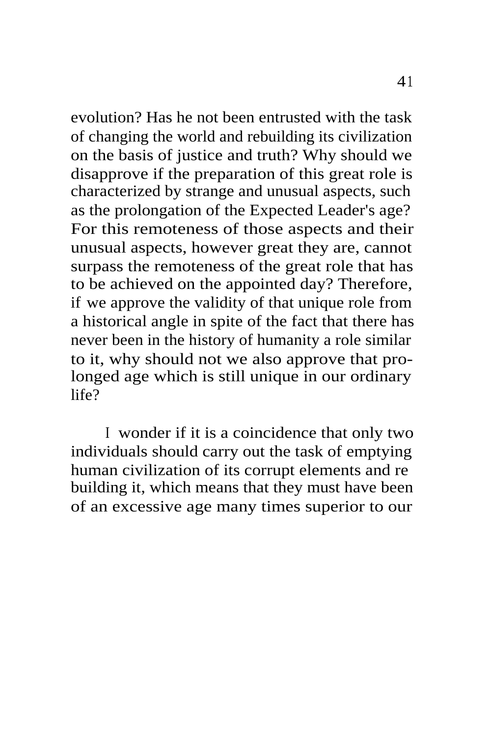evolution? Has he not been entrusted with the task of changing the world and rebuilding its civilization on the basis of justice and truth? Why should we disapprove if the preparation of this great role is characterized by strange and unusual aspects, such as the prolongation of the Expected Leader's age? For this remoteness of those aspects and their unusual aspects, however great they are, cannot surpass the remoteness of the great role that has to be achieved on the appointed day? Therefore, if we approve the validity of that unique role from a historical angle in spite of the fact that there has never been in the history of humanity a role similar to it, why should not we also approve that prolonged age which is still unique in our ordinary life?

I wonder if it is a coincidence that only two individuals should carry out the task of emptying human civilization of its corrupt elements and re building it, which means that they must have been of an excessive age many times superior to our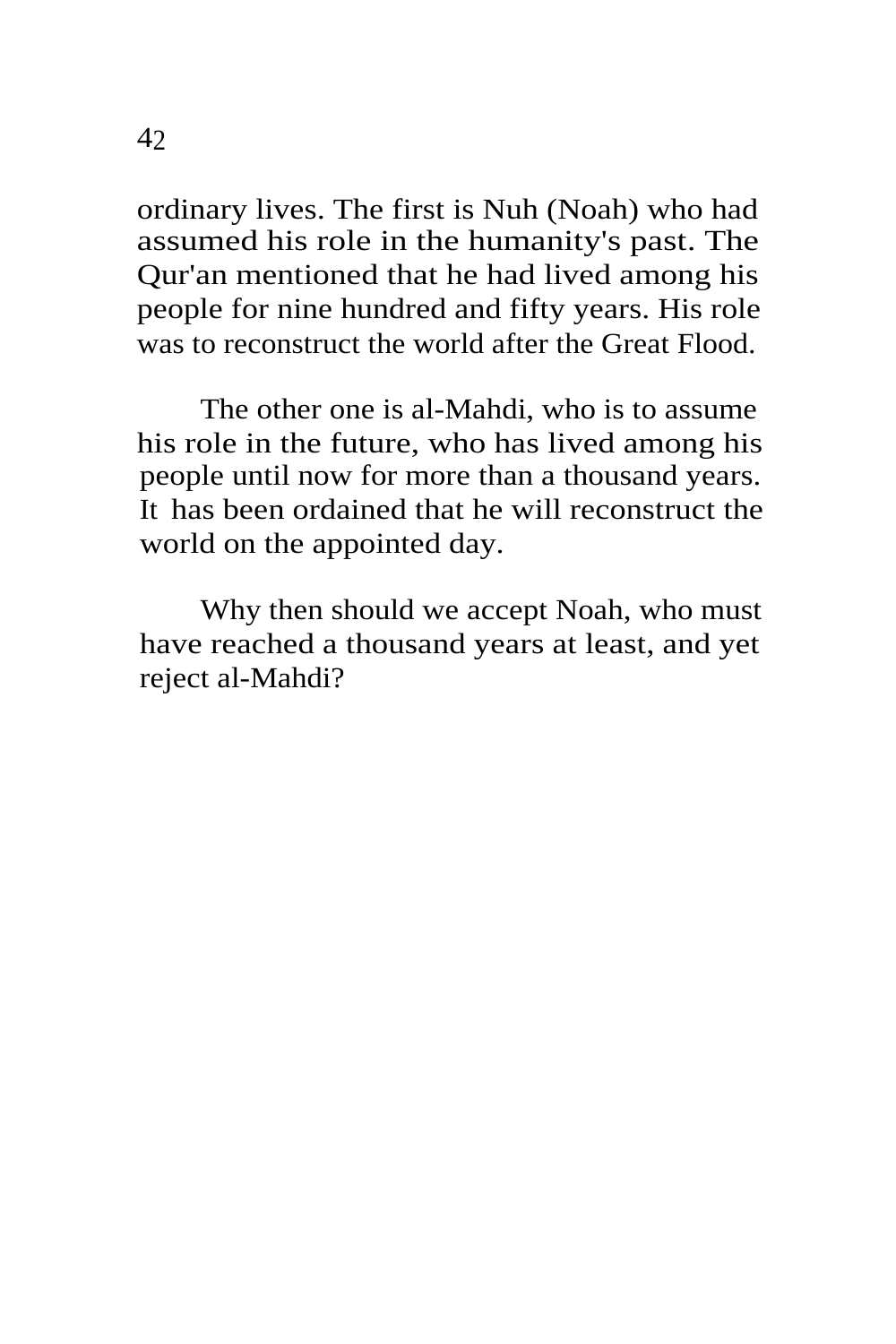ordinary lives. The first is Nuh (Noah) who had assumed his role in the humanity's past. The Qur'an mentioned that he had lived among his people for nine hundred and fifty years. His role was to reconstruct the world after the Great Flood.

The other one is al-Mahdi, who is to assume his role in the future, who has lived among his people until now for more than a thousand years. It has been ordained that he will reconstruct the world on the appointed day.

Why then should we accept Noah, who must have reached a thousand years at least, and yet reject al-Mahdi?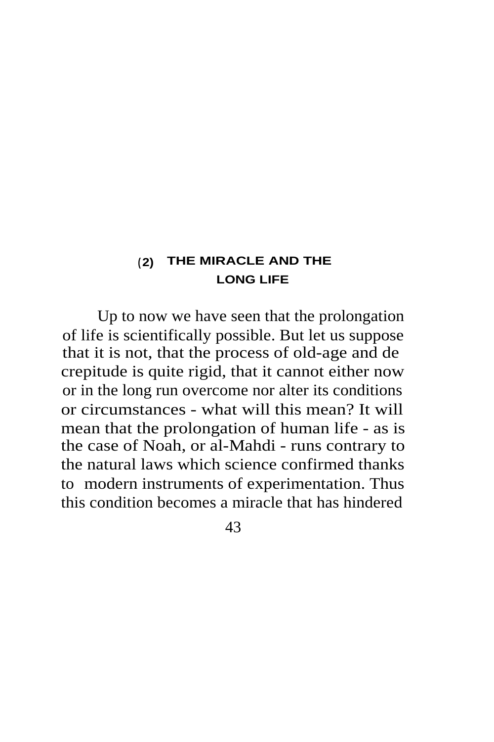## (2) THE MIRACLE AND THE LONG LIFE

Up to now we have seen that the prolongation of life is scientifically possible. But let us suppose that it is not, that the process of old-age and de crepitude is quite rigid, that it cannot either now or in the long run overcome nor alter its conditions or circumstances - what will this mean? It will mean that the prolongation of human life - as is the case of Noah, or al-Mahdi - runs contrary to the natural laws which science confirmed thanks to modern instruments of experimentation. Thus this condition becomes a miracle that has hindered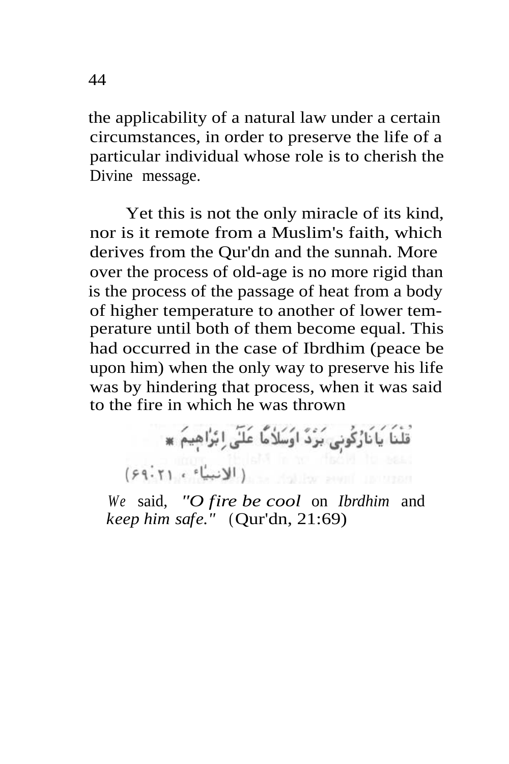the applicability of a natural law under a certain circumstances, in order to preserve the life of a particular individual whose role is to cherish the Divine message.

Yet this is not the only miracle of its kind, nor is it remote from a Muslim's faith, which derives from the Qur'dn and the sunnah. More over the process of old-age is no more rigid than is the process of the passage of heat from a body of higher temperature to another of lower temperature until both of them become equal. This had occurred in the case of Ibrdhim (peace be upon him) when the only way to preserve his life was by hindering that process, when it was said to the fire in which he was thrown

قُلْنَا يَا نَارُ كُونِي بَرْدًا وَسَلَامًا عَلَىٰ إِبْرَاهِيمَ ﴿
(الانبياء ، ٢١:٦٩)

*We* said, *"O fire be cool* on *Ibrdhim* and *keep him safe."* (Qur'dn, 21:69)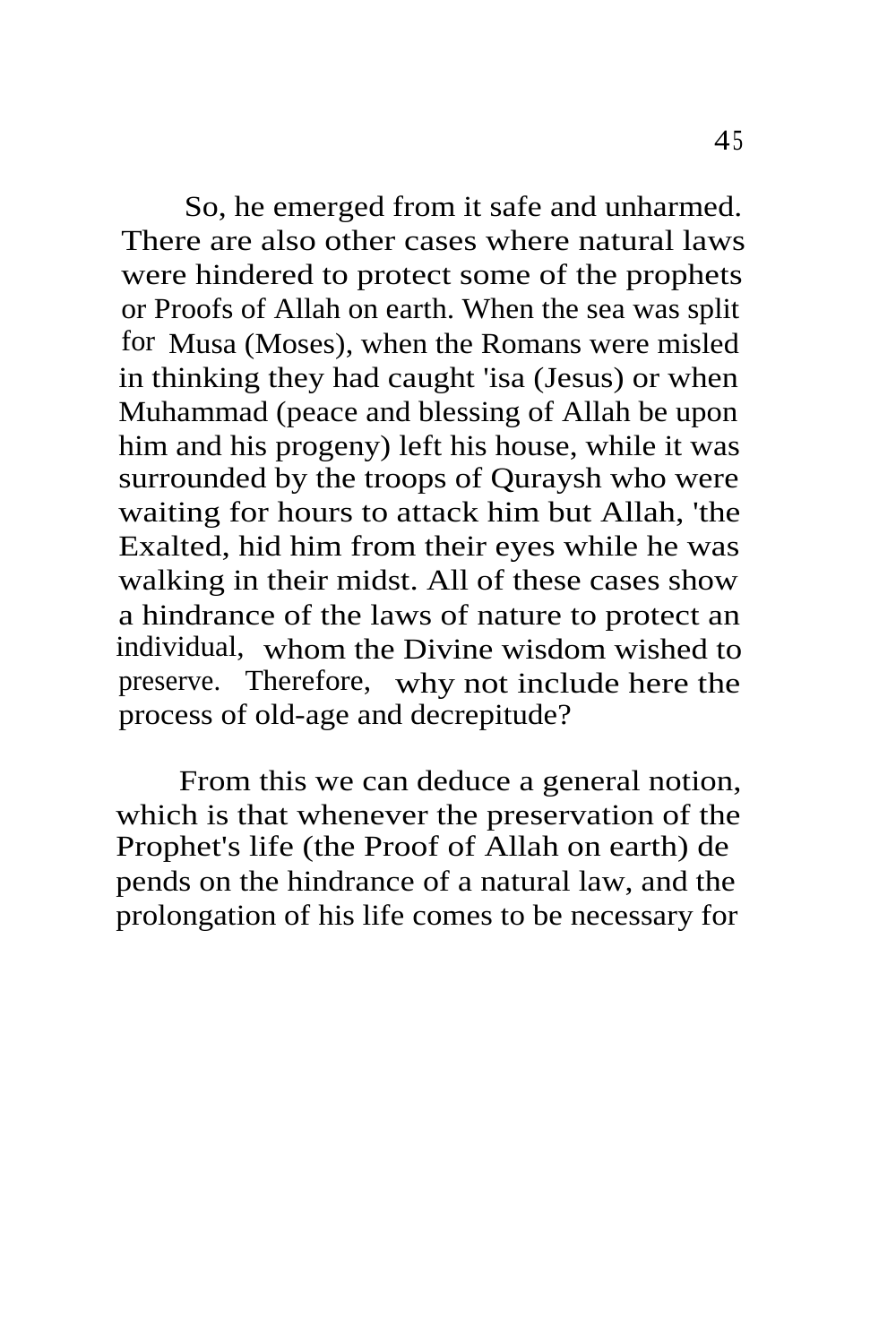So, he emerged from it safe and unharmed. There are also other cases where natural laws were hindered to protect some of the prophets or Proofs of Allah on earth. When the sea was split for Musa (Moses), when the Romans were misled in thinking they had caught 'isa (Jesus) or when Muhammad (peace and blessing of Allah be upon him and his progeny) left his house, while it was surrounded by the troops of Quraysh who were waiting for hours to attack him but Allah, 'the Exalted, hid him from their eyes while he was walking in their midst. All of these cases show a hindrance of the laws of nature to protect an individual, whom the Divine wisdom wished to preserve. Therefore, why not include here the process of old-age and decrepitude?

From this we can deduce a general notion, which is that whenever the preservation of the Prophet's life (the Proof of Allah on earth) depends on the hindrance of a natural law, and the prolongation of his life comes to be necessary for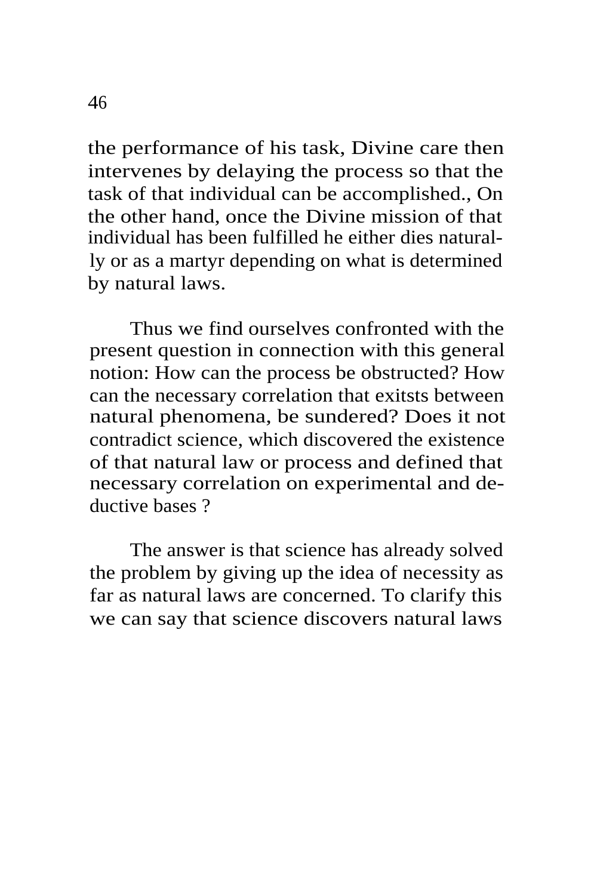the performance of his task, Divine care then intervenes by delaying the process so that the task of that individual can be accomplished., On the other hand, once the Divine mission of that individual has been fulfilled he either dies naturally or as a martyr depending on what is determined by natural laws.

Thus we find ourselves confronted with the present question in connection with this general notion: How can the process be obstructed? How can the necessary correlation that exitsts between natural phenomena, be sundered? Does it not contradict science, which discovered the existence of that natural law or process and defined that necessary correlation on experimental and deductive bases ?

The answer is that science has already solved the problem by giving up the idea of necessity as far as natural laws are concerned. To clarify this we can say that science discovers natural laws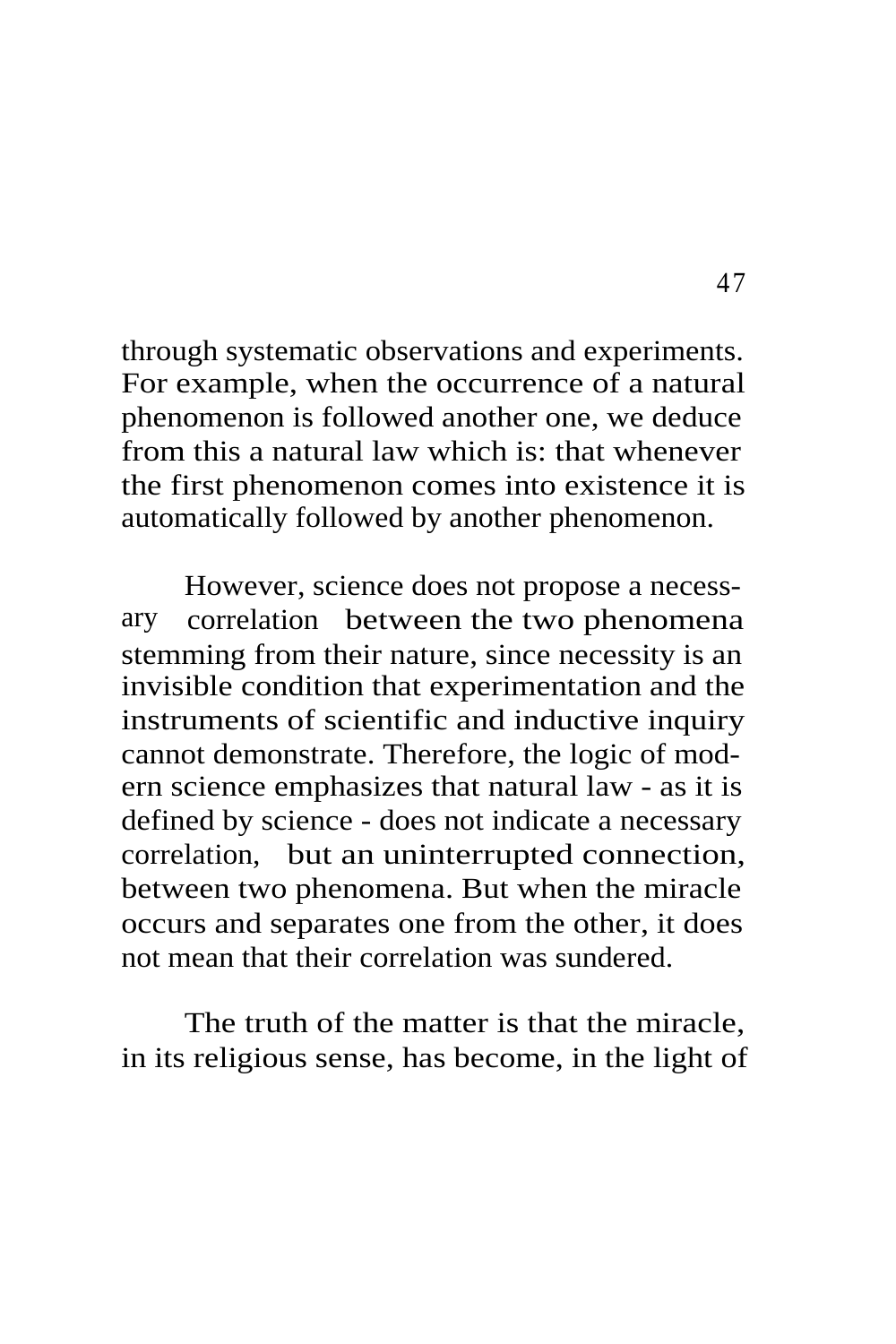through systematic observations and experiments. For example, when the occurrence of a natural phenomenon is followed another one, we deduce from this a natural law which is: that whenever the first phenomenon comes into existence it is automatically followed by another phenomenon.

However, science does not propose a necessary correlation between the two phenomena stemming from their nature, since necessity is an invisible condition that experimentation and the instruments of scientific and inductive inquiry cannot demonstrate. Therefore, the logic of modern science emphasizes that natural law - as it is defined by science - does not indicate a necessary correlation, but an uninterrupted connection, between two phenomena. But when the miracle occurs and separates one from the other, it does not mean that their correlation was sundered.

The truth of the matter is that the miracle, in its religious sense, has become, in the light of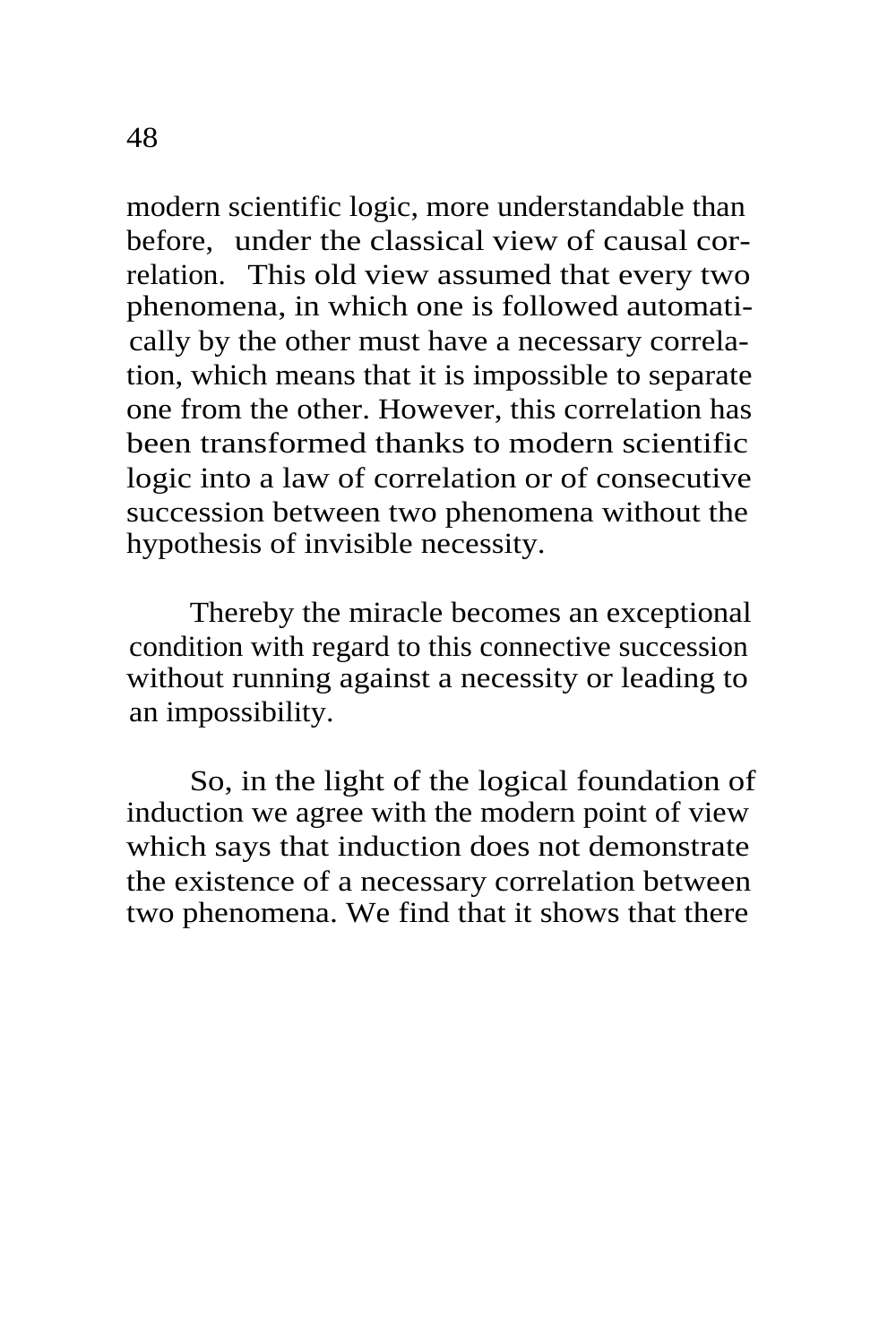modern scientific logic, more understandable than before, under the classical view of causal correlation. This old view assumed that every two phenomena, in which one is followed automatically by the other must have a necessary correlation, which means that it is impossible to separate one from the other. However, this correlation has been transformed thanks to modern scientific logic into a law of correlation or of consecutive succession between two phenomena without the hypothesis of invisible necessity.

Thereby the miracle becomes an exceptional condition with regard to this connective succession without running against a necessity or leading to an impossibility.

So, in the light of the logical foundation of induction we agree with the modern point of view which says that induction does not demonstrate the existence of a necessary correlation between two phenomena. We find that it shows that there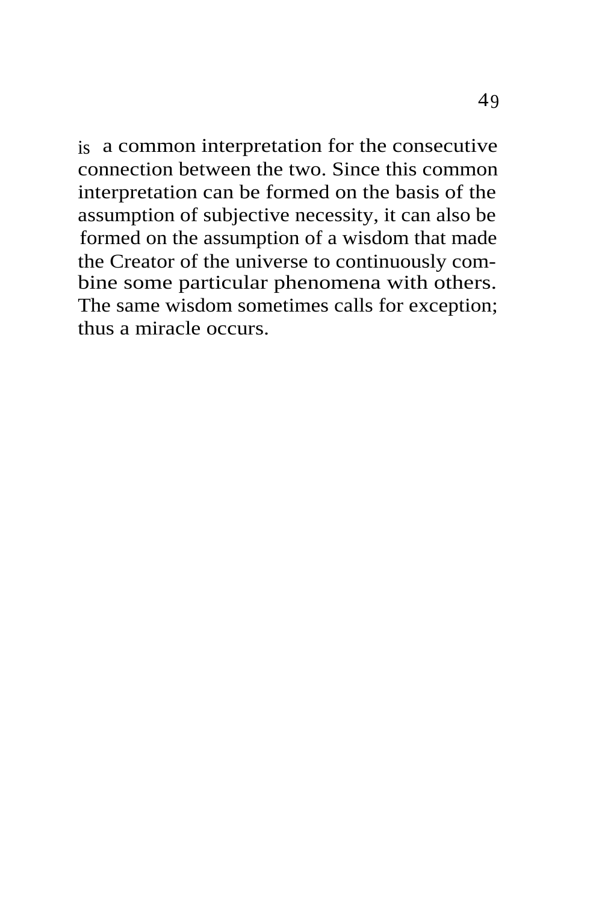is a common interpretation for the consecutive connection between the two. Since this common interpretation can be formed on the basis of the assumption of subjective necessity, it can also be formed on the assumption of a wisdom that made the Creator of the universe to continuously combine some particular phenomena with others. The same wisdom sometimes calls for exception; thus a miracle occurs.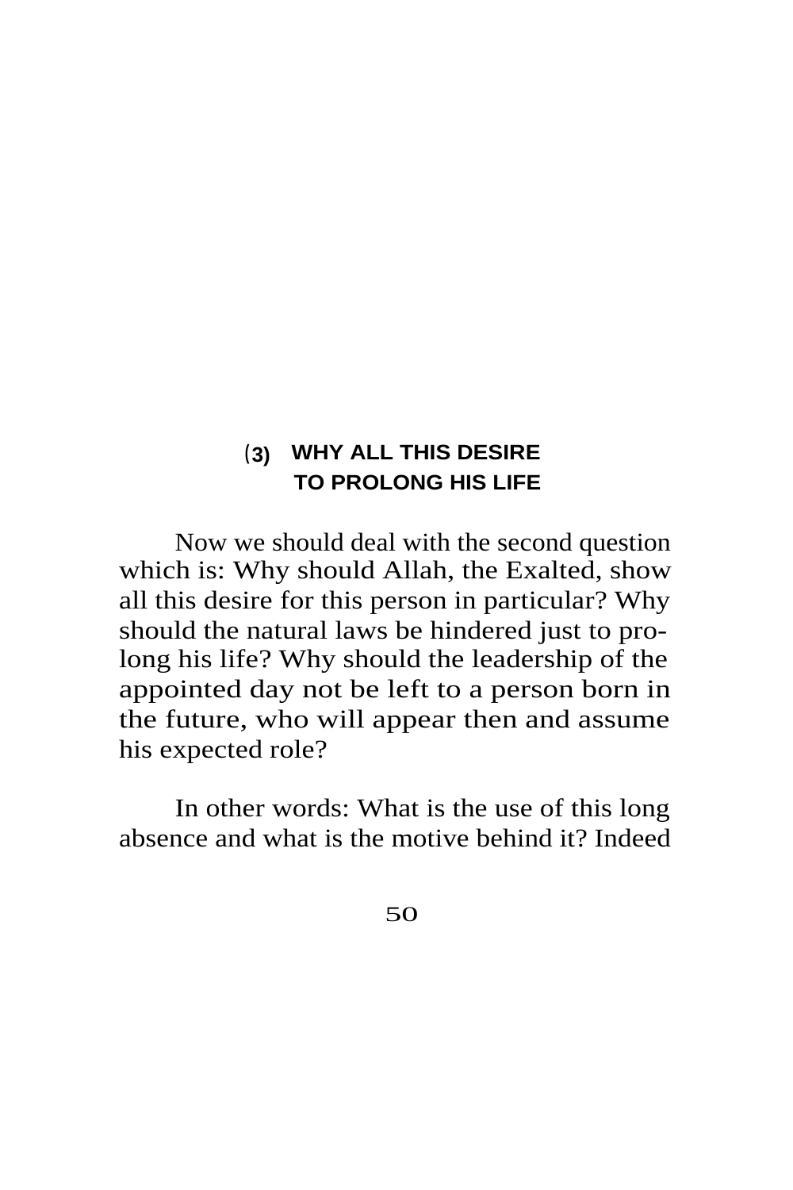## (3) WHY ALL THIS DESIRE TO PROLONG HIS LIFE

Now we should deal with the second question which is: Why should Allah, the Exalted, show all this desire for this person in particular? Why should the natural laws be hindered just to prolong his life? Why should the leadership of the appointed day not be left to a person born in the future, who will appear then and assume his expected role?

In other words: What is the use of this long absence and what is the motive behind it? Indeed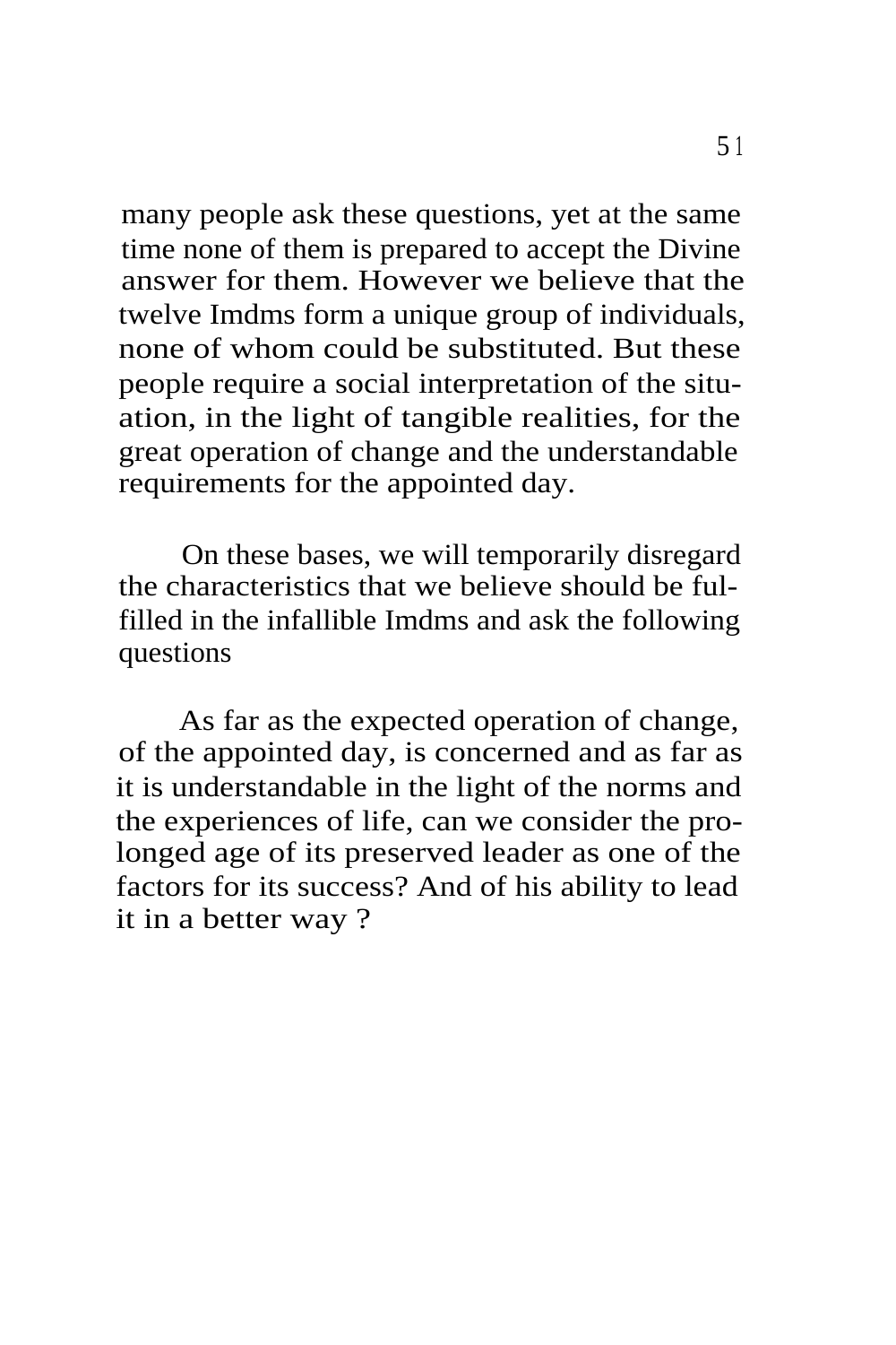many people ask these questions, yet at the same time none of them is prepared to accept the Divine answer for them. However we believe that the twelve Imdms form a unique group of individuals, none of whom could be substituted. But these people require a social interpretation of the situation, in the light of tangible realities, for the great operation of change and the understandable requirements for the appointed day.

On these bases, we will temporarily disregard the characteristics that we believe should be fulfilled in the infallible Imdms and ask the following questions

As far as the expected operation of change, of the appointed day, is concerned and as far as it is understandable in the light of the norms and the experiences of life, can we consider the prolonged age of its preserved leader as one of the factors for its success? And of his ability to lead it in a better way ?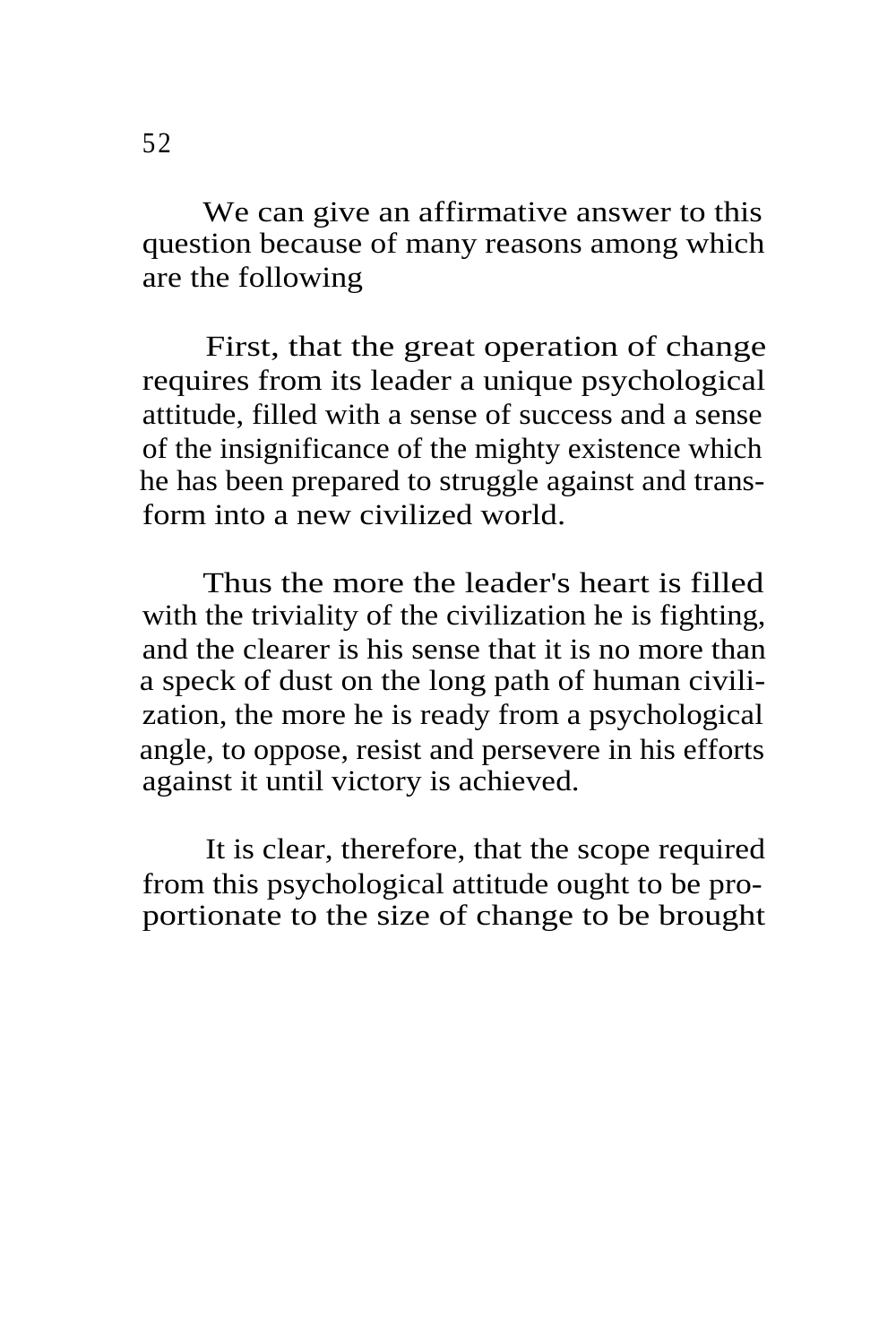We can give an affirmative answer to this question because of many reasons among which are the following

First, that the great operation of change requires from its leader a unique psychological attitude, filled with a sense of success and a sense of the insignificance of the mighty existence which he has been prepared to struggle against and transform into a new civilized world.

Thus the more the leader's heart is filled with the triviality of the civilization he is fighting, and the clearer is his sense that it is no more than a speck of dust on the long path of human civilization, the more he is ready from a psychological angle, to oppose, resist and persevere in his efforts against it until victory is achieved.

It is clear, therefore, that the scope required from this psychological attitude ought to be proportionate to the size of change to be brought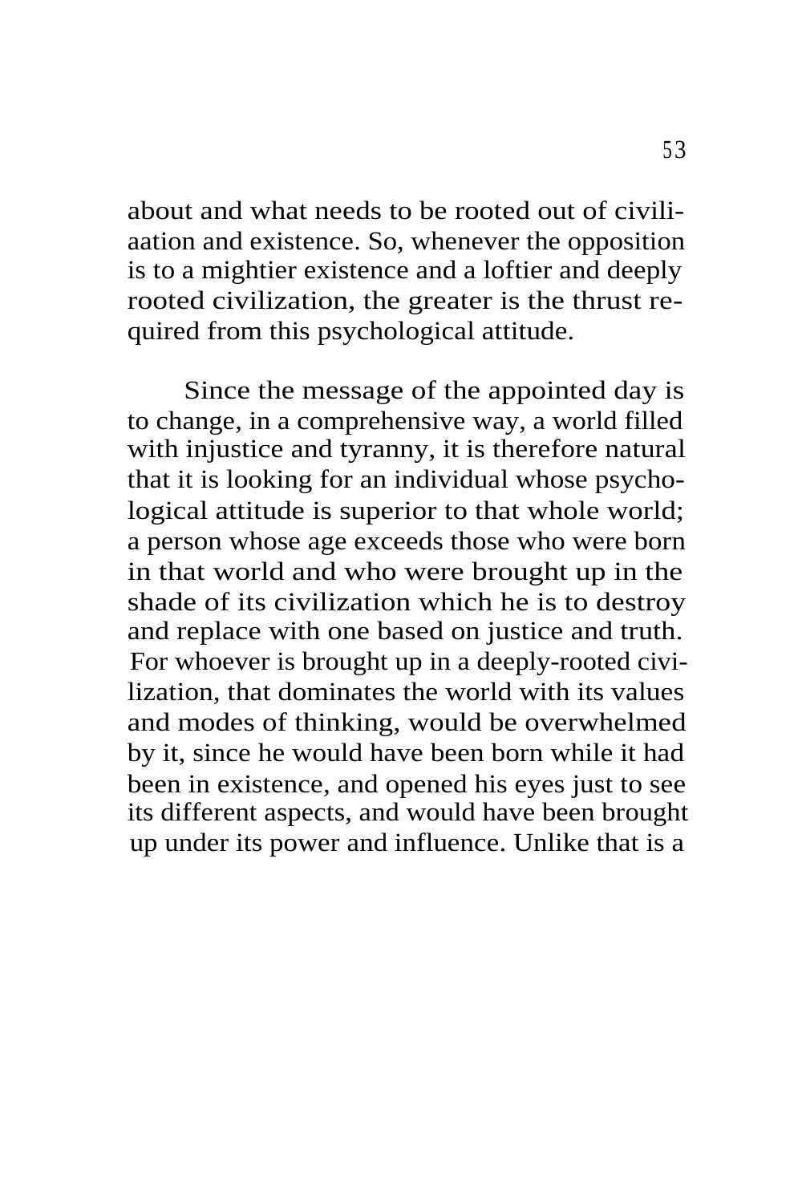about and what needs to be rooted out of civili-aation and existence. So, whenever the opposition is to a mightier existence and a loftier and deeply rooted civilization, the greater is the thrust required from this psychological attitude.

Since the message of the appointed day is to change, in a comprehensive way, a world filled with injustice and tyranny, it is therefore natural that it is looking for an individual whose psychological attitude is superior to that whole world; a person whose age exceeds those who were born in that world and who were brought up in the shade of its civilization which he is to destroy and replace with one based on justice and truth. For whoever is brought up in a deeply-rooted civilization, that dominates the world with its values and modes of thinking, would be overwhelmed by it, since he would have been born while it had been in existence, and opened his eyes just to see its different aspects, and would have been brought up under its power and influence. Unlike that is a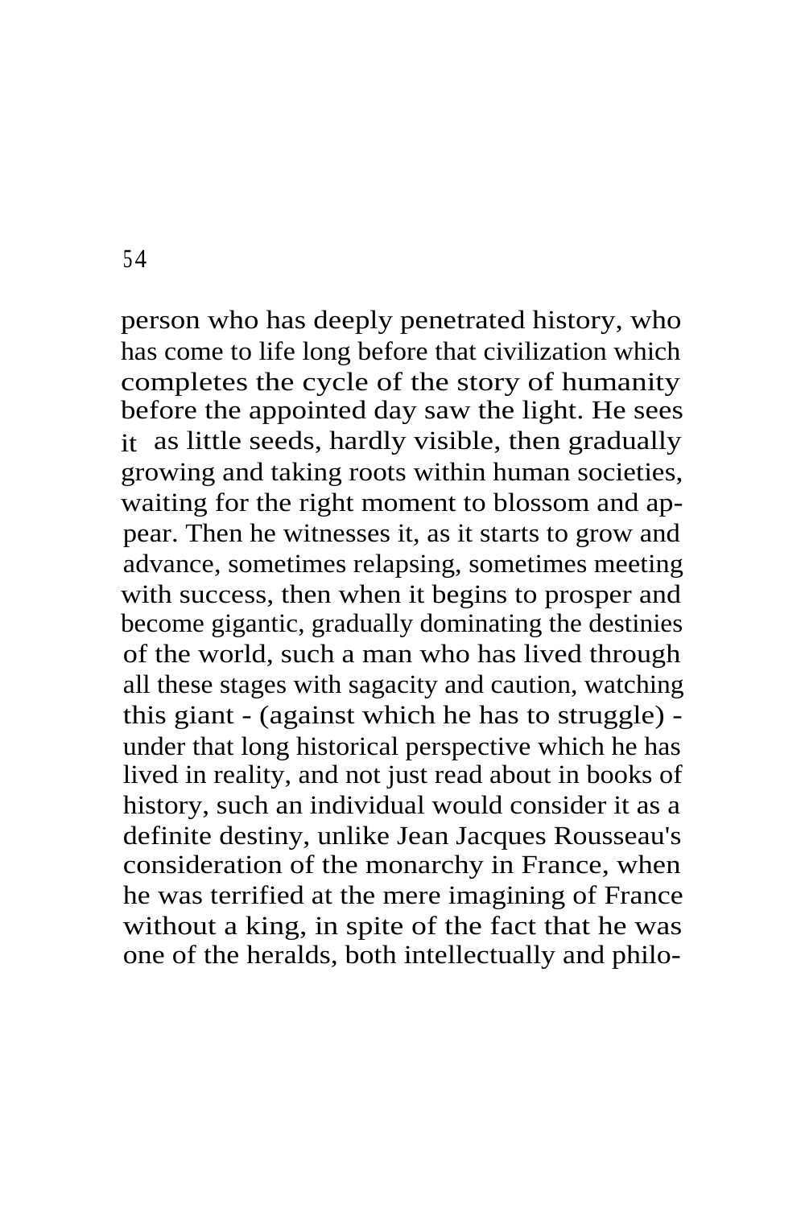person who has deeply penetrated history, who has come to life long before that civilization which completes the cycle of the story of humanity before the appointed day saw the light. He sees it as little seeds, hardly visible, then gradually growing and taking roots within human societies, waiting for the right moment to blossom and appear. Then he witnesses it, as it starts to grow and advance, sometimes relapsing, sometimes meeting with success, then when it begins to prosper and become gigantic, gradually dominating the destinies of the world, such a man who has lived through all these stages with sagacity and caution, watching this giant - (against which he has to struggle) - under that long historical perspective which he has lived in reality, and not just read about in books of history, such an individual would consider it as a definite destiny, unlike Jean Jacques Rousseau's consideration of the monarchy in France, when he was terrified at the mere imagining of France without a king, in spite of the fact that he was one of the heralds, both intellectually and philo-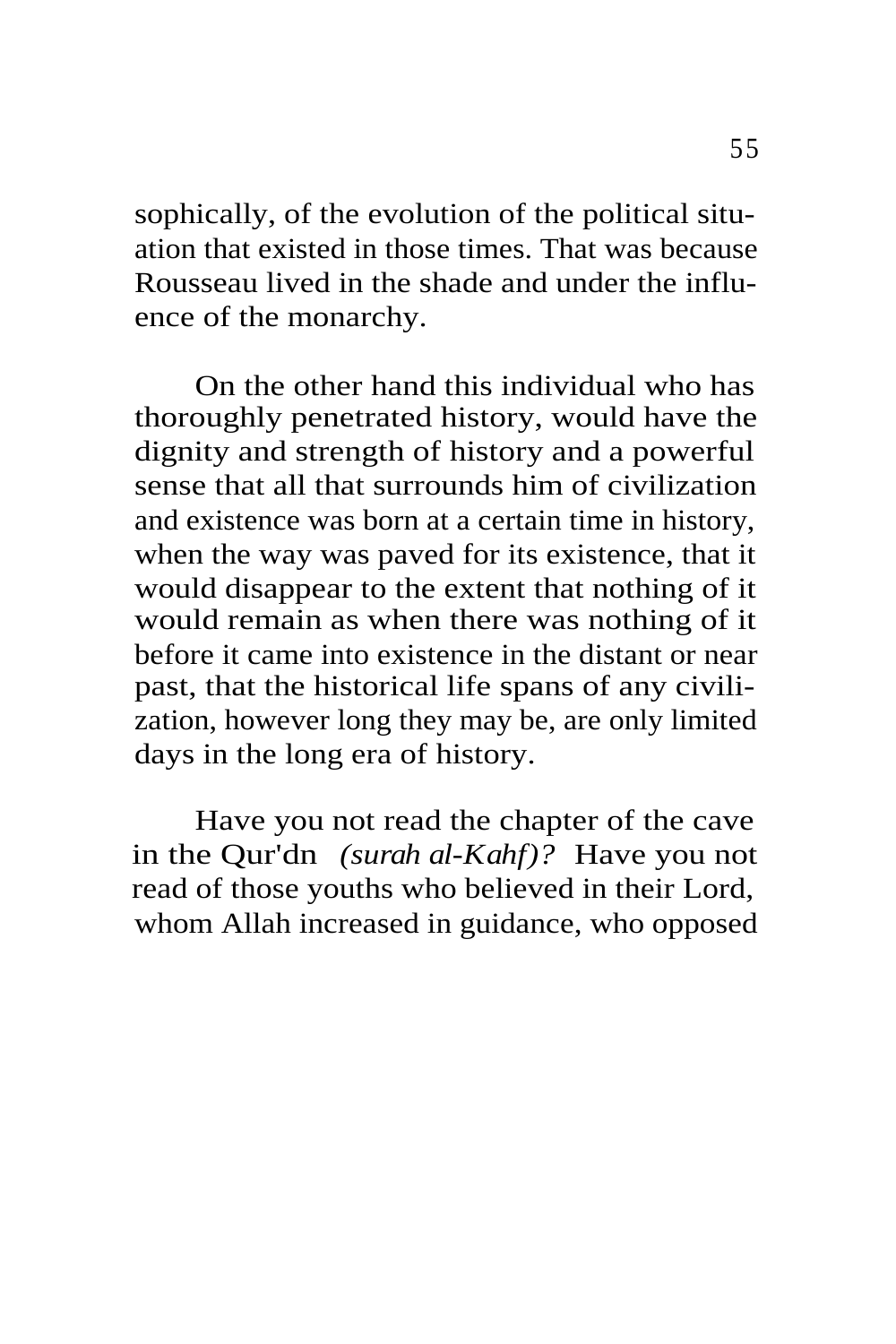sophically, of the evolution of the political situation that existed in those times. That was because Rousseau lived in the shade and under the influence of the monarchy.

On the other hand this individual who has thoroughly penetrated history, would have the dignity and strength of history and a powerful sense that all that surrounds him of civilization and existence was born at a certain time in history, when the way was paved for its existence, that it would disappear to the extent that nothing of it would remain as when there was nothing of it before it came into existence in the distant or near past, that the historical life spans of any civilization, however long they may be, are only limited days in the long era of history.

Have you not read the chapter of the cave in the Qur'dn *(surah al-Kahf)?* Have you not read of those youths who believed in their Lord, whom Allah increased in guidance, who opposed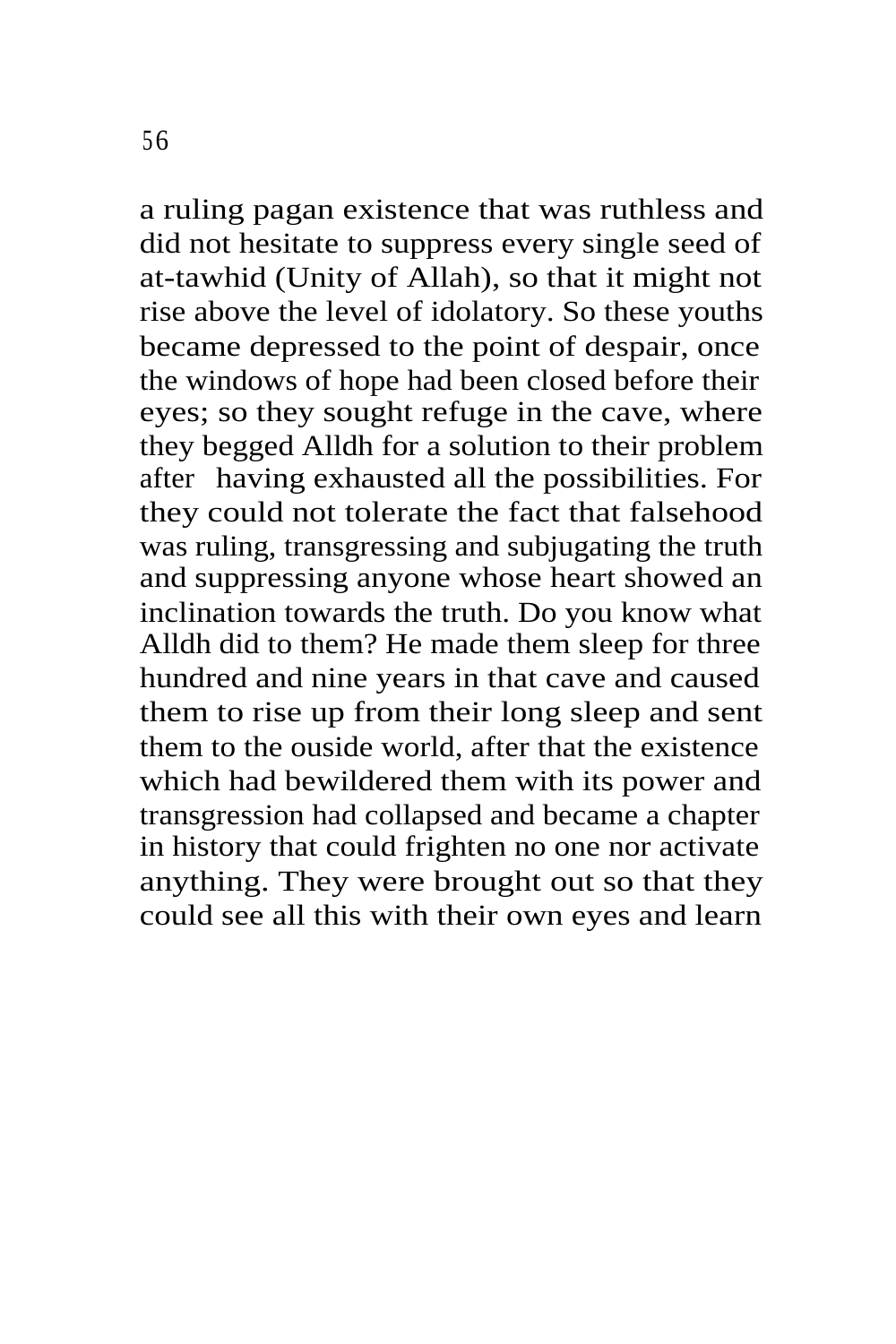a ruling pagan existence that was ruthless and did not hesitate to suppress every single seed of at-tawhid (Unity of Allah), so that it might not rise above the level of idolatory. So these youths became depressed to the point of despair, once the windows of hope had been closed before their eyes; so they sought refuge in the cave, where they begged Alldh for a solution to their problem after having exhausted all the possibilities. For they could not tolerate the fact that falsehood was ruling, transgressing and subjugating the truth and suppressing anyone whose heart showed an inclination towards the truth. Do you know what Alldh did to them? He made them sleep for three hundred and nine years in that cave and caused them to rise up from their long sleep and sent them to the ouside world, after that the existence which had bewildered them with its power and transgression had collapsed and became a chapter in history that could frighten no one nor activate anything. They were brought out so that they could see all this with their own eyes and learn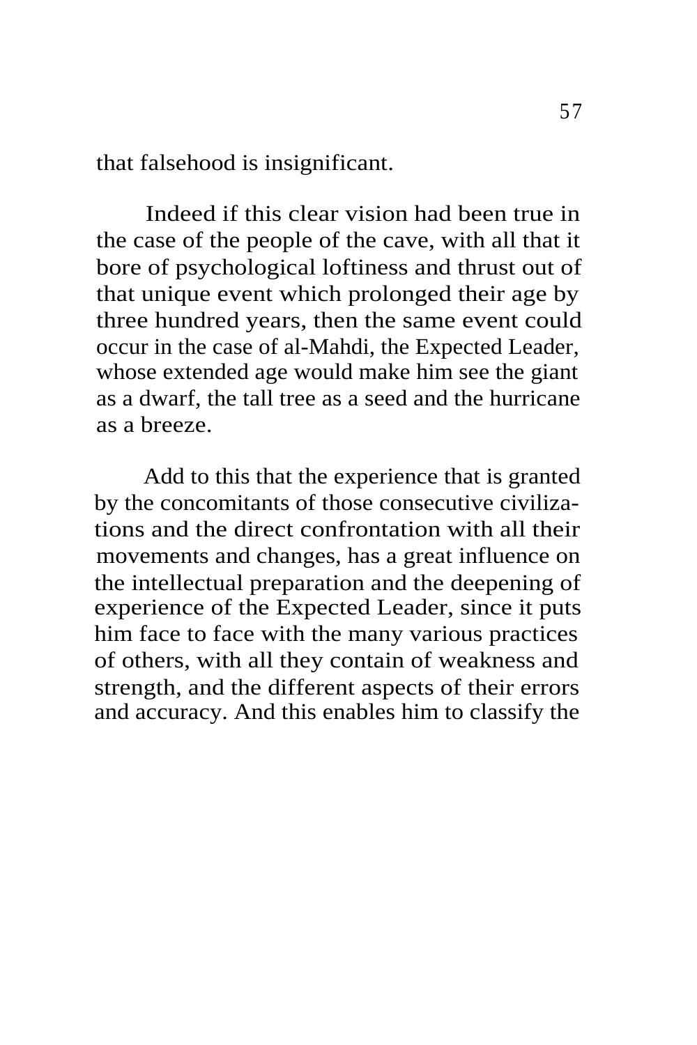that falsehood is insignificant.

Indeed if this clear vision had been true in the case of the people of the cave, with all that it bore of psychological loftiness and thrust out of that unique event which prolonged their age by three hundred years, then the same event could occur in the case of al-Mahdi, the Expected Leader, whose extended age would make him see the giant as a dwarf, the tall tree as a seed and the hurricane as a breeze.

Add to this that the experience that is granted by the concomitants of those consecutive civilizations and the direct confrontation with all their movements and changes, has a great influence on the intellectual preparation and the deepening of experience of the Expected Leader, since it puts him face to face with the many various practices of others, with all they contain of weakness and strength, and the different aspects of their errors and accuracy. And this enables him to classify the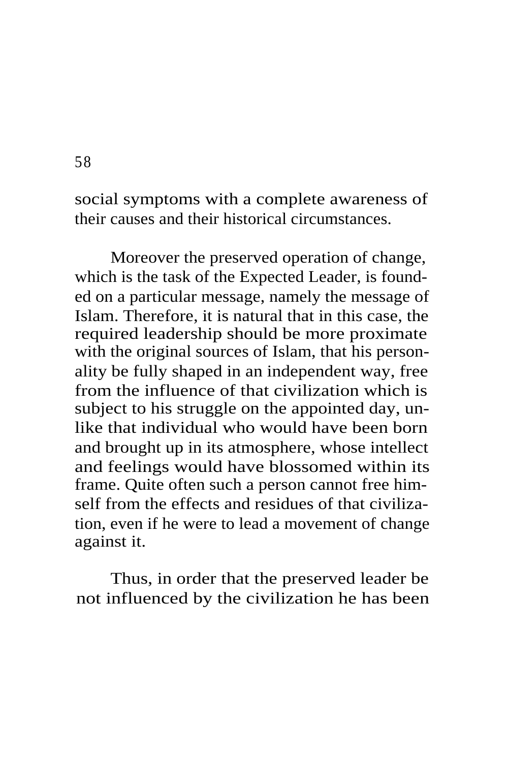social symptoms with a complete awareness of their causes and their historical circumstances.

Moreover the preserved operation of change, which is the task of the Expected Leader, is founded on a particular message, namely the message of Islam. Therefore, it is natural that in this case, the required leadership should be more proximate with the original sources of Islam, that his personality be fully shaped in an independent way, free from the influence of that civilization which is subject to his struggle on the appointed day, unlike that individual who would have been born and brought up in its atmosphere, whose intellect and feelings would have blossomed within its frame. Quite often such a person cannot free himself from the effects and residues of that civilization, even if he were to lead a movement of change against it.

Thus, in order that the preserved leader be not influenced by the civilization he has been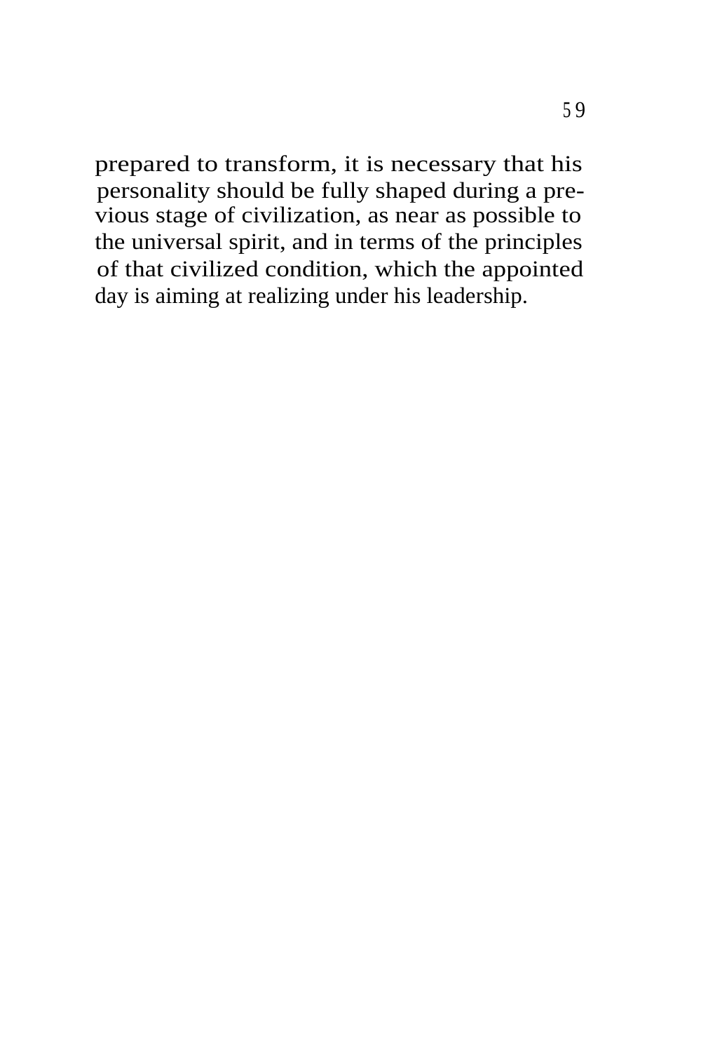prepared to transform, it is necessary that his personality should be fully shaped during a previous stage of civilization, as near as possible to the universal spirit, and in terms of the principles of that civilized condition, which the appointed day is aiming at realizing under his leadership.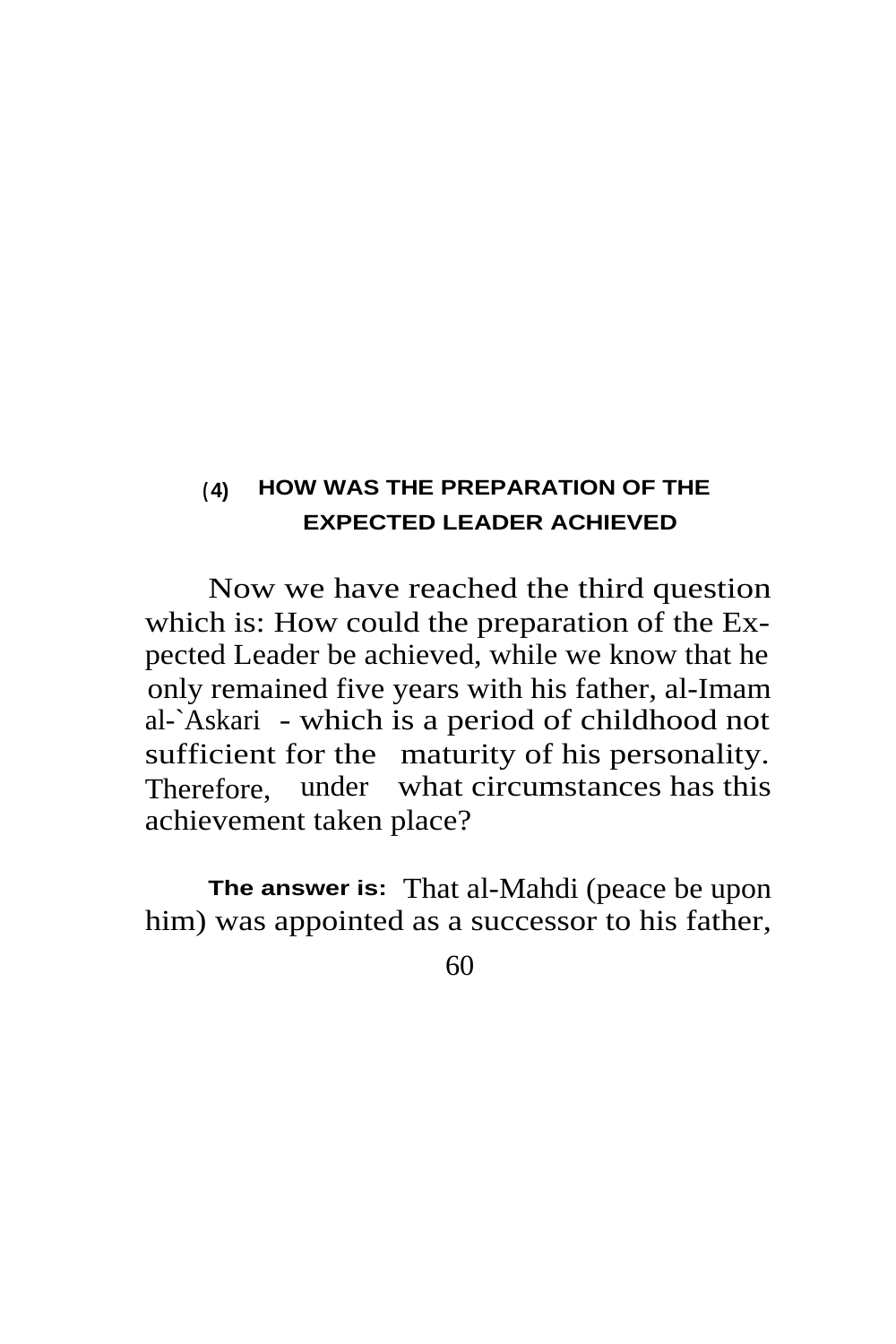## (4) HOW WAS THE PREPARATION OF THE EXPECTED LEADER ACHIEVED

Now we have reached the third question which is: How could the preparation of the Expected Leader be achieved, while we know that he only remained five years with his father, al-Imam al-`Askari - which is a period of childhood not sufficient for the maturity of his personality. Therefore, under what circumstances has this achievement taken place?

**The answer is:** That al-Mahdi (peace be upon him) was appointed as a successor to his father,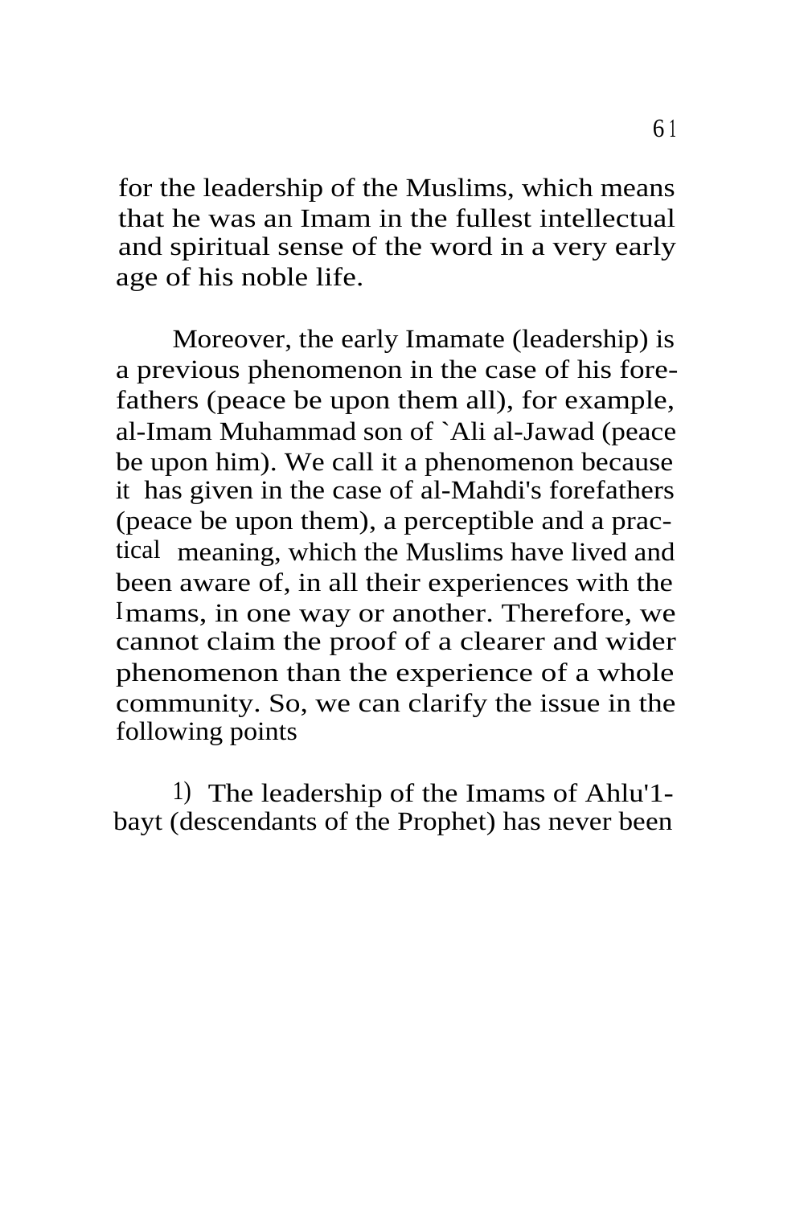for the leadership of the Muslims, which means that he was an Imam in the fullest intellectual and spiritual sense of the word in a very early age of his noble life.

Moreover, the early Imamate (leadership) is a previous phenomenon in the case of his forefathers (peace be upon them all), for example, al-Imam Muhammad son of `Ali al-Jawad (peace be upon him). We call it a phenomenon because it has given in the case of al-Mahdi's forefathers (peace be upon them), a perceptible and a practical meaning, which the Muslims have lived and been aware of, in all their experiences with the Imams, in one way or another. Therefore, we cannot claim the proof of a clearer and wider phenomenon than the experience of a whole community. So, we can clarify the issue in the following points

1) The leadership of the Imams of Ahlu'1-bayt (descendants of the Prophet) has never been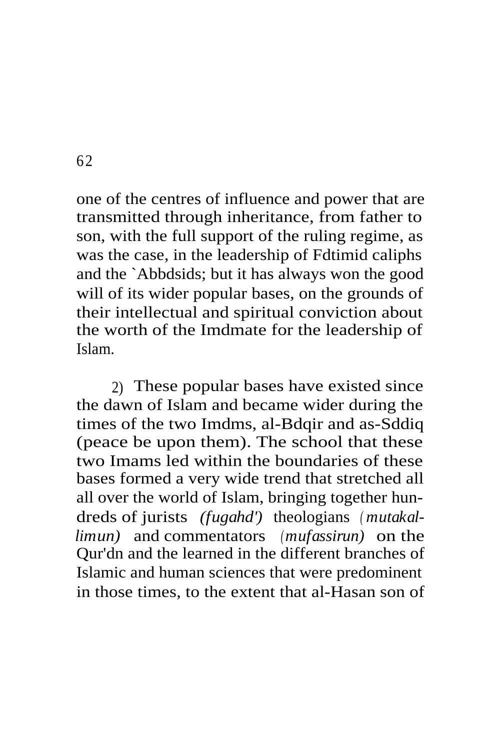one of the centres of influence and power that are transmitted through inheritance, from father to son, with the full support of the ruling regime, as was the case, in the leadership of Fdtimid caliphs and the `Abbdsids; but it has always won the good will of its wider popular bases, on the grounds of their intellectual and spiritual conviction about the worth of the Imdmate for the leadership of Islam.

2) These popular bases have existed since the dawn of Islam and became wider during the times of the two Imdms, al-Bdqir and as-Sddiq (peace be upon them). The school that these two Imams led within the boundaries of these bases formed a very wide trend that stretched all all over the world of Islam, bringing together hundreds of jurists *(fugahd')* theologians *(mutakallimun)* and commentators *(mufassirun)* on the Qur'dn and the learned in the different branches of Islamic and human sciences that were predominent in those times, to the extent that al-Hasan son of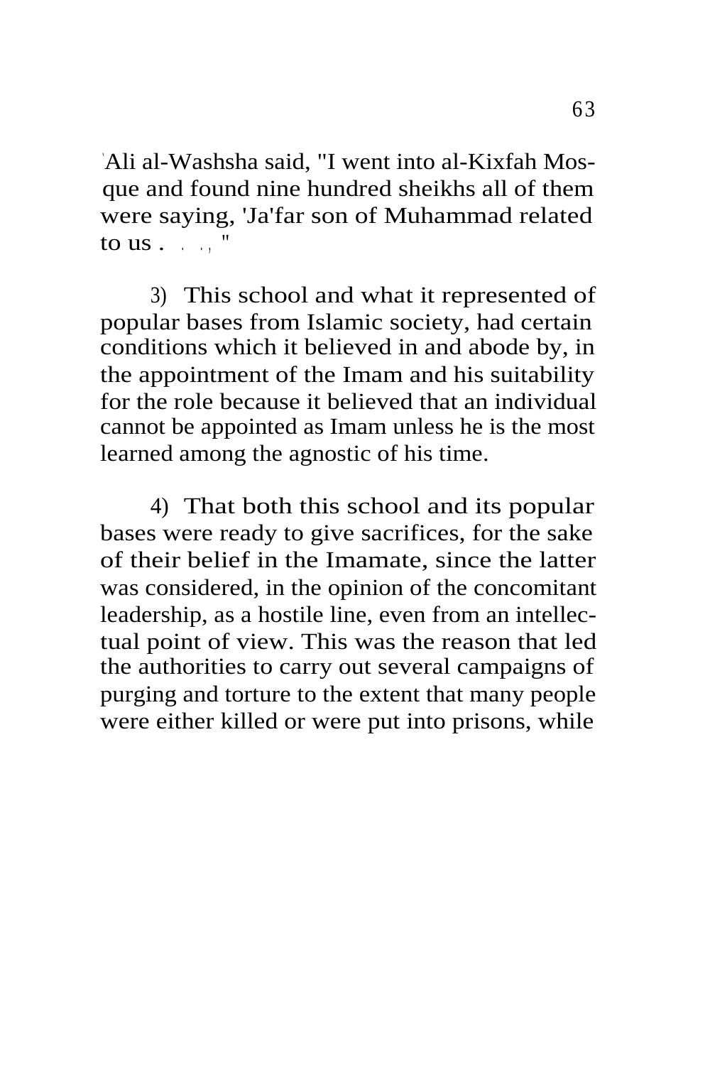'Ali al-Washsha said, "I went into al-Kixfah Mosque and found nine hundred sheikhs all of them were saying, 'Ja'far son of Muhammad related to us . . . , "

3) This school and what it represented of popular bases from Islamic society, had certain conditions which it believed in and abode by, in the appointment of the Imam and his suitability for the role because it believed that an individual cannot be appointed as Imam unless he is the most learned among the agnostic of his time.

4) That both this school and its popular bases were ready to give sacrifices, for the sake of their belief in the Imamate, since the latter was considered, in the opinion of the concomitant leadership, as a hostile line, even from an intellectual point of view. This was the reason that led the authorities to carry out several campaigns of purging and torture to the extent that many people were either killed or were put into prisons, while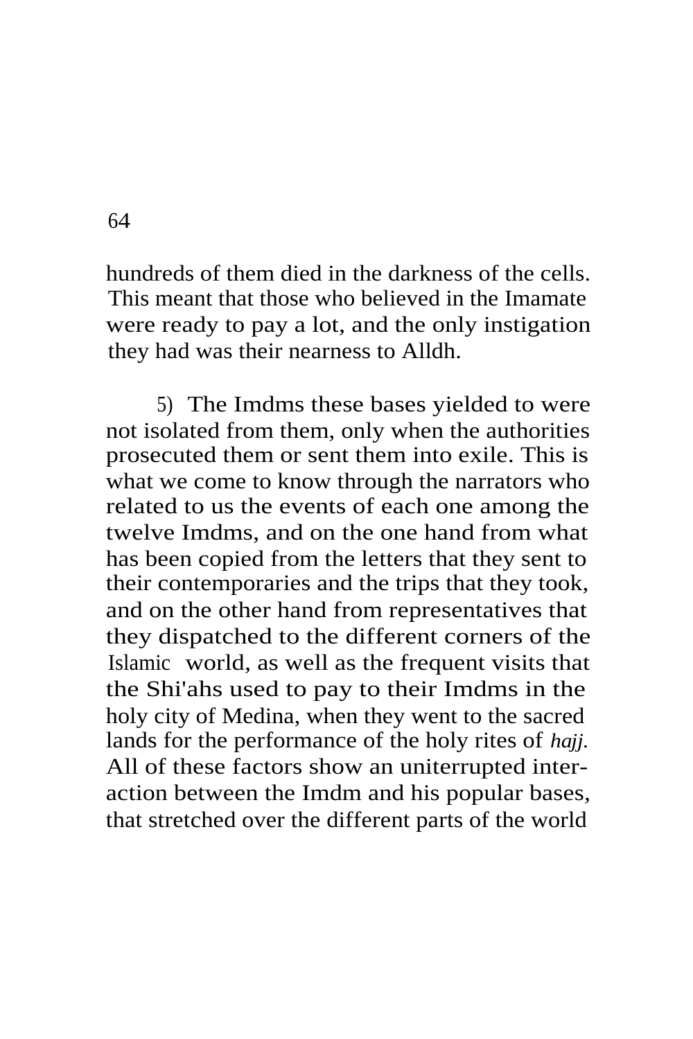hundreds of them died in the darkness of the cells. This meant that those who believed in the Imamate were ready to pay a lot, and the only instigation they had was their nearness to Alldh.

5) The Imdms these bases yielded to were not isolated from them, only when the authorities prosecuted them or sent them into exile. This is what we come to know through the narrators who related to us the events of each one among the twelve Imdms, and on the one hand from what has been copied from the letters that they sent to their contemporaries and the trips that they took, and on the other hand from representatives that they dispatched to the different corners of the Islamic world, as well as the frequent visits that the Shi'ahs used to pay to their Imdms in the holy city of Medina, when they went to the sacred lands for the performance of the holy rites of *hajj.* All of these factors show an uniterrupted inter-action between the Imdm and his popular bases, that stretched over the different parts of the world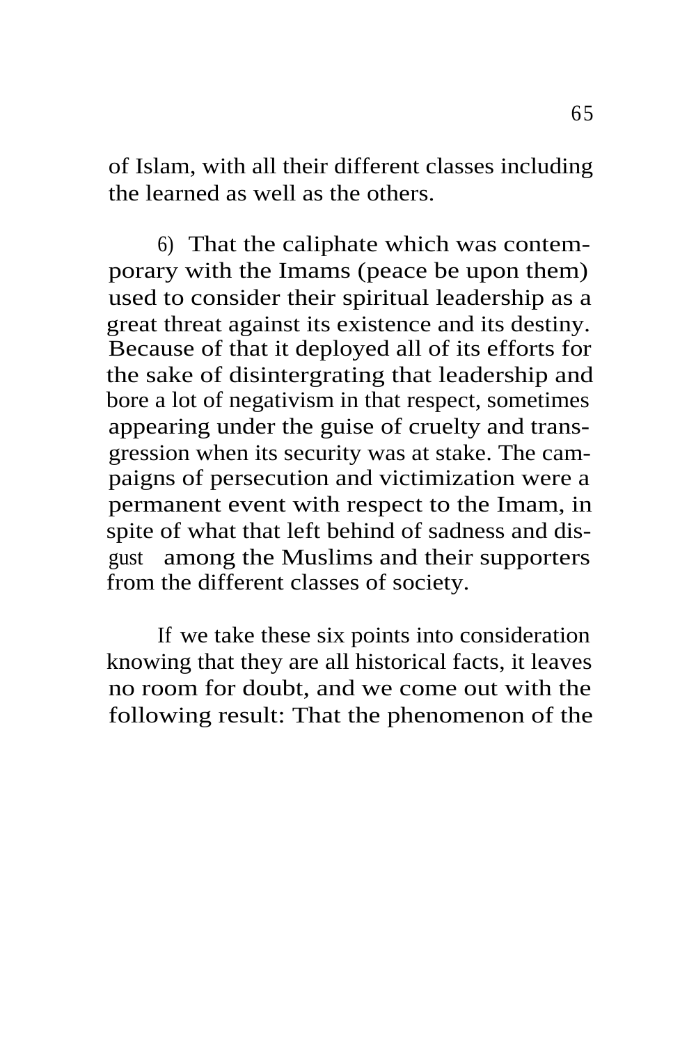of Islam, with all their different classes including the learned as well as the others.

6) That the caliphate which was contemporary with the Imams (peace be upon them) used to consider their spiritual leadership as a great threat against its existence and its destiny. Because of that it deployed all of its efforts for the sake of disintergrating that leadership and bore a lot of negativism in that respect, sometimes appearing under the guise of cruelty and transgression when its security was at stake. The campaigns of persecution and victimization were a permanent event with respect to the Imam, in spite of what that left behind of sadness and disgust among the Muslims and their supporters from the different classes of society.

If we take these six points into consideration knowing that they are all historical facts, it leaves no room for doubt, and we come out with the following result: That the phenomenon of the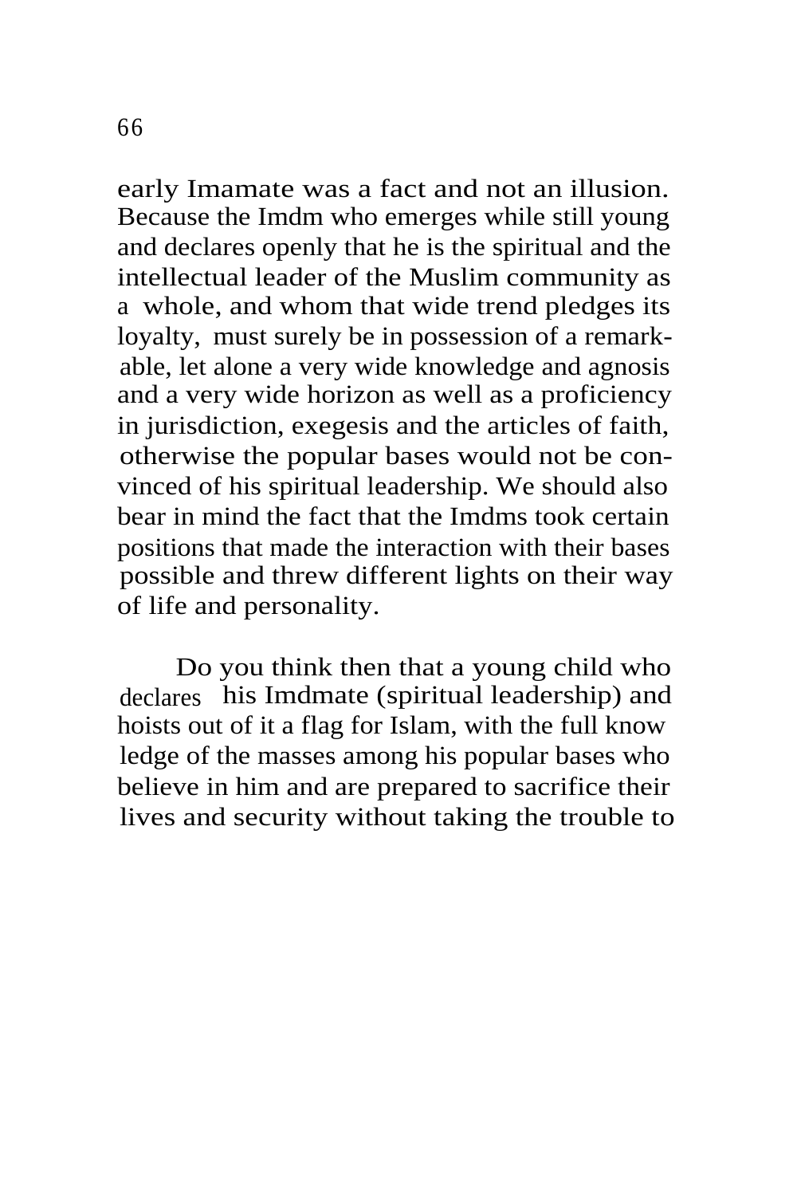early Imamate was a fact and not an illusion. Because the Imdm who emerges while still young and declares openly that he is the spiritual and the intellectual leader of the Muslim community as a whole, and whom that wide trend pledges its loyalty, must surely be in possession of a remarkable, let alone a very wide knowledge and agnosis and a very wide horizon as well as a proficiency in jurisdiction, exegesis and the articles of faith, otherwise the popular bases would not be convinced of his spiritual leadership. We should also bear in mind the fact that the Imdms took certain positions that made the interaction with their bases possible and threw different lights on their way of life and personality.

Do you think then that a young child who declares his Imdmate (spiritual leadership) and hoists out of it a flag for Islam, with the full knowledge of the masses among his popular bases who believe in him and are prepared to sacrifice their lives and security without taking the trouble to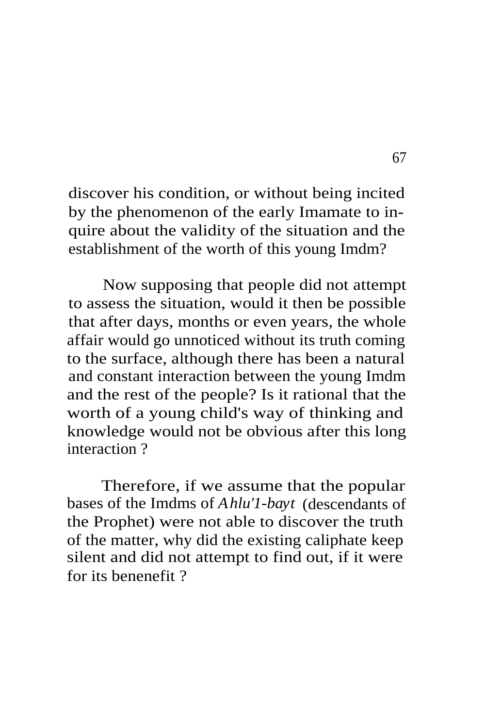discover his condition, or without being incited by the phenomenon of the early Imamate to inquire about the validity of the situation and the establishment of the worth of this young Imdm?

Now supposing that people did not attempt to assess the situation, would it then be possible that after days, months or even years, the whole affair would go unnoticed without its truth coming to the surface, although there has been a natural and constant interaction between the young Imdm and the rest of the people? Is it rational that the worth of a young child's way of thinking and knowledge would not be obvious after this long interaction ?

Therefore, if we assume that the popular bases of the Imdms of *Ahlu'1-bayt* (descendants of the Prophet) were not able to discover the truth of the matter, why did the existing caliphate keep silent and did not attempt to find out, if it were for its benenefit ?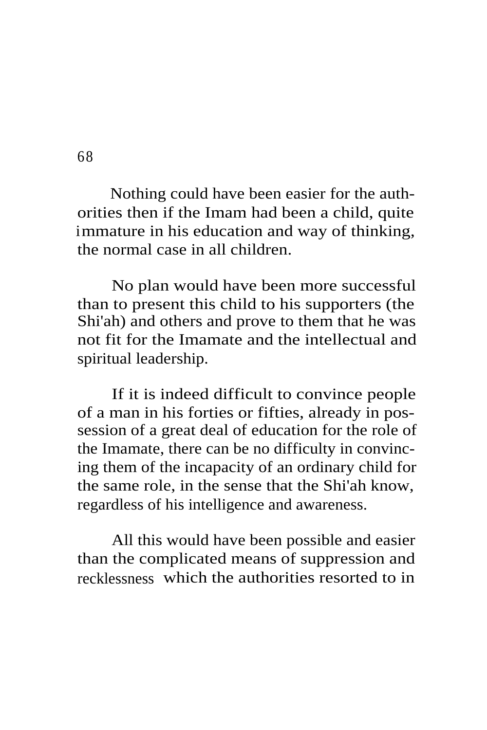Nothing could have been easier for the authorities then if the Imam had been a child, quite immature in his education and way of thinking, the normal case in all children.

No plan would have been more successful than to present this child to his supporters (the Shi'ah) and others and prove to them that he was not fit for the Imamate and the intellectual and spiritual leadership.

If it is indeed difficult to convince people of a man in his forties or fifties, already in possession of a great deal of education for the role of the Imamate, there can be no difficulty in convincing them of the incapacity of an ordinary child for the same role, in the sense that the Shi'ah know, regardless of his intelligence and awareness.

All this would have been possible and easier than the complicated means of suppression and recklessness which the authorities resorted to in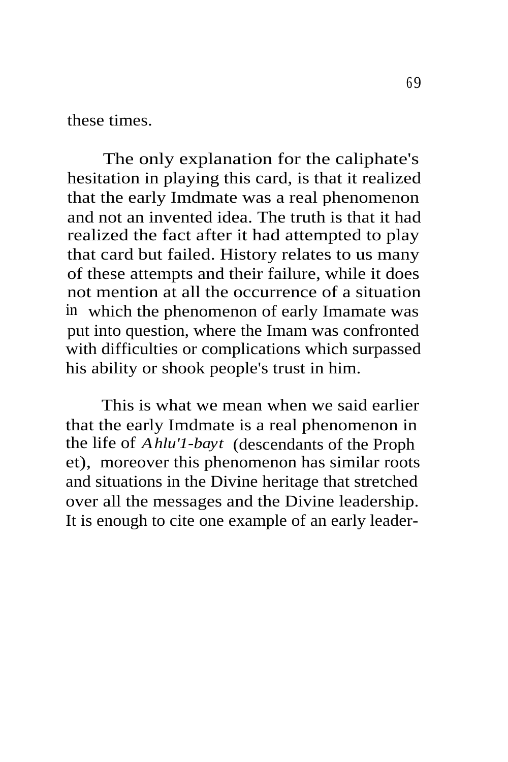these times.

The only explanation for the caliphate's hesitation in playing this card, is that it realized that the early Imdmate was a real phenomenon and not an invented idea. The truth is that it had realized the fact after it had attempted to play that card but failed. History relates to us many of these attempts and their failure, while it does not mention at all the occurrence of a situation in which the phenomenon of early Imamate was put into question, where the Imam was confronted with difficulties or complications which surpassed his ability or shook people's trust in him.

This is what we mean when we said earlier that the early Imdmate is a real phenomenon in the life of *Ahlu'1-bayt* (descendants of the Prophet), moreover this phenomenon has similar roots and situations in the Divine heritage that stretched over all the messages and the Divine leadership. It is enough to cite one example of an early leader-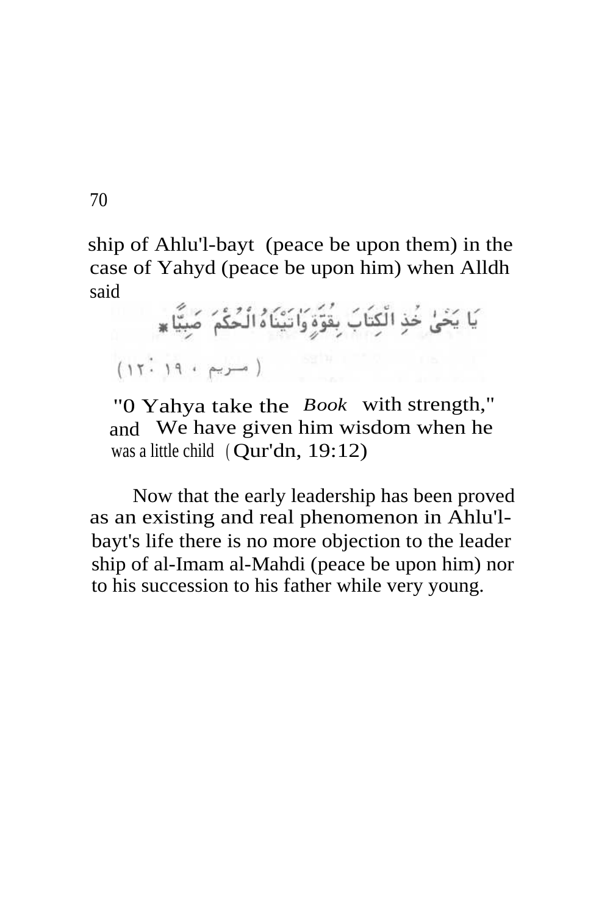ship of Ahlu'l-bayt (peace be upon them) in the case of Yahyd (peace be upon him) when Alldh said

يَا يَحْيَىٰ خُذِ الْكِتَابَ بِقُوَّةٍ وَآتَيْنَاهُ الْحُكْمَ صَبِيًّا

( مريم ، ١٩ : ١٢ )

"0 Yahya take the *Book* with strength," and We have given him wisdom when he was a little child (Qur'dn, 19:12)

Now that the early leadership has been proved as an existing and real phenomenon in Ahlu'l-bayt's life there is no more objection to the leader ship of al-Imam al-Mahdi (peace be upon him) nor to his succession to his father while very young.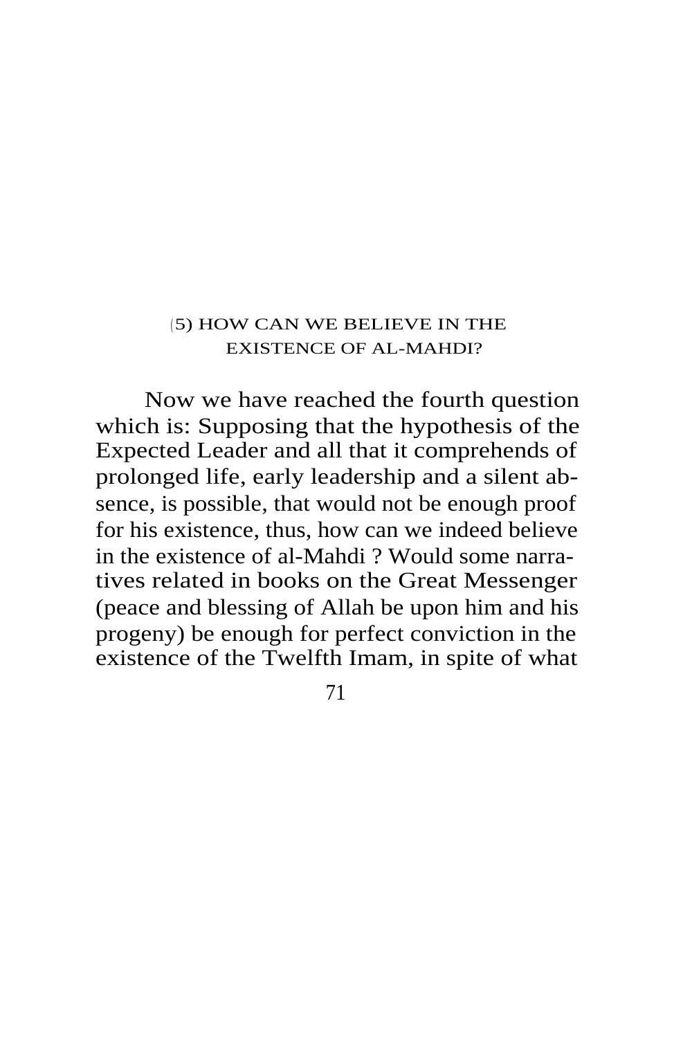## (5) HOW CAN WE BELIEVE IN THE EXISTENCE OF AL-MAHDI?

Now we have reached the fourth question which is: Supposing that the hypothesis of the Expected Leader and all that it comprehends of prolonged life, early leadership and a silent absence, is possible, that would not be enough proof for his existence, thus, how can we indeed believe in the existence of al-Mahdi ? Would some narratives related in books on the Great Messenger (peace and blessing of Allah be upon him and his progeny) be enough for perfect conviction in the existence of the Twelfth Imam, in spite of what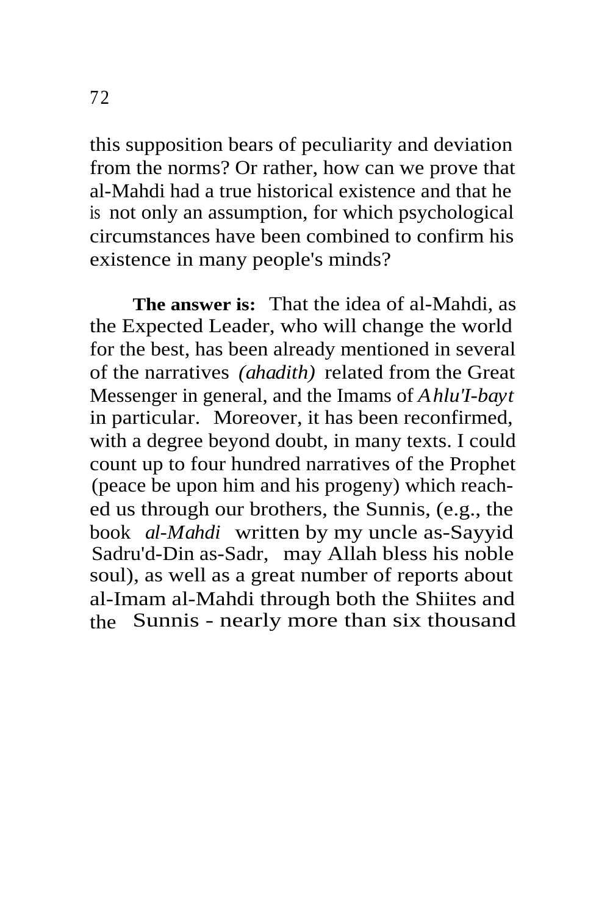this supposition bears of peculiarity and deviation from the norms? Or rather, how can we prove that al-Mahdi had a true historical existence and that he is not only an assumption, for which psychological circumstances have been combined to confirm his existence in many people's minds?

**The answer is:** That the idea of al-Mahdi, as the Expected Leader, who will change the world for the best, has been already mentioned in several of the narratives *(ahadith)* related from the Great Messenger in general, and the Imams of *Ahlu'I-bayt* in particular. Moreover, it has been reconfirmed, with a degree beyond doubt, in many texts. I could count up to four hundred narratives of the Prophet (peace be upon him and his progeny) which reached us through our brothers, the Sunnis, (e.g., the book *al-Mahdi* written by my uncle as-Sayyid Sadru'd-Din as-Sadr, may Allah bless his noble soul), as well as a great number of reports about al-Imam al-Mahdi through both the Shiites and the Sunnis - nearly more than six thousand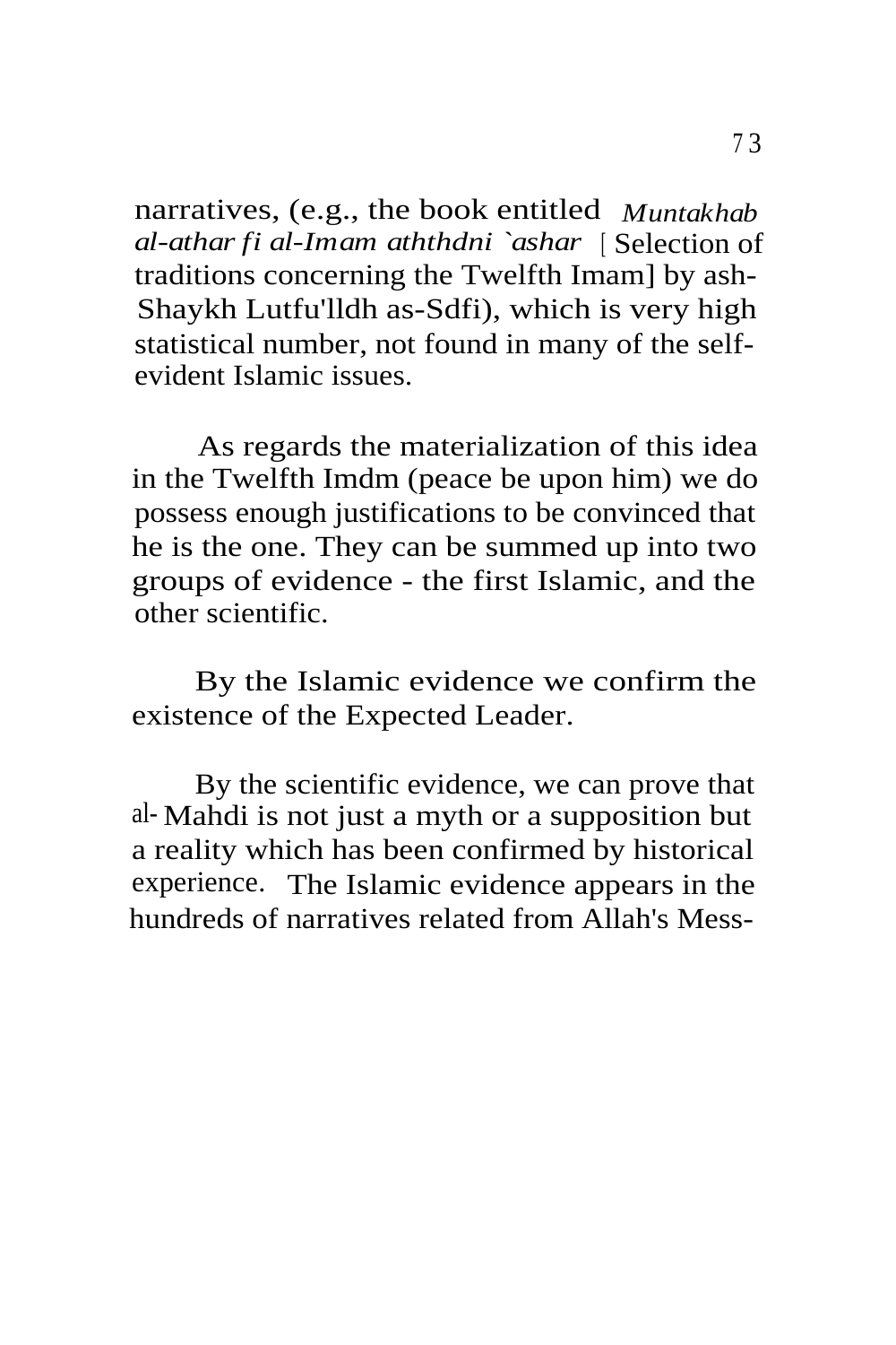narratives, (e.g., the book entitled *Muntakhab al-athar fi al-Imam aththdni `ashar* [ Selection of traditions concerning the Twelfth Imam] by ash-Shaykh Lutfu'lldh as-Sdfi), which is very high statistical number, not found in many of the self-evident Islamic issues.

As regards the materialization of this idea in the Twelfth Imdm (peace be upon him) we do possess enough justifications to be convinced that he is the one. They can be summed up into two groups of evidence - the first Islamic, and the other scientific.

By the Islamic evidence we confirm the existence of the Expected Leader.

By the scientific evidence, we can prove that al- Mahdi is not just a myth or a supposition but a reality which has been confirmed by historical experience. The Islamic evidence appears in the hundreds of narratives related from Allah's Mess-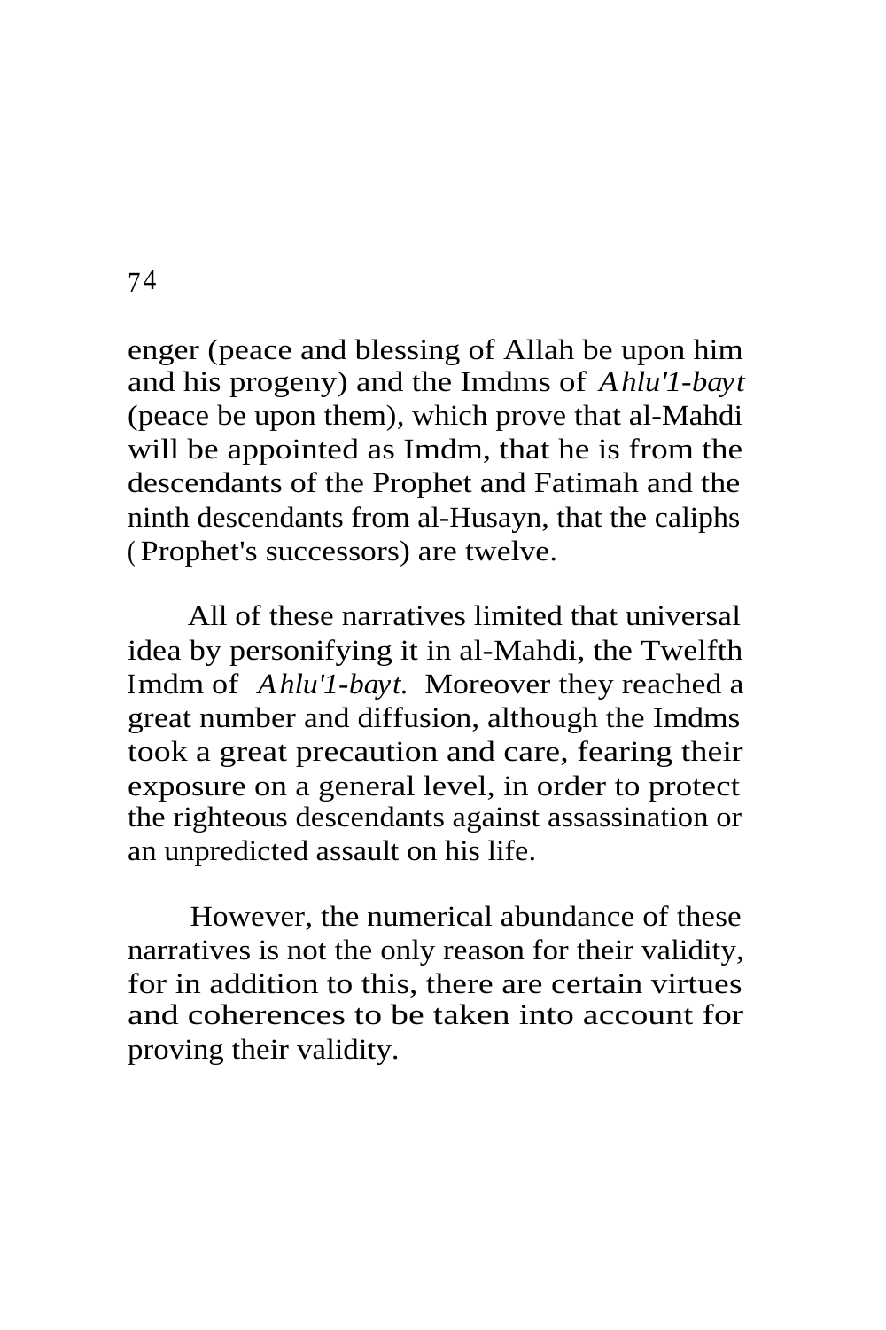enger (peace and blessing of Allah be upon him and his progeny) and the Imdms of *Ahlu'1-bayt* (peace be upon them), which prove that al-Mahdi will be appointed as Imdm, that he is from the descendants of the Prophet and Fatimah and the ninth descendants from al-Husayn, that the caliphs (Prophet's successors) are twelve.

All of these narratives limited that universal idea by personifying it in al-Mahdi, the Twelfth Imdm of *Ahlu'1-bayt.* Moreover they reached a great number and diffusion, although the Imdms took a great precaution and care, fearing their exposure on a general level, in order to protect the righteous descendants against assassination or an unpredicted assault on his life.

However, the numerical abundance of these narratives is not the only reason for their validity, for in addition to this, there are certain virtues and coherences to be taken into account for proving their validity.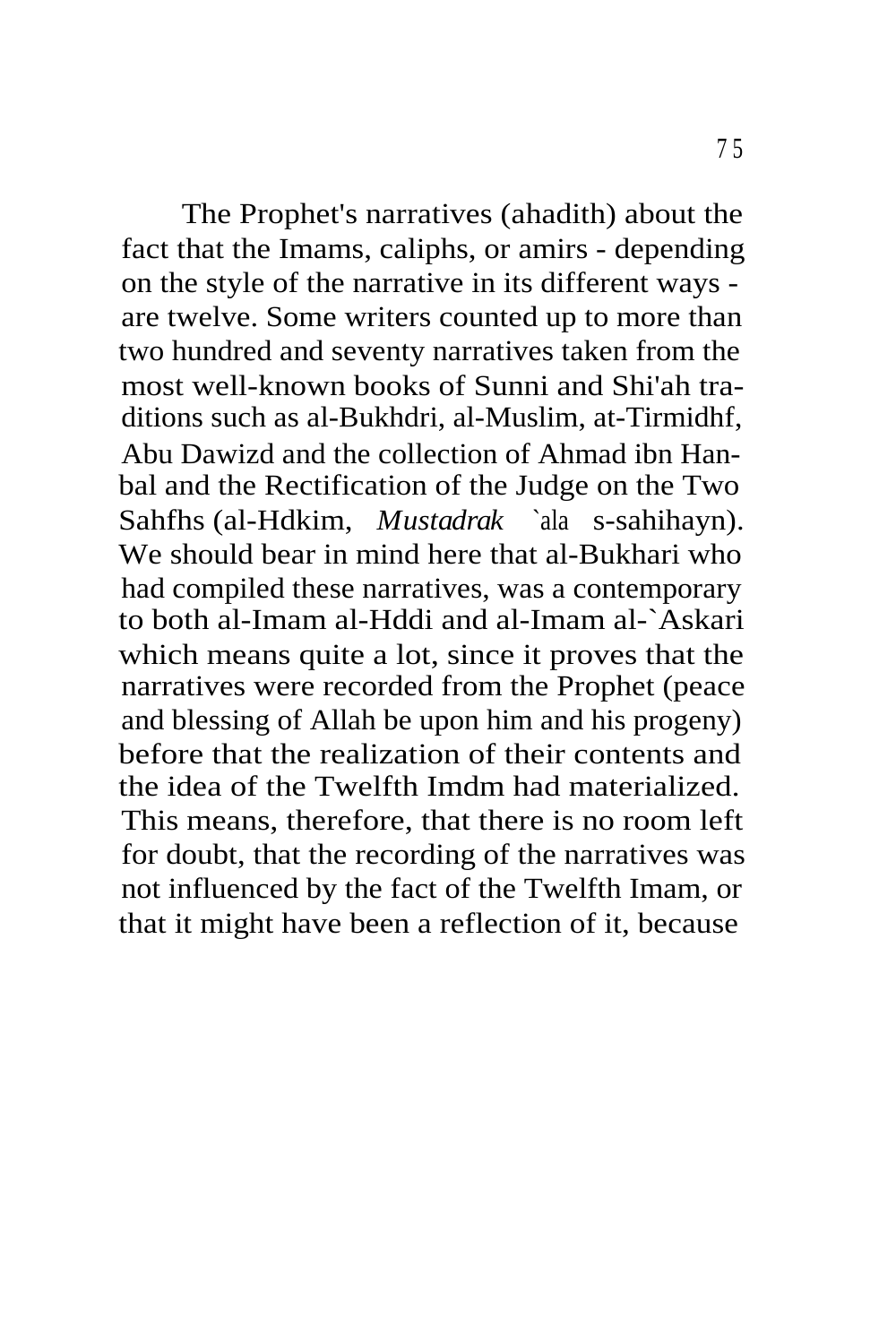The Prophet's narratives (ahadith) about the fact that the Imams, caliphs, or amirs - depending on the style of the narrative in its different ways - are twelve. Some writers counted up to more than two hundred and seventy narratives taken from the most well-known books of Sunni and Shi'ah traditions such as al-Bukhdri, al-Muslim, at-Tirmidhf, Abu Dawizd and the collection of Ahmad ibn Hanbal and the Rectification of the Judge on the Two Sahfhs (al-Hdkim, *Mustadrak* `ala s-sahihayn). We should bear in mind here that al-Bukhari who had compiled these narratives, was a contemporary to both al-Imam al-Hddi and al-Imam al-`Askari which means quite a lot, since it proves that the narratives were recorded from the Prophet (peace and blessing of Allah be upon him and his progeny) before that the realization of their contents and the idea of the Twelfth Imdm had materialized. This means, therefore, that there is no room left for doubt, that the recording of the narratives was not influenced by the fact of the Twelfth Imam, or that it might have been a reflection of it, because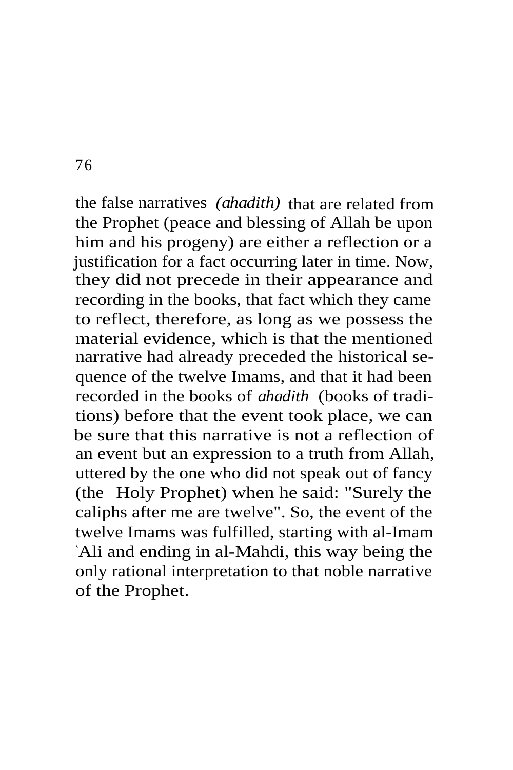the false narratives *(ahadith)* that are related from the Prophet (peace and blessing of Allah be upon him and his progeny) are either a reflection or a justification for a fact occurring later in time. Now, they did not precede in their appearance and recording in the books, that fact which they came to reflect, therefore, as long as we possess the material evidence, which is that the mentioned narrative had already preceded the historical sequence of the twelve Imams, and that it had been recorded in the books of *ahadith* (books of traditions) before that the event took place, we can be sure that this narrative is not a reflection of an event but an expression to a truth from Allah, uttered by the one who did not speak out of fancy (the Holy Prophet) when he said: "Surely the caliphs after me are twelve". So, the event of the twelve Imams was fulfilled, starting with al-Imam `Ali and ending in al-Mahdi, this way being the only rational interpretation to that noble narrative of the Prophet.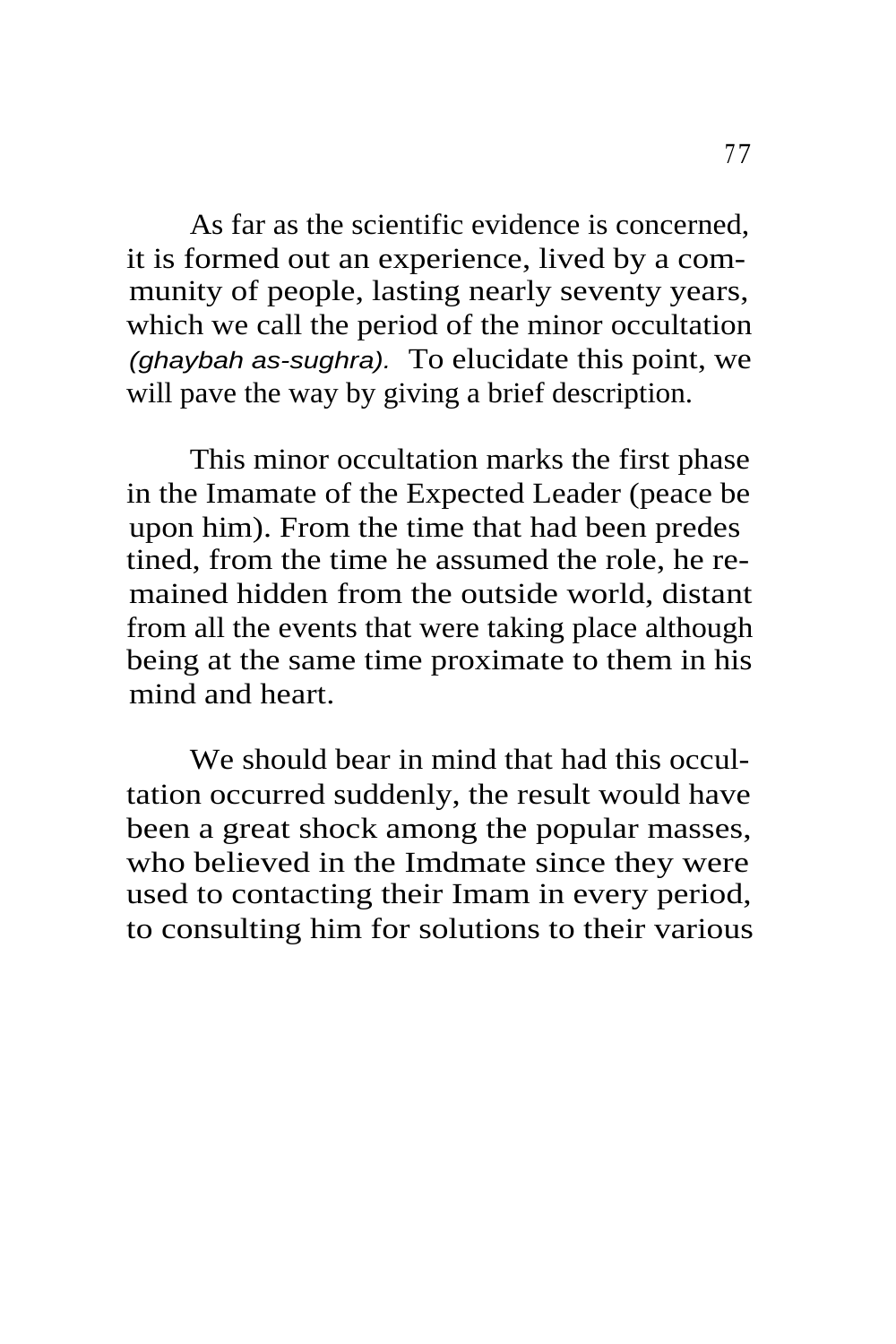As far as the scientific evidence is concerned, it is formed out an experience, lived by a community of people, lasting nearly seventy years, which we call the period of the minor occultation *(ghaybah as-sughra).* To elucidate this point, we will pave the way by giving a brief description.

This minor occultation marks the first phase in the Imamate of the Expected Leader (peace be upon him). From the time that had been predestined, from the time he assumed the role, he remained hidden from the outside world, distant from all the events that were taking place although being at the same time proximate to them in his mind and heart.

We should bear in mind that had this occultation occurred suddenly, the result would have been a great shock among the popular masses, who believed in the Imdmate since they were used to contacting their Imam in every period, to consulting him for solutions to their various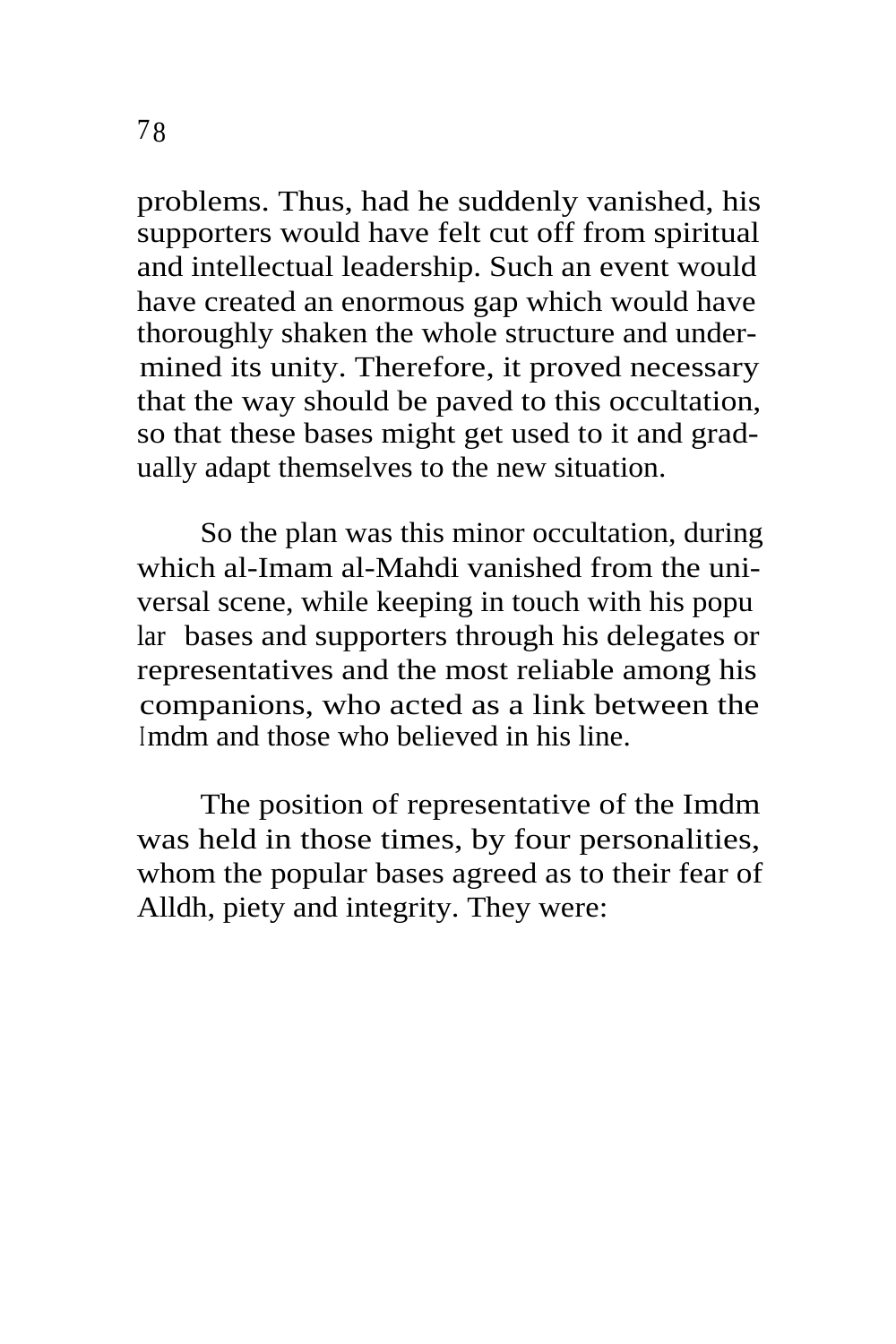problems. Thus, had he suddenly vanished, his supporters would have felt cut off from spiritual and intellectual leadership. Such an event would have created an enormous gap which would have thoroughly shaken the whole structure and undermined its unity. Therefore, it proved necessary that the way should be paved to this occultation, so that these bases might get used to it and gradually adapt themselves to the new situation.

So the plan was this minor occultation, during which al-Imam al-Mahdi vanished from the universal scene, while keeping in touch with his popular bases and supporters through his delegates or representatives and the most reliable among his companions, who acted as a link between the Imdm and those who believed in his line.

The position of representative of the Imdm was held in those times, by four personalities, whom the popular bases agreed as to their fear of Alldh, piety and integrity. They were: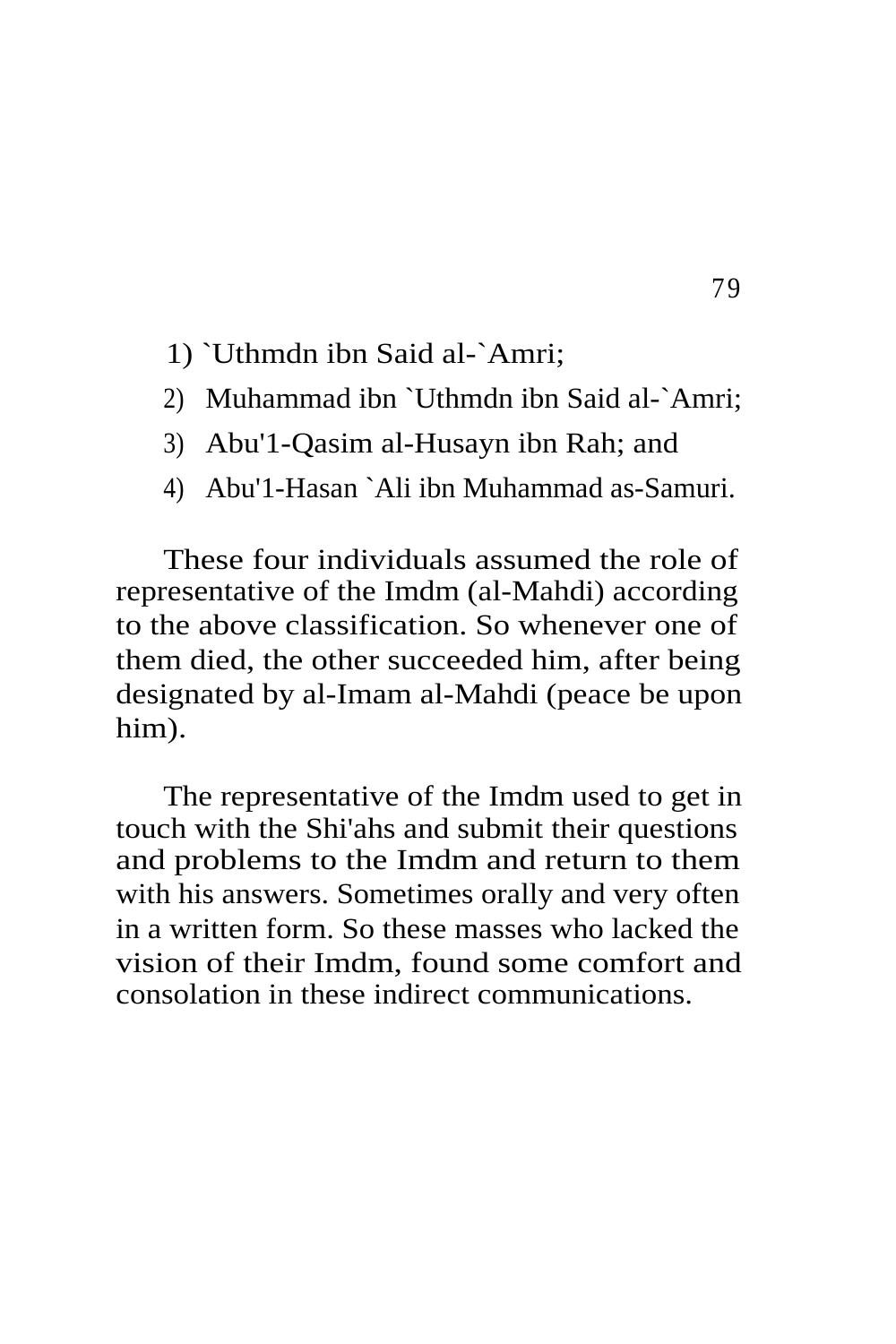1) `Uthmdn ibn Said al-`Amri;
2) Muhammad ibn `Uthmdn ibn Said al-`Amri;
3) Abu'1-Qasim al-Husayn ibn Rah; and
4) Abu'1-Hasan `Ali ibn Muhammad as-Samuri.

These four individuals assumed the role of representative of the Imdm (al-Mahdi) according to the above classification. So whenever one of them died, the other succeeded him, after being designated by al-Imam al-Mahdi (peace be upon him).

The representative of the Imdm used to get in touch with the Shi'ahs and submit their questions and problems to the Imdm and return to them with his answers. Sometimes orally and very often in a written form. So these masses who lacked the vision of their Imdm, found some comfort and consolation in these indirect communications.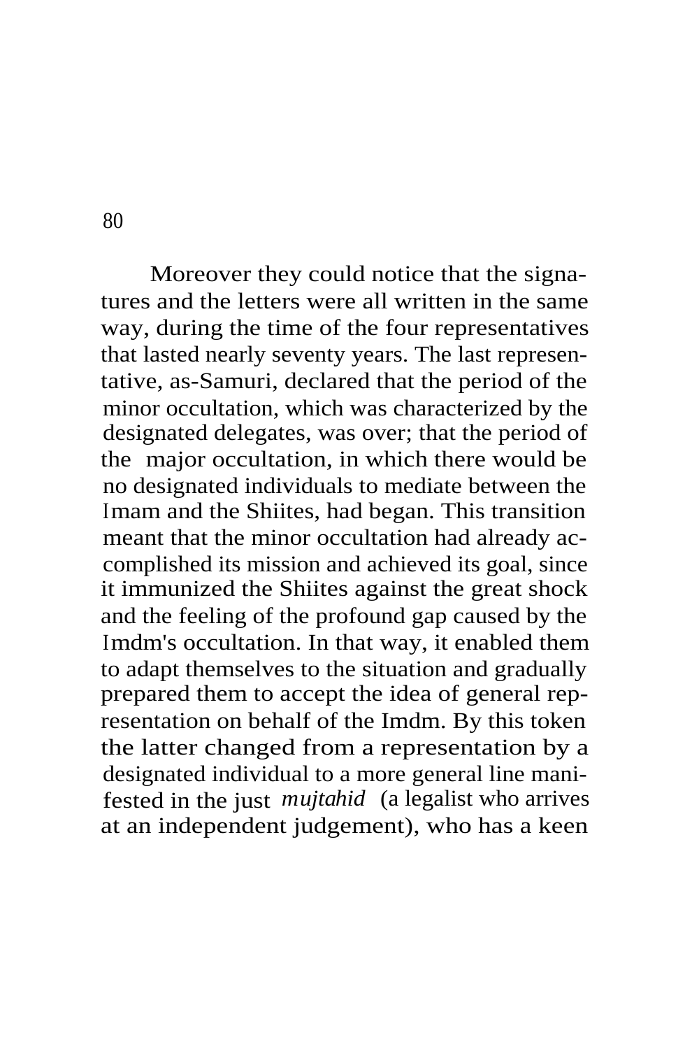Moreover they could notice that the signatures and the letters were all written in the same way, during the time of the four representatives that lasted nearly seventy years. The last representative, as-Samuri, declared that the period of the minor occultation, which was characterized by the designated delegates, was over; that the period of the major occultation, in which there would be no designated individuals to mediate between the Imam and the Shiites, had began. This transition meant that the minor occultation had already accomplished its mission and achieved its goal, since it immunized the Shiites against the great shock and the feeling of the profound gap caused by the Imdm's occultation. In that way, it enabled them to adapt themselves to the situation and gradually prepared them to accept the idea of general representation on behalf of the Imdm. By this token the latter changed from a representation by a designated individual to a more general line manifested in the just *mujtahid* (a legalist who arrives at an independent judgement), who has a keen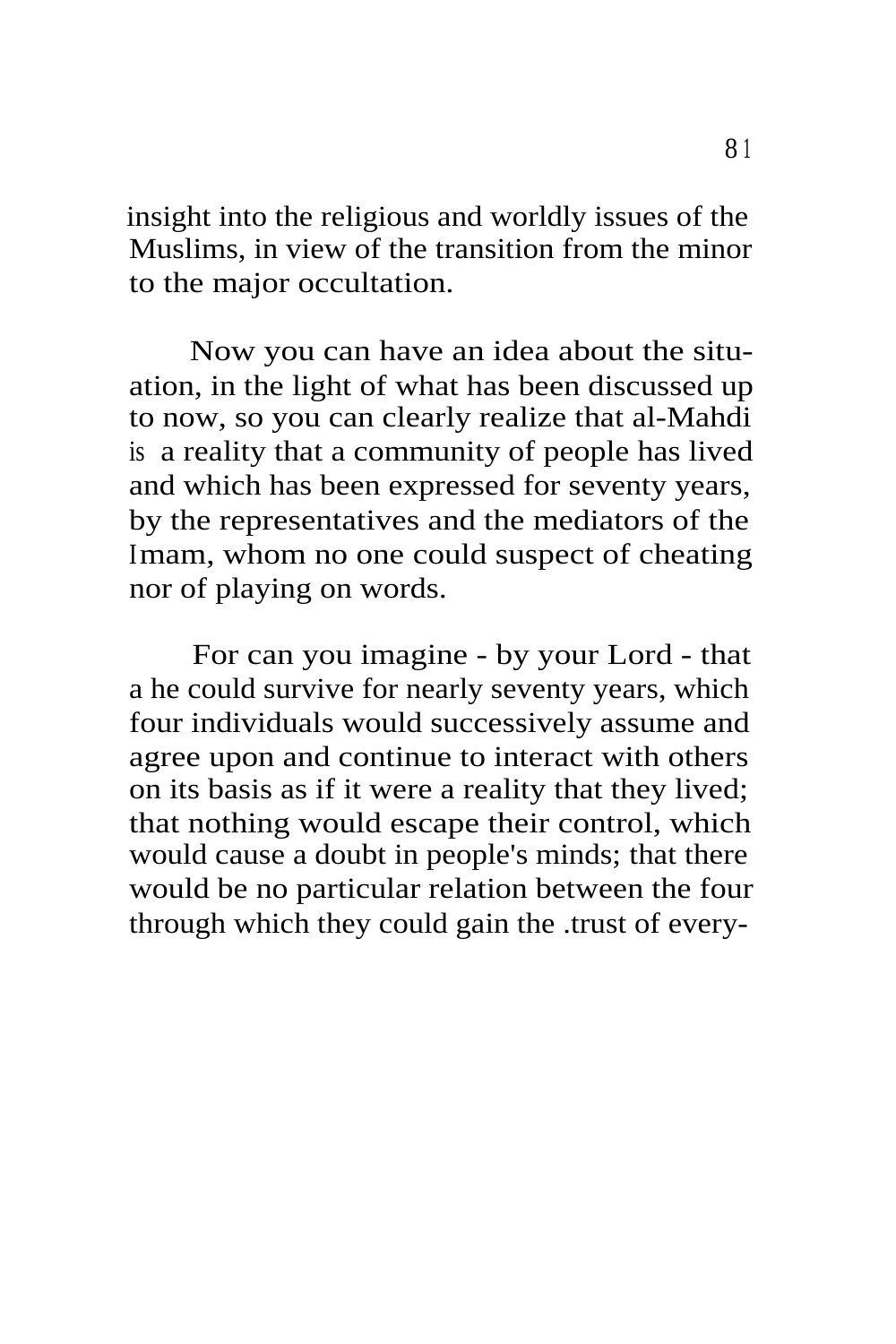insight into the religious and worldly issues of the Muslims, in view of the transition from the minor to the major occultation.

Now you can have an idea about the situation, in the light of what has been discussed up to now, so you can clearly realize that al-Mahdi is a reality that a community of people has lived and which has been expressed for seventy years, by the representatives and the mediators of the Imam, whom no one could suspect of cheating nor of playing on words.

For can you imagine - by your Lord - that a he could survive for nearly seventy years, which four individuals would successively assume and agree upon and continue to interact with others on its basis as if it were a reality that they lived; that nothing would escape their control, which would cause a doubt in people's minds; that there would be no particular relation between the four through which they could gain the .trust of every-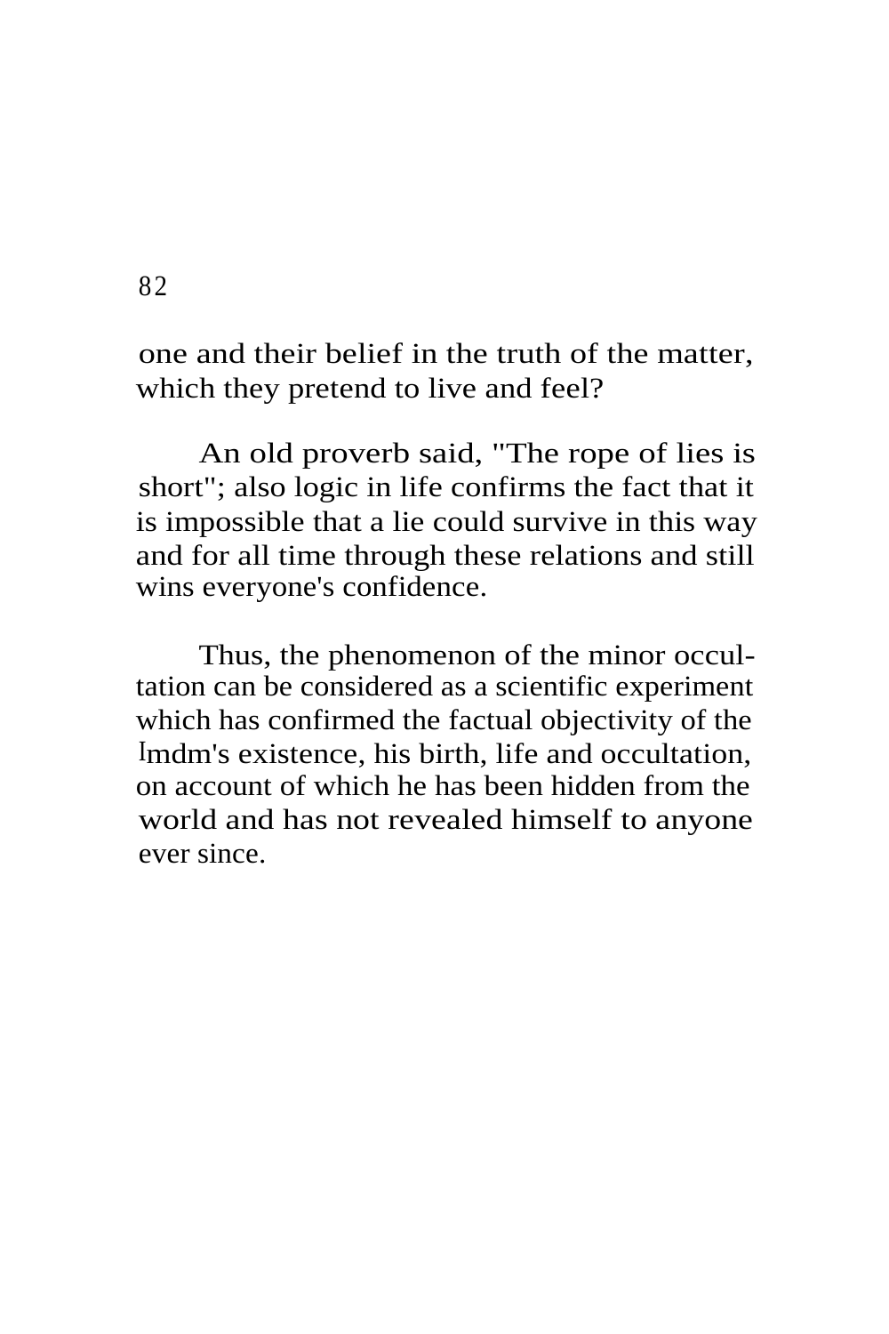one and their belief in the truth of the matter, which they pretend to live and feel?

An old proverb said, "The rope of lies is short"; also logic in life confirms the fact that it is impossible that a lie could survive in this way and for all time through these relations and still wins everyone's confidence.

Thus, the phenomenon of the minor occultation can be considered as a scientific experiment which has confirmed the factual objectivity of the Imdm's existence, his birth, life and occultation, on account of which he has been hidden from the world and has not revealed himself to anyone ever since.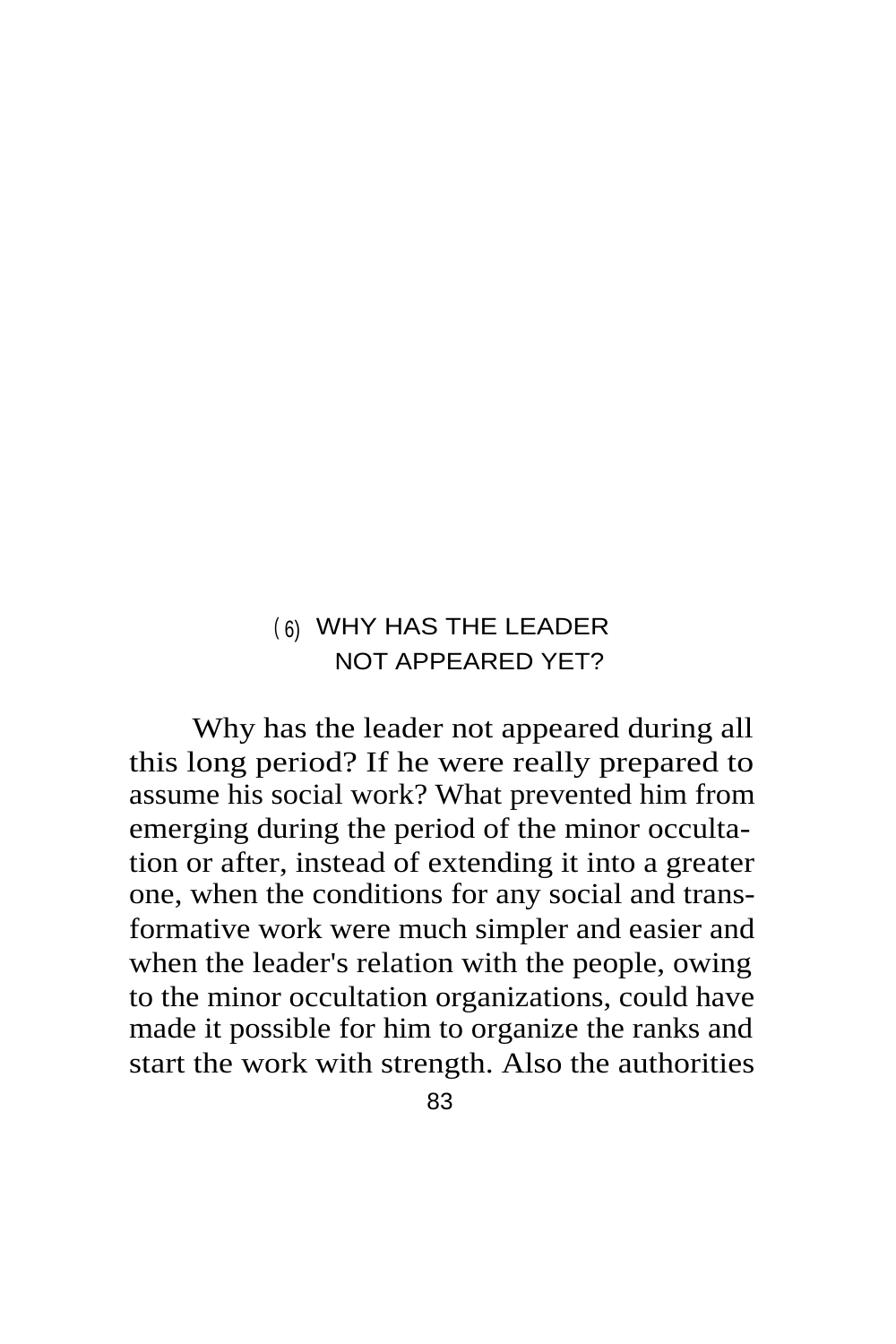## (6) WHY HAS THE LEADER NOT APPEARED YET?

Why has the leader not appeared during all this long period? If he were really prepared to assume his social work? What prevented him from emerging during the period of the minor occultation or after, instead of extending it into a greater one, when the conditions for any social and transformative work were much simpler and easier and when the leader's relation with the people, owing to the minor occultation organizations, could have made it possible for him to organize the ranks and start the work with strength. Also the authorities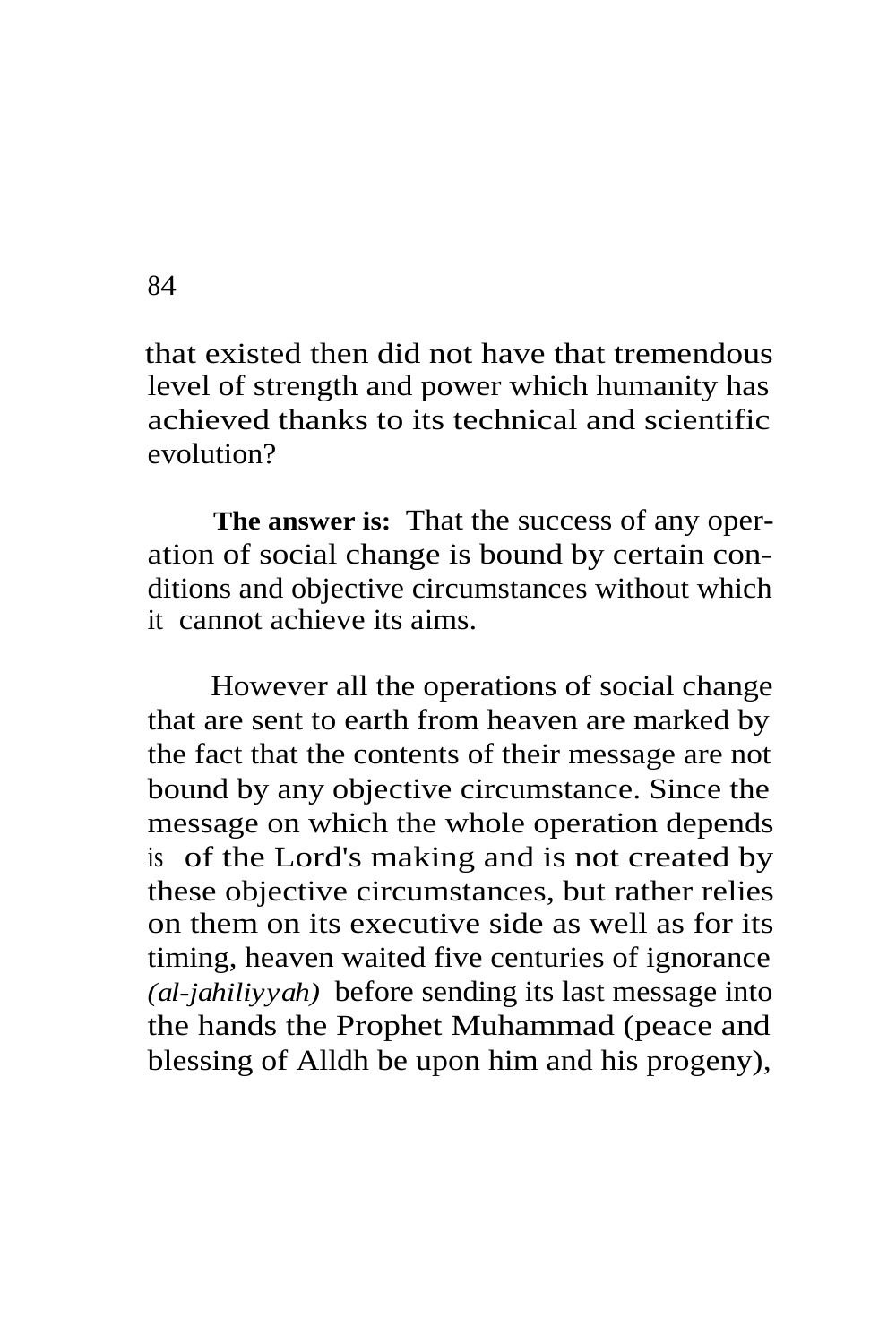that existed then did not have that tremendous level of strength and power which humanity has achieved thanks to its technical and scientific evolution?

**The answer is:** That the success of any operation of social change is bound by certain conditions and objective circumstances without which it cannot achieve its aims.

However all the operations of social change that are sent to earth from heaven are marked by the fact that the contents of their message are not bound by any objective circumstance. Since the message on which the whole operation depends is of the Lord's making and is not created by these objective circumstances, but rather relies on them on its executive side as well as for its timing, heaven waited five centuries of ignorance *(al-jahiliyyah)* before sending its last message into the hands the Prophet Muhammad (peace and blessing of Alldh be upon him and his progeny),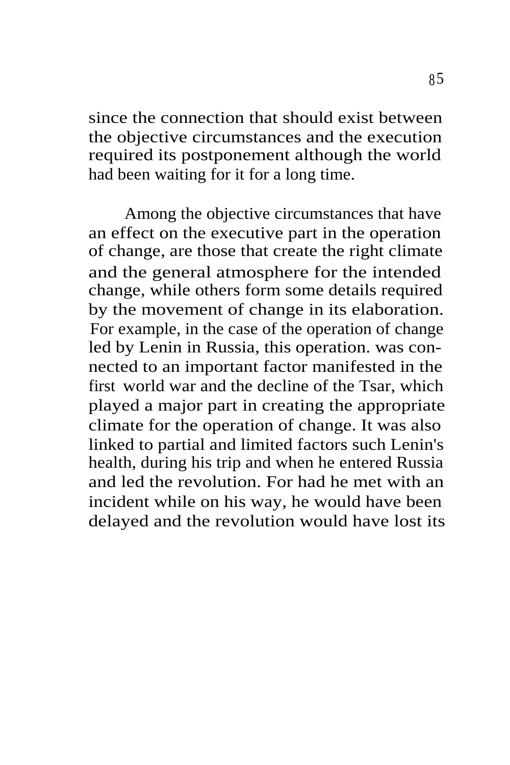since the connection that should exist between the objective circumstances and the execution required its postponement although the world had been waiting for it for a long time.

Among the objective circumstances that have an effect on the executive part in the operation of change, are those that create the right climate and the general atmosphere for the intended change, while others form some details required by the movement of change in its elaboration. For example, in the case of the operation of change led by Lenin in Russia, this operation. was connected to an important factor manifested in the first world war and the decline of the Tsar, which played a major part in creating the appropriate climate for the operation of change. It was also linked to partial and limited factors such Lenin's health, during his trip and when he entered Russia and led the revolution. For had he met with an incident while on his way, he would have been delayed and the revolution would have lost its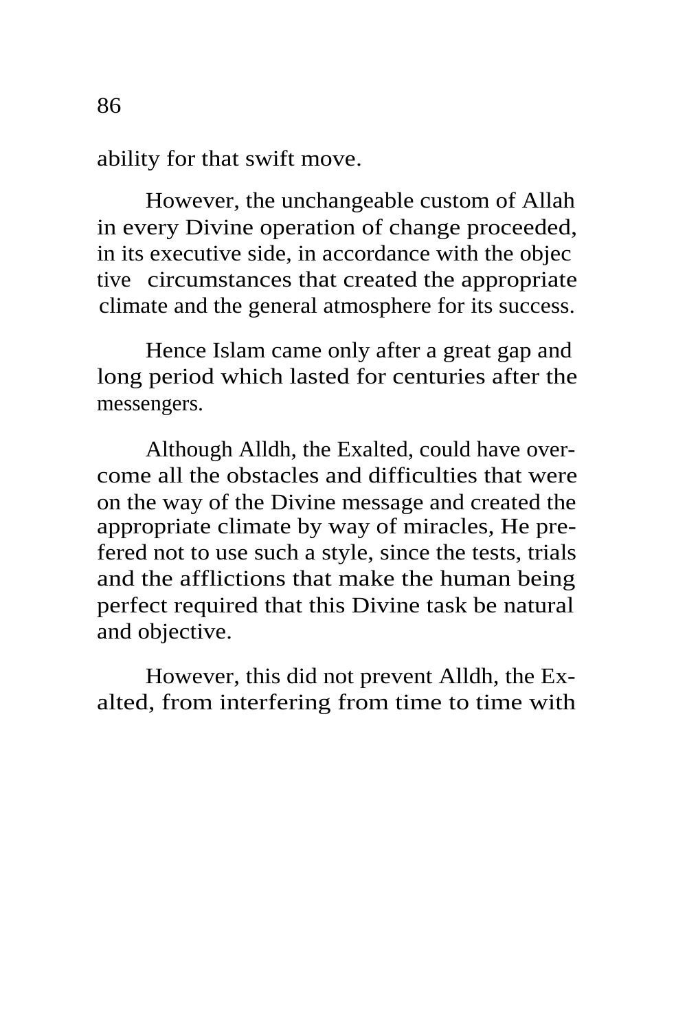ability for that swift move.

However, the unchangeable custom of Allah in every Divine operation of change proceeded, in its executive side, in accordance with the objective circumstances that created the appropriate climate and the general atmosphere for its success.

Hence Islam came only after a great gap and long period which lasted for centuries after the messengers.

Although Alldh, the Exalted, could have overcome all the obstacles and difficulties that were on the way of the Divine message and created the appropriate climate by way of miracles, He prefered not to use such a style, since the tests, trials and the afflictions that make the human being perfect required that this Divine task be natural and objective.

However, this did not prevent Alldh, the Exalted, from interfering from time to time with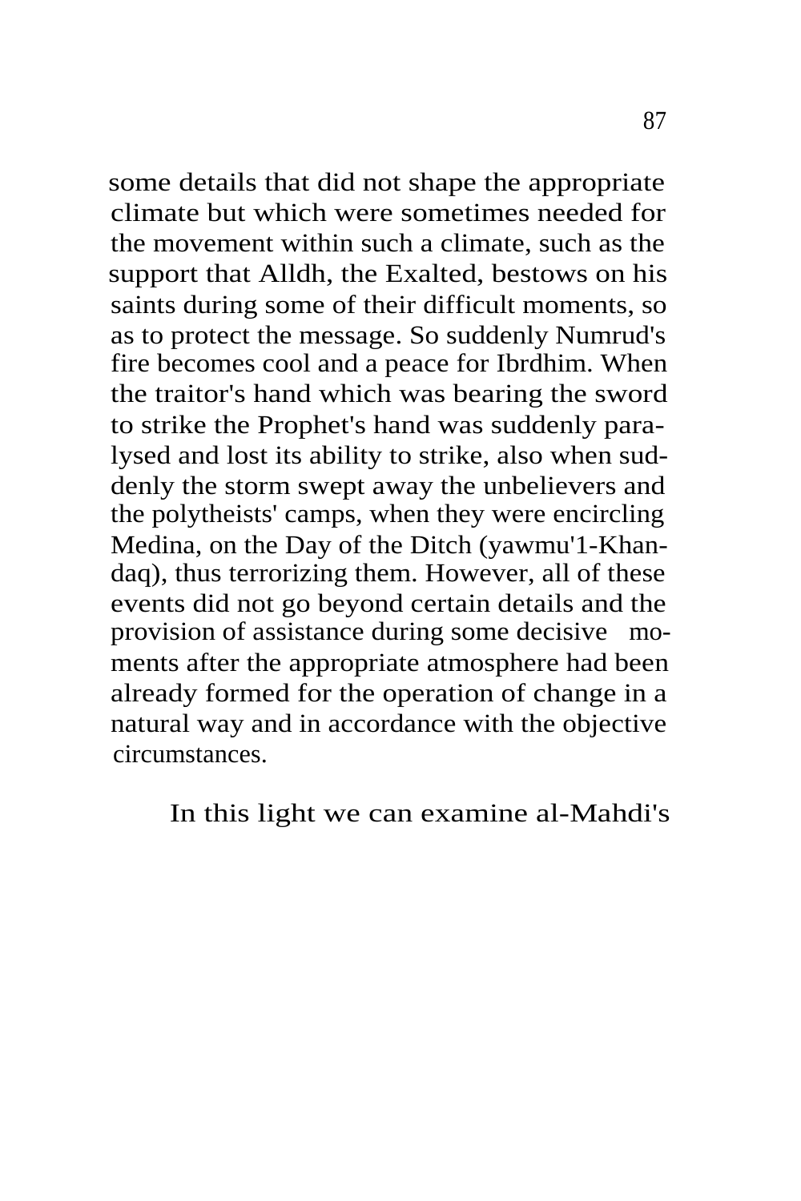some details that did not shape the appropriate climate but which were sometimes needed for the movement within such a climate, such as the support that Alldh, the Exalted, bestows on his saints during some of their difficult moments, so as to protect the message. So suddenly Numrud's fire becomes cool and a peace for Ibrdhim. When the traitor's hand which was bearing the sword to strike the Prophet's hand was suddenly paralysed and lost its ability to strike, also when suddenly the storm swept away the unbelievers and the polytheists' camps, when they were encircling Medina, on the Day of the Ditch (yawmu'1-Khandaq), thus terrorizing them. However, all of these events did not go beyond certain details and the provision of assistance during some decisive moments after the appropriate atmosphere had been already formed for the operation of change in a natural way and in accordance with the objective circumstances.

In this light we can examine al-Mahdi's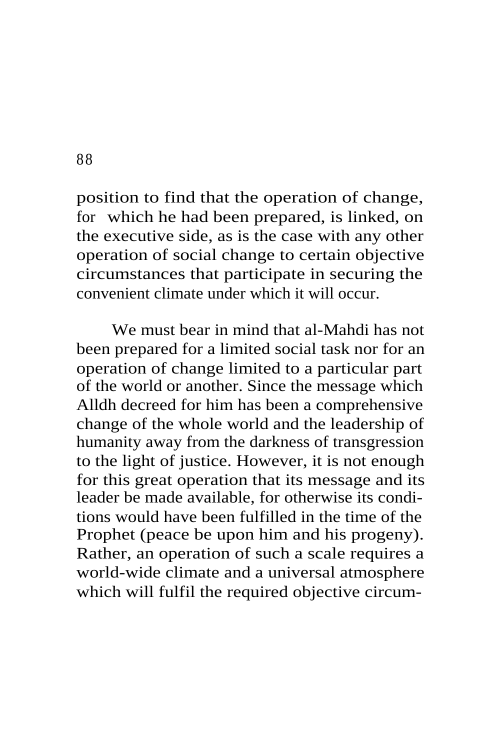position to find that the operation of change, for which he had been prepared, is linked, on the executive side, as is the case with any other operation of social change to certain objective circumstances that participate in securing the convenient climate under which it will occur.

We must bear in mind that al-Mahdi has not been prepared for a limited social task nor for an operation of change limited to a particular part of the world or another. Since the message which Alldh decreed for him has been a comprehensive change of the whole world and the leadership of humanity away from the darkness of transgression to the light of justice. However, it is not enough for this great operation that its message and its leader be made available, for otherwise its conditions would have been fulfilled in the time of the Prophet (peace be upon him and his progeny). Rather, an operation of such a scale requires a world-wide climate and a universal atmosphere which will fulfil the required objective circum-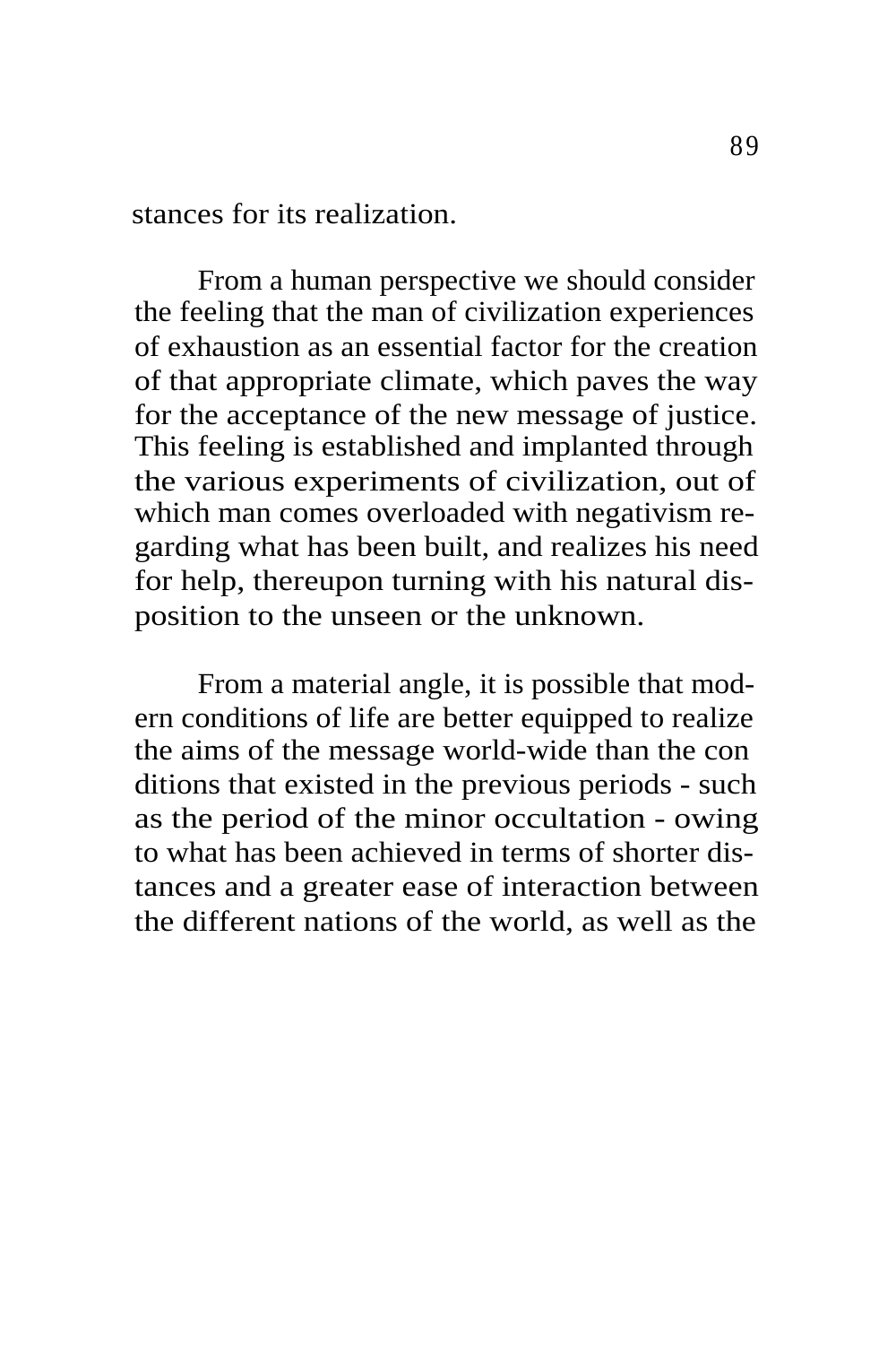stances for its realization.

From a human perspective we should consider the feeling that the man of civilization experiences of exhaustion as an essential factor for the creation of that appropriate climate, which paves the way for the acceptance of the new message of justice. This feeling is established and implanted through the various experiments of civilization, out of which man comes overloaded with negativism regarding what has been built, and realizes his need for help, thereupon turning with his natural disposition to the unseen or the unknown.

From a material angle, it is possible that modern conditions of life are better equipped to realize the aims of the message world-wide than the con ditions that existed in the previous periods - such as the period of the minor occultation - owing to what has been achieved in terms of shorter distances and a greater ease of interaction between the different nations of the world, as well as the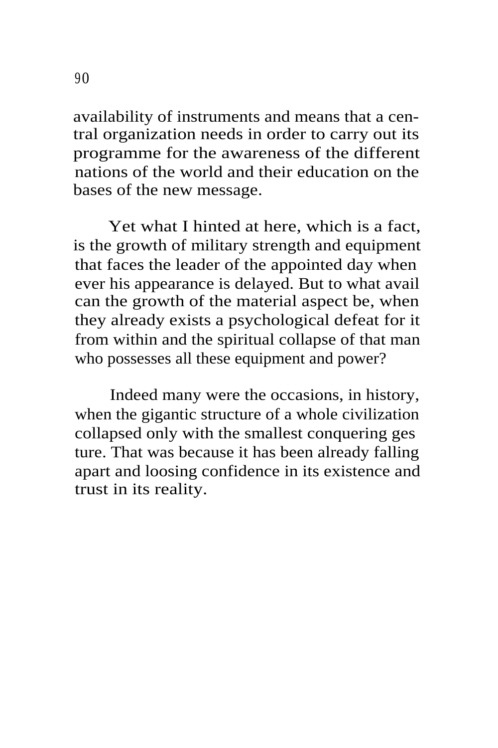availability of instruments and means that a central organization needs in order to carry out its programme for the awareness of the different nations of the world and their education on the bases of the new message.

Yet what I hinted at here, which is a fact, is the growth of military strength and equipment that faces the leader of the appointed day when ever his appearance is delayed. But to what avail can the growth of the material aspect be, when they already exists a psychological defeat for it from within and the spiritual collapse of that man who possesses all these equipment and power?

Indeed many were the occasions, in history, when the gigantic structure of a whole civilization collapsed only with the smallest conquering gesture. That was because it has been already falling apart and loosing confidence in its existence and trust in its reality.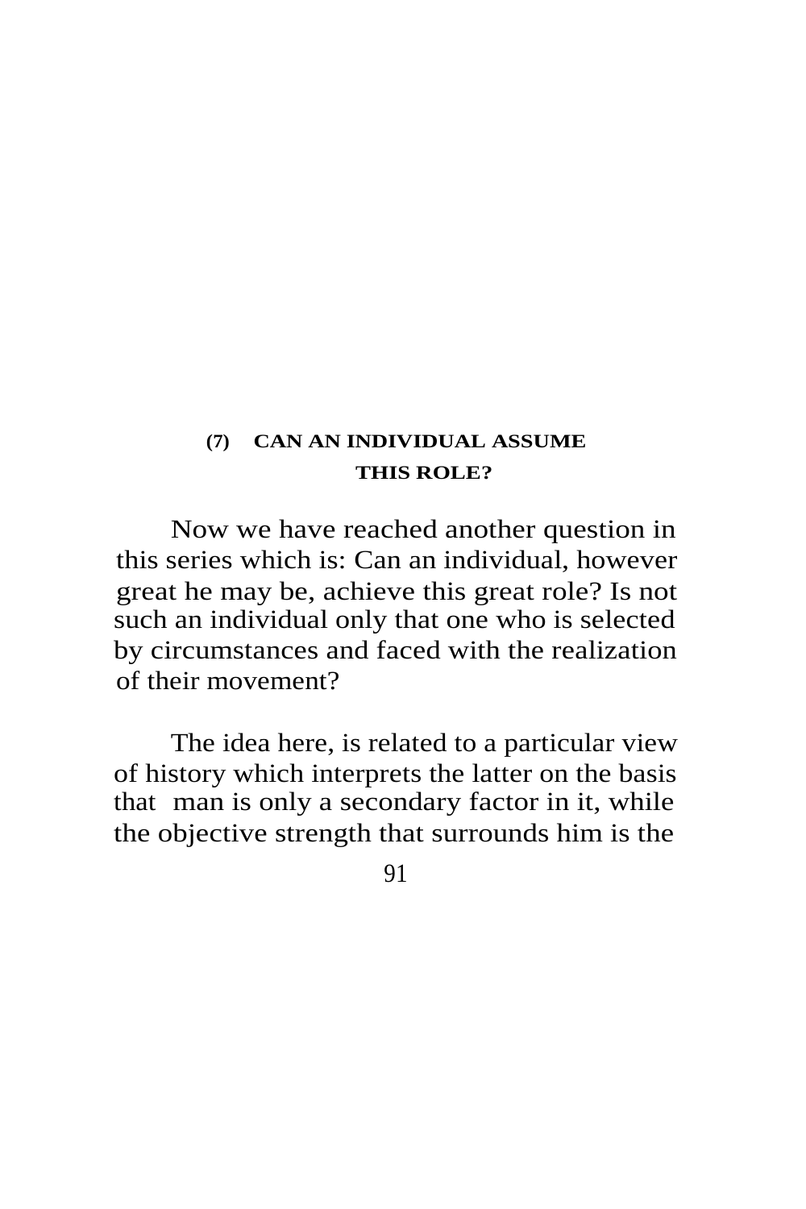## (7) CAN AN INDIVIDUAL ASSUME THIS ROLE?

Now we have reached another question in this series which is: Can an individual, however great he may be, achieve this great role? Is not such an individual only that one who is selected by circumstances and faced with the realization of their movement?

The idea here, is related to a particular view of history which interprets the latter on the basis that man is only a secondary factor in it, while the objective strength that surrounds him is the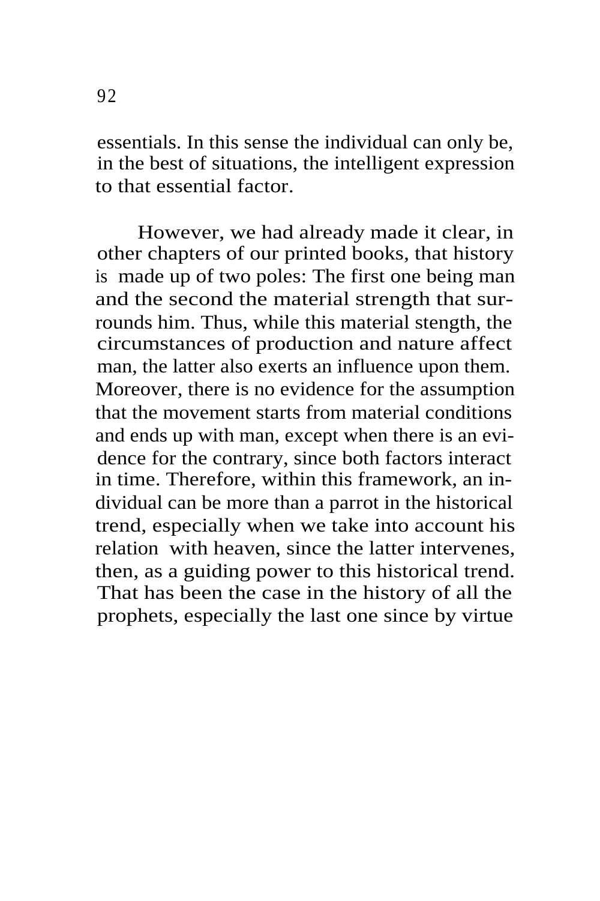essentials. In this sense the individual can only be, in the best of situations, the intelligent expression to that essential factor.

However, we had already made it clear, in other chapters of our printed books, that history is made up of two poles: The first one being man and the second the material strength that surrounds him. Thus, while this material stength, the circumstances of production and nature affect man, the latter also exerts an influence upon them. Moreover, there is no evidence for the assumption that the movement starts from material conditions and ends up with man, except when there is an evidence for the contrary, since both factors interact in time. Therefore, within this framework, an individual can be more than a parrot in the historical trend, especially when we take into account his relation with heaven, since the latter intervenes, then, as a guiding power to this historical trend. That has been the case in the history of all the prophets, especially the last one since by virtue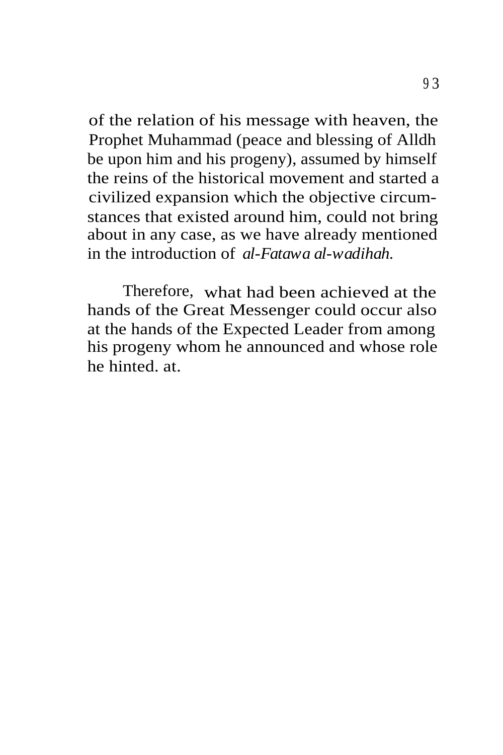of the relation of his message with heaven, the Prophet Muhammad (peace and blessing of Alldh be upon him and his progeny), assumed by himself the reins of the historical movement and started a civilized expansion which the objective circumstances that existed around him, could not bring about in any case, as we have already mentioned in the introduction of *al-Fatawa al-wadihah.*

Therefore, what had been achieved at the hands of the Great Messenger could occur also at the hands of the Expected Leader from among his progeny whom he announced and whose role he hinted. at.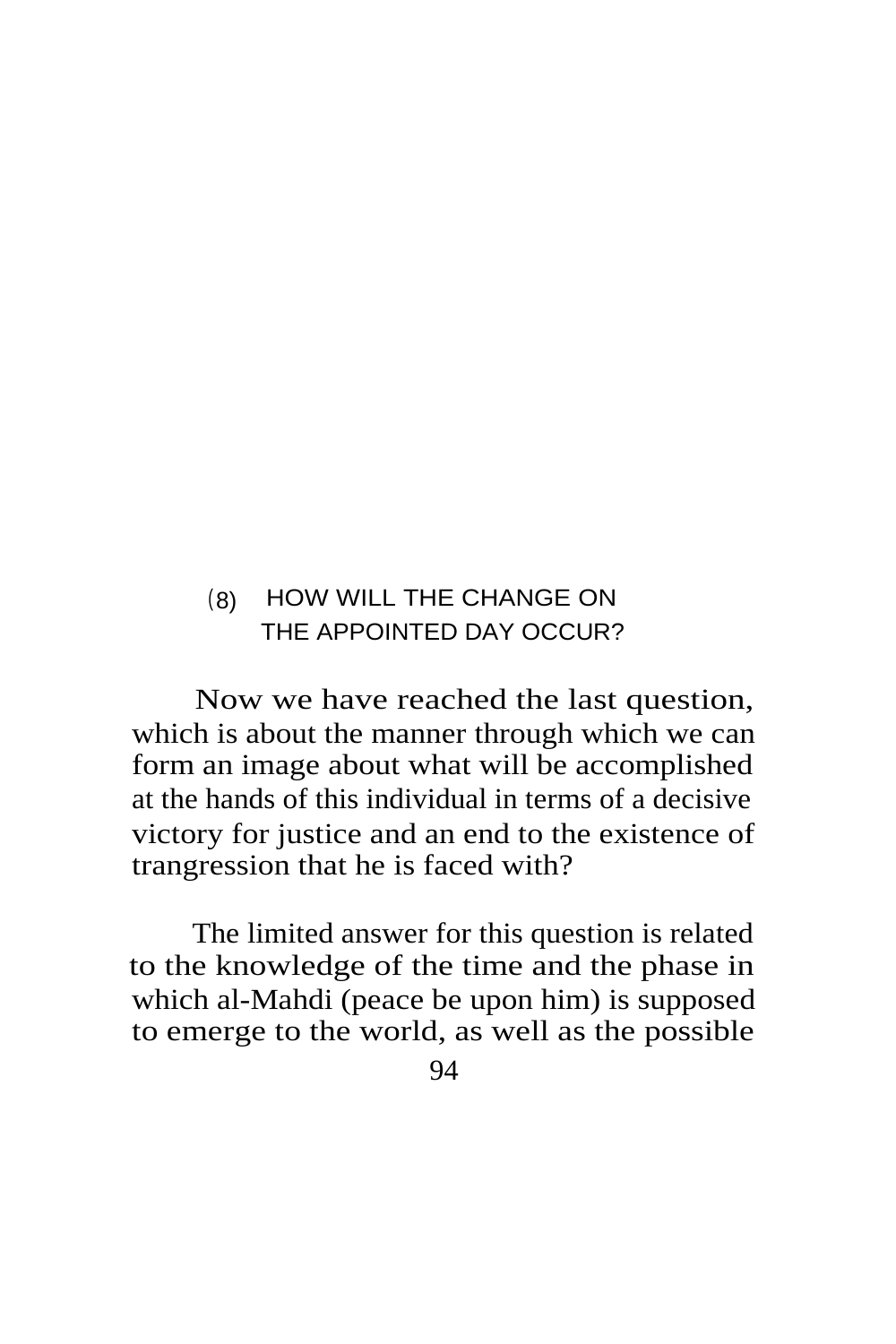## (8) HOW WILL THE CHANGE ON THE APPOINTED DAY OCCUR?

Now we have reached the last question, which is about the manner through which we can form an image about what will be accomplished at the hands of this individual in terms of a decisive victory for justice and an end to the existence of trangression that he is faced with?

The limited answer for this question is related to the knowledge of the time and the phase in which al-Mahdi (peace be upon him) is supposed to emerge to the world, as well as the possible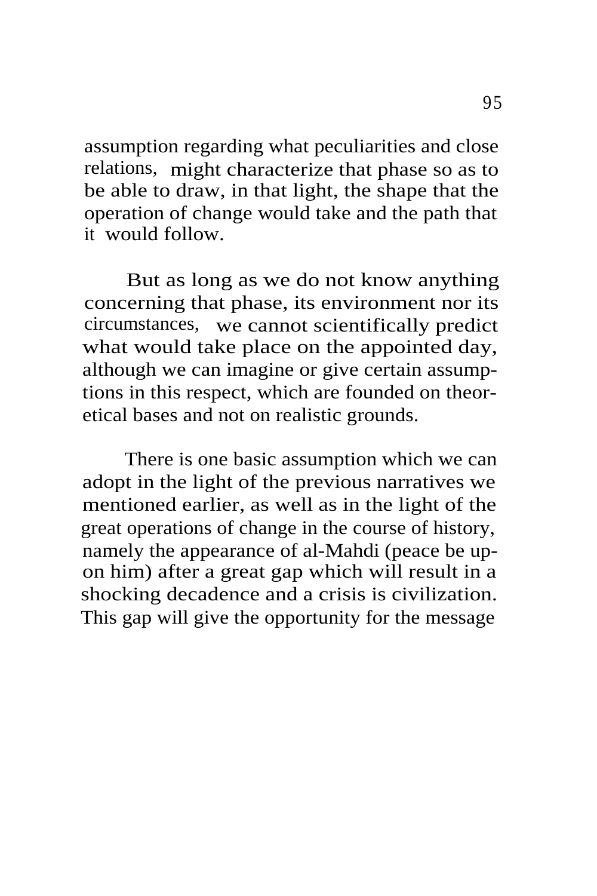assumption regarding what peculiarities and close relations, might characterize that phase so as to be able to draw, in that light, the shape that the operation of change would take and the path that it would follow.

But as long as we do not know anything concerning that phase, its environment nor its circumstances, we cannot scientifically predict what would take place on the appointed day, although we can imagine or give certain assumptions in this respect, which are founded on theoretical bases and not on realistic grounds.

There is one basic assumption which we can adopt in the light of the previous narratives we mentioned earlier, as well as in the light of the great operations of change in the course of history, namely the appearance of al-Mahdi (peace be upon him) after a great gap which will result in a shocking decadence and a crisis is civilization. This gap will give the opportunity for the message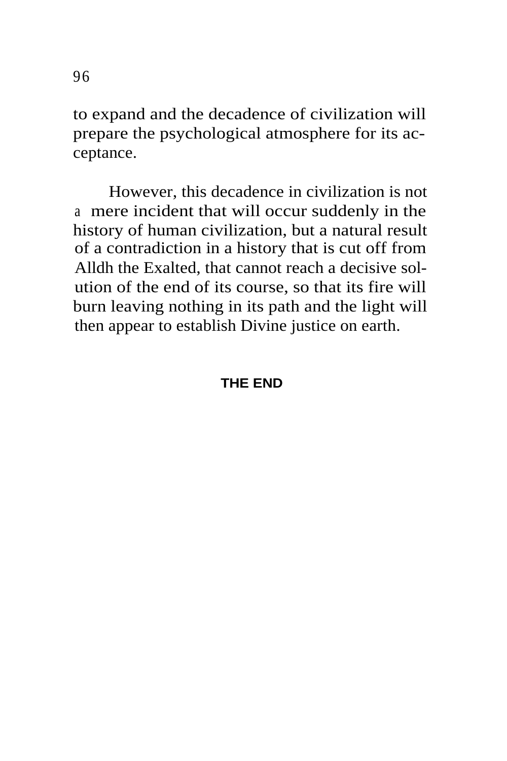to expand and the decadence of civilization will prepare the psychological atmosphere for its acceptance.

However, this decadence in civilization is not a mere incident that will occur suddenly in the history of human civilization, but a natural result of a contradiction in a history that is cut off from Alldh the Exalted, that cannot reach a decisive solution of the end of its course, so that its fire will burn leaving nothing in its path and the light will then appear to establish Divine justice on earth.

**THE END**